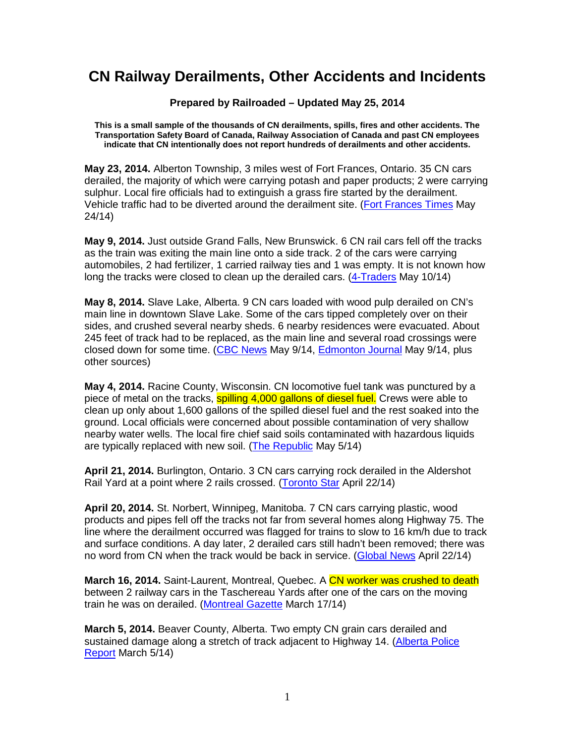# CN Railway Derailments, Other Accidents and Incidents

**Prepared by Railroaded – Updated May 25, 2014**

**This is a small sample of the thousands of CN derailments, spills, fires and other accidents. The Transportation Safety Board of Canada, Railway Association of Canada and past CN employees indicate that CN intentionally does not report hundreds of derailments and other accidents.**

**May 23, 2014.** Alberton Township, 3 miles west of Fort Frances, Ontario. 35 CN cars derailed, the majority of which were carrying potash and paper products; 2 were carrying sulphur. Local fire officials had to extinguish a grass fire started by the derailment. Vehicle traffic had to be diverted around the derailment site. (Fort Frances Times May 24/14)

**May 9, 2014.** Just outside Grand Falls, New Brunswick. 6 CN rail cars fell off the tracks as the train was exiting the main line onto a side track. 2 of the cars were carrying automobiles, 2 had fertilizer, 1 carried railway ties and 1 was empty. It is not known how long the tracks were closed to clean up the derailed cars. (4-Traders May 10/14)

**May 8, 2014.** Slave Lake, Alberta. 9 CN cars loaded with wood pulp derailed on CN's main line in downtown Slave Lake. Some of the cars tipped completely over on their sides, and crushed several nearby sheds. 6 nearby residences were evacuated. About 245 feet of track had to be replaced, as the main line and several road crossings were closed down for some time. (CBC News May 9/14, Edmonton Journal May 9/14, plus other sources)

**May 4, 2014.** Racine County, Wisconsin. CN locomotive fuel tank was punctured by a piece of metal on the tracks, spilling 4,000 gallons of diesel fuel. Crews were able to clean up only about 1,600 gallons of the spilled diesel fuel and the rest soaked into the ground. Local officials were concerned about possible contamination of very shallow nearby water wells. The local fire chief said soils contaminated with hazardous liquids are typically replaced with new soil. (The Republic May 5/14)

**April 21, 2014.** Burlington, Ontario. 3 CN cars carrying rock derailed in the Aldershot Rail Yard at a point where 2 rails crossed. (Toronto Star April 22/14)

**April 20, 2014.** St. Norbert, Winnipeg, Manitoba. 7 CN cars carrying plastic, wood products and pipes fell off the tracks not far from several homes along Highway 75. The line where the derailment occurred was flagged for trains to slow to 16 km/h due to track and surface conditions. A day later, 2 derailed cars still hadn't been removed; there was no word from CN when the track would be back in service. (Global News April 22/14)

**March 16, 2014.** Saint-Laurent, Montreal, Quebec. A CN worker was crushed to death between 2 railway cars in the Taschereau Yards after one of the cars on the moving train he was on derailed. (Montreal Gazette March 17/14)

**March 5, 2014.** Beaver County, Alberta. Two empty CN grain cars derailed and sustained damage along a stretch of track adjacent to Highway 14. (Alberta Police Report March 5/14)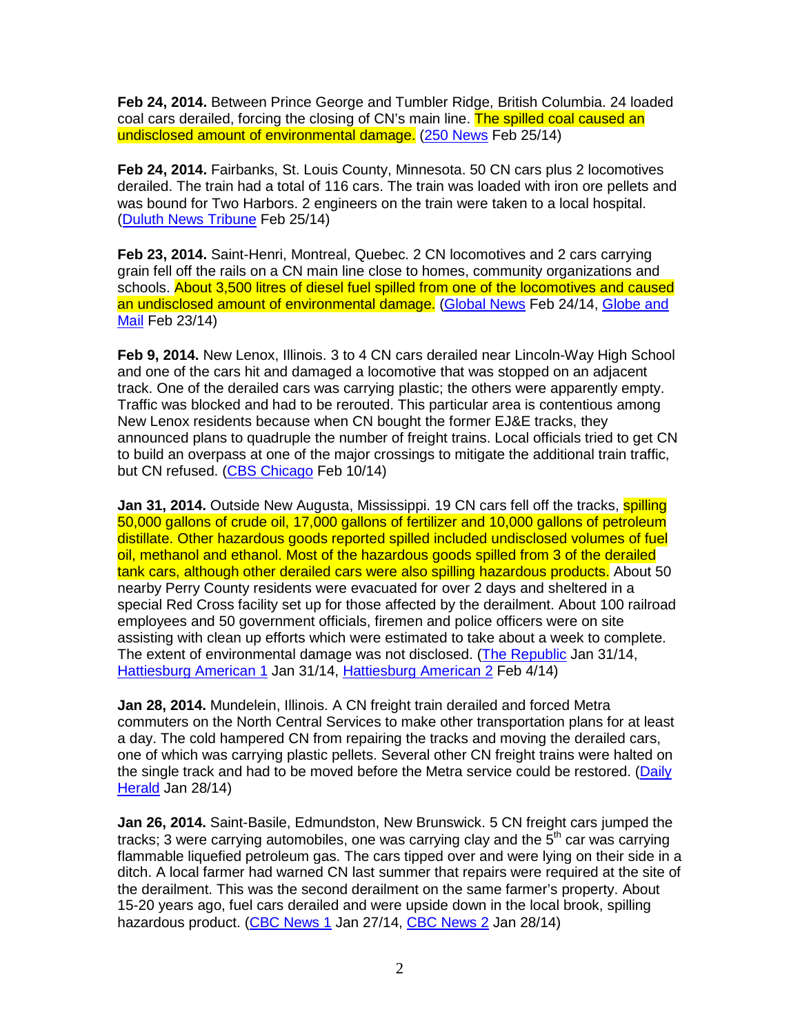**Feb 24, 2014.** Between Prince George and Tumbler Ridge, British Columbia. 24 loaded coal cars derailed, forcing the closing of CN's main line. The spilled coal caused an undisclosed amount of environmental damage. (250 News Feb 25/14)

**Feb 24, 2014.** Fairbanks, St. Louis County, Minnesota. 50 CN cars plus 2 locomotives derailed. The train had a total of 116 cars. The train was loaded with iron ore pellets and was bound for Two Harbors. 2 engineers on the train were taken to a local hospital. (Duluth News Tribune Feb 25/14)

**Feb 23, 2014.** Saint-Henri, Montreal, Quebec. 2 CN locomotives and 2 cars carrying grain fell off the rails on a CN main line close to homes, community organizations and schools. About 3,500 litres of diesel fuel spilled from one of the locomotives and caused an undisclosed amount of environmental damage. (Global News Feb 24/14, Globe and Mail Feb 23/14)

**Feb 9, 2014.** New Lenox, Illinois. 3 to 4 CN cars derailed near Lincoln-Way High School and one of the cars hit and damaged a locomotive that was stopped on an adjacent track. One of the derailed cars was carrying plastic; the others were apparently empty. Traffic was blocked and had to be rerouted. This particular area is contentious among New Lenox residents because when CN bought the former EJ&E tracks, they announced plans to quadruple the number of freight trains. Local officials tried to get CN to build an overpass at one of the major crossings to mitigate the additional train traffic, but CN refused. (CBS Chicago Feb 10/14)

**Jan 31, 2014.** Outside New Augusta, Mississippi. 19 CN cars fell off the tracks, spilling 50,000 gallons of crude oil, 17,000 gallons of fertilizer and 10,000 gallons of petroleum distillate. Other hazardous goods reported spilled included undisclosed volumes of fuel oil, methanol and ethanol. Most of the hazardous goods spilled from 3 of the derailed tank cars, although other derailed cars were also spilling hazardous products. About 50 nearby Perry County residents were evacuated for over 2 days and sheltered in a special Red Cross facility set up for those affected by the derailment. About 100 railroad employees and 50 government officials, firemen and police officers were on site assisting with clean up efforts which were estimated to take about a week to complete. The extent of environmental damage was not disclosed. (The Republic Jan 31/14, Hattiesburg American 1 Jan 31/14, Hattiesburg American 2 Feb 4/14)

**Jan 28, 2014.** Mundelein, Illinois. A CN freight train derailed and forced Metra commuters on the North Central Services to make other transportation plans for at least a day. The cold hampered CN from repairing the tracks and moving the derailed cars, one of which was carrying plastic pellets. Several other CN freight trains were halted on the single track and had to be moved before the Metra service could be restored. (Daily Herald Jan 28/14)

**Jan 26, 2014.** Saint-Basile, Edmundston, New Brunswick. 5 CN freight cars jumped the tracks; 3 were carrying automobiles, one was carrying clay and the 5th car was carrying flammable liquefied petroleum gas. The cars tipped over and were lying on their side in a ditch. A local farmer had warned CN last summer that repairs were required at the site of the derailment. This was the second derailment on the same farmer's property. About 15-20 years ago, fuel cars derailed and were upside down in the local brook, spilling hazardous product. (CBC News 1 Jan 27/14, CBC News 2 Jan 28/14)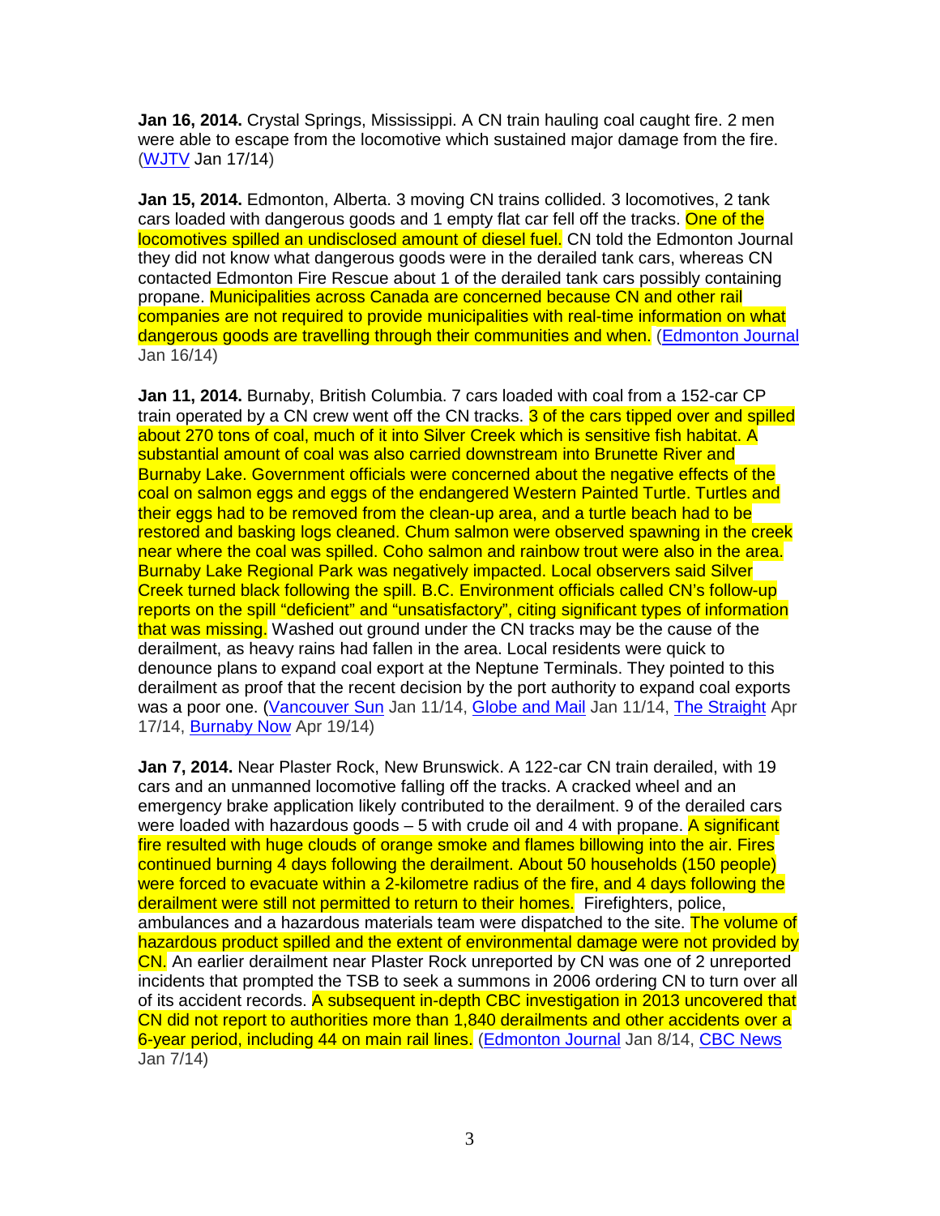**Jan 16, 2014.** Crystal Springs, Mississippi. A CN train hauling coal caught fire. 2 men were able to escape from the locomotive which sustained major damage from the fire. (WJTV Jan 17/14)

**Jan 15, 2014.** Edmonton, Alberta. 3 moving CN trains collided. 3 locomotives, 2 tank cars loaded with dangerous goods and 1 empty flat car fell off the tracks. One of the locomotives spilled an undisclosed amount of diesel fuel. CN told the Edmonton Journal they did not know what dangerous goods were in the derailed tank cars, whereas CN contacted Edmonton Fire Rescue about 1 of the derailed tank cars possibly containing propane. Municipalities across Canada are concerned because CN and other rail companies are not required to provide municipalities with real-time information on what dangerous goods are travelling through their communities and when. (Edmonton Journal Jan 16/14)

**Jan 11, 2014.** Burnaby, British Columbia. 7 cars loaded with coal from a 152-car CP train operated by a CN crew went off the CN tracks. 3 of the cars tipped over and spilled about 270 tons of coal, much of it into Silver Creek which is sensitive fish habitat. A substantial amount of coal was also carried downstream into Brunette River and Burnaby Lake. Government officials were concerned about the negative effects of the coal on salmon eggs and eggs of the endangered Western Painted Turtle. Turtles and their eggs had to be removed from the clean-up area, and a turtle beach had to be restored and basking logs cleaned. Chum salmon were observed spawning in the creek near where the coal was spilled. Coho salmon and rainbow trout were also in the area. Burnaby Lake Regional Park was negatively impacted. Local observers said Silver Creek turned black following the spill. B.C. Environment officials called CN's follow-up reports on the spill "deficient" and "unsatisfactory", citing significant types of information that was missing. Washed out ground under the CN tracks may be the cause of the derailment, as heavy rains had fallen in the area. Local residents were quick to denounce plans to expand coal export at the Neptune Terminals. They pointed to this derailment as proof that the recent decision by the port authority to expand coal exports was a poor one. (Vancouver Sun Jan 11/14, Globe and Mail Jan 11/14, The Straight Apr 17/14, Burnaby Now Apr 19/14)

**Jan 7, 2014.** Near Plaster Rock, New Brunswick. A 122-car CN train derailed, with 19 cars and an unmanned locomotive falling off the tracks. A cracked wheel and an emergency brake application likely contributed to the derailment. 9 of the derailed cars were loaded with hazardous goods – 5 with crude oil and 4 with propane. A significant fire resulted with huge clouds of orange smoke and flames billowing into the air. Fires continued burning 4 days following the derailment. About 50 households (150 people) were forced to evacuate within a 2-kilometre radius of the fire, and 4 days following the derailment were still not permitted to return to their homes. Firefighters, police, ambulances and a hazardous materials team were dispatched to the site. The volume of hazardous product spilled and the extent of environmental damage were not provided by CN. An earlier derailment near Plaster Rock unreported by CN was one of 2 unreported incidents that prompted the TSB to seek a summons in 2006 ordering CN to turn over all of its accident records. A subsequent in-depth CBC investigation in 2013 uncovered that CN did not report to authorities more than 1,840 derailments and other accidents over a 6-year period, including 44 on main rail lines. (Edmonton Journal Jan 8/14, CBC News Jan 7/14)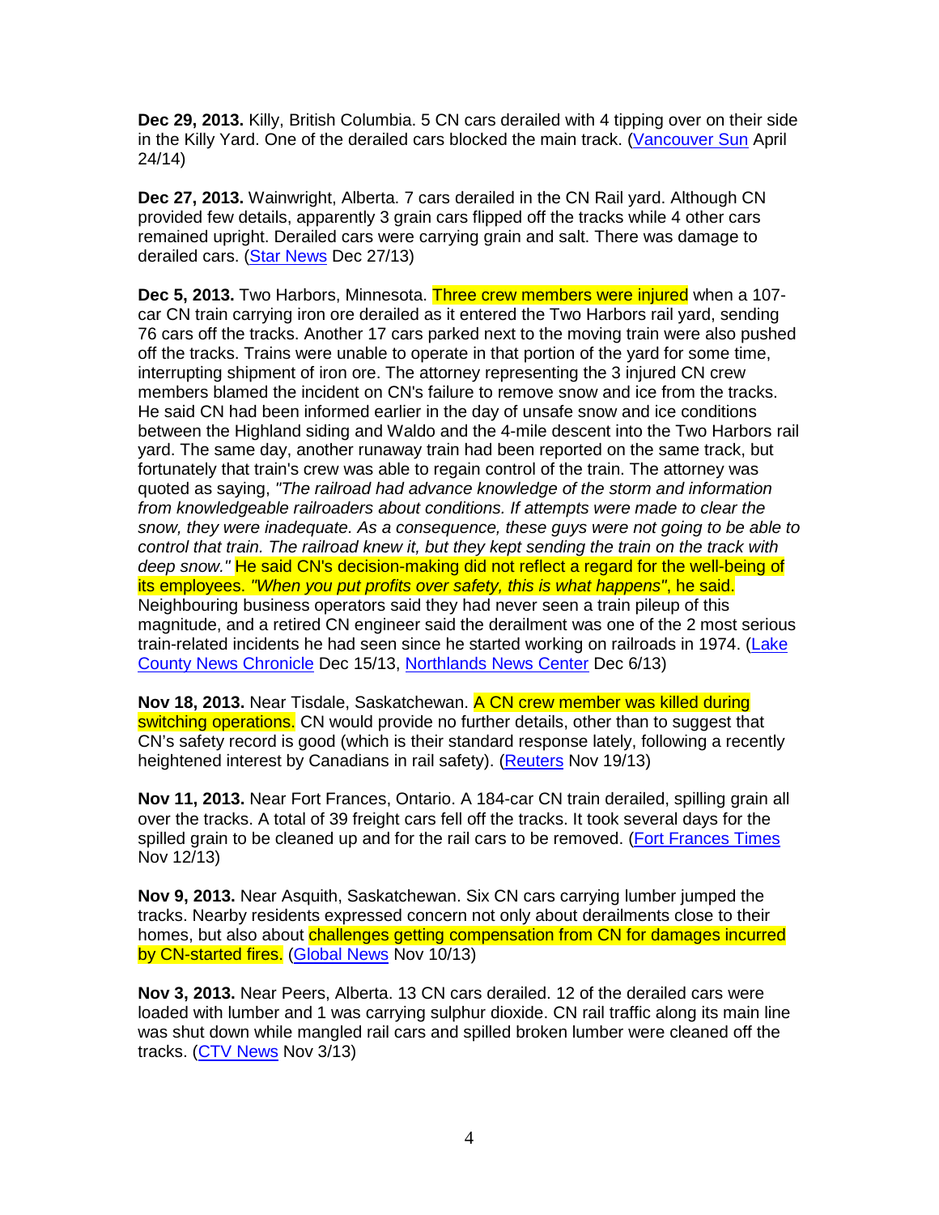**Dec 29, 2013.** Killy, British Columbia. 5 CN cars derailed with 4 tipping over on their side in the Killy Yard. One of the derailed cars blocked the main track. (Vancouver Sun April 24/14)

**Dec 27, 2013.** Wainwright, Alberta. 7 cars derailed in the CN Rail yard. Although CN provided few details, apparently 3 grain cars flipped off the tracks while 4 other cars remained upright. Derailed cars were carrying grain and salt. There was damage to derailed cars. (Star News Dec 27/13)

**Dec 5, 2013.** Two Harbors, Minnesota. Three crew members were injured when a 107-car CN train carrying iron ore derailed as it entered the Two Harbors rail yard, sending 76 cars off the tracks. Another 17 cars parked next to the moving train were also pushed off the tracks. Trains were unable to operate in that portion of the yard for some time, interrupting shipment of iron ore. The attorney representing the 3 injured CN crew members blamed the incident on CN's failure to remove snow and ice from the tracks. He said CN had been informed earlier in the day of unsafe snow and ice conditions between the Highland siding and Waldo and the 4-mile descent into the Two Harbors rail yard. The same day, another runaway train had been reported on the same track, but fortunately that train's crew was able to regain control of the train. The attorney was quoted as saying, *"The railroad had advance knowledge of the storm and information from knowledgeable railroaders about conditions. If attempts were made to clear the snow, they were inadequate. As a consequence, these guys were not going to be able to control that train. The railroad knew it, but they kept sending the train on the track with deep snow."* He said CN's decision-making did not reflect a regard for the well-being of its employees. *"When you put profits over safety, this is what happens"*, he said. Neighbouring business operators said they had never seen a train pileup of this magnitude, and a retired CN engineer said the derailment was one of the 2 most serious train-related incidents he had seen since he started working on railroads in 1974. (Lake County News Chronicle Dec 15/13, Northlands News Center Dec 6/13)

**Nov 18, 2013.** Near Tisdale, Saskatchewan. A CN crew member was killed during switching operations. CN would provide no further details, other than to suggest that CN's safety record is good (which is their standard response lately, following a recently heightened interest by Canadians in rail safety). (Reuters Nov 19/13)

**Nov 11, 2013.** Near Fort Frances, Ontario. A 184-car CN train derailed, spilling grain all over the tracks. A total of 39 freight cars fell off the tracks. It took several days for the spilled grain to be cleaned up and for the rail cars to be removed. (Fort Frances Times Nov 12/13)

**Nov 9, 2013.** Near Asquith, Saskatchewan. Six CN cars carrying lumber jumped the tracks. Nearby residents expressed concern not only about derailments close to their homes, but also about challenges getting compensation from CN for damages incurred by CN-started fires. (Global News Nov 10/13)

**Nov 3, 2013.** Near Peers, Alberta. 13 CN cars derailed. 12 of the derailed cars were loaded with lumber and 1 was carrying sulphur dioxide. CN rail traffic along its main line was shut down while mangled rail cars and spilled broken lumber were cleaned off the tracks. (CTV News Nov 3/13)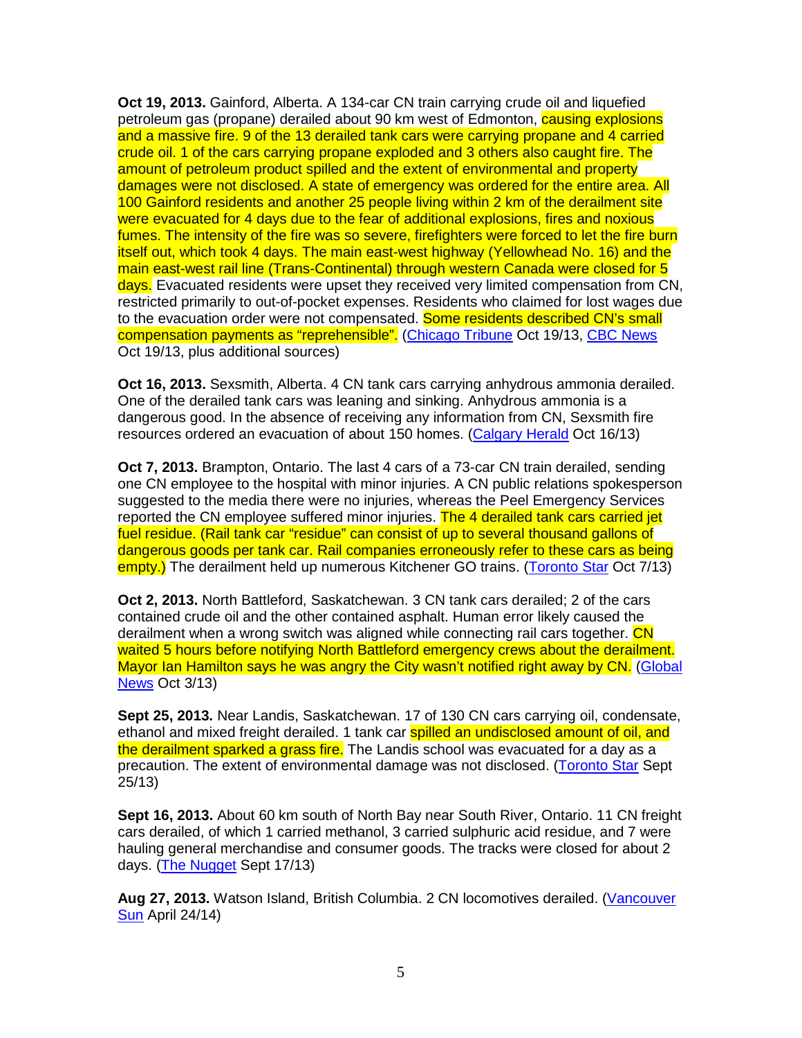**Oct 19, 2013.** Gainford, Alberta. A 134-car CN train carrying crude oil and liquefied petroleum gas (propane) derailed about 90 km west of Edmonton, causing explosions and a massive fire. 9 of the 13 derailed tank cars were carrying propane and 4 carried crude oil. 1 of the cars carrying propane exploded and 3 others also caught fire. The amount of petroleum product spilled and the extent of environmental and property damages were not disclosed. A state of emergency was ordered for the entire area. All 100 Gainford residents and another 25 people living within 2 km of the derailment site were evacuated for 4 days due to the fear of additional explosions, fires and noxious fumes. The intensity of the fire was so severe, firefighters were forced to let the fire burn itself out, which took 4 days. The main east-west highway (Yellowhead No. 16) and the main east-west rail line (Trans-Continental) through western Canada were closed for 5 days. Evacuated residents were upset they received very limited compensation from CN, restricted primarily to out-of-pocket expenses. Residents who claimed for lost wages due to the evacuation order were not compensated. Some residents described CN's small compensation payments as "reprehensible". (Chicago Tribune Oct 19/13, CBC News Oct 19/13, plus additional sources)

**Oct 16, 2013.** Sexsmith, Alberta. 4 CN tank cars carrying anhydrous ammonia derailed. One of the derailed tank cars was leaning and sinking. Anhydrous ammonia is a dangerous good. In the absence of receiving any information from CN, Sexsmith fire resources ordered an evacuation of about 150 homes. (Calgary Herald Oct 16/13)

**Oct 7, 2013.** Brampton, Ontario. The last 4 cars of a 73-car CN train derailed, sending one CN employee to the hospital with minor injuries. A CN public relations spokesperson suggested to the media there were no injuries, whereas the Peel Emergency Services reported the CN employee suffered minor injuries. The 4 derailed tank cars carried jet fuel residue. (Rail tank car "residue" can consist of up to several thousand gallons of dangerous goods per tank car. Rail companies erroneously refer to these cars as being empty.) The derailment held up numerous Kitchener GO trains. (Toronto Star Oct 7/13)

**Oct 2, 2013.** North Battleford, Saskatchewan. 3 CN tank cars derailed; 2 of the cars contained crude oil and the other contained asphalt. Human error likely caused the derailment when a wrong switch was aligned while connecting rail cars together. CN waited 5 hours before notifying North Battleford emergency crews about the derailment. Mayor Ian Hamilton says he was angry the City wasn't notified right away by CN. (Global News Oct 3/13)

**Sept 25, 2013.** Near Landis, Saskatchewan. 17 of 130 CN cars carrying oil, condensate, ethanol and mixed freight derailed. 1 tank car spilled an undisclosed amount of oil, and the derailment sparked a grass fire. The Landis school was evacuated for a day as a precaution. The extent of environmental damage was not disclosed. (Toronto Star Sept 25/13)

**Sept 16, 2013.** About 60 km south of North Bay near South River, Ontario. 11 CN freight cars derailed, of which 1 carried methanol, 3 carried sulphuric acid residue, and 7 were hauling general merchandise and consumer goods. The tracks were closed for about 2 days. (The Nugget Sept 17/13)

**Aug 27, 2013.** Watson Island, British Columbia. 2 CN locomotives derailed. (Vancouver Sun April 24/14)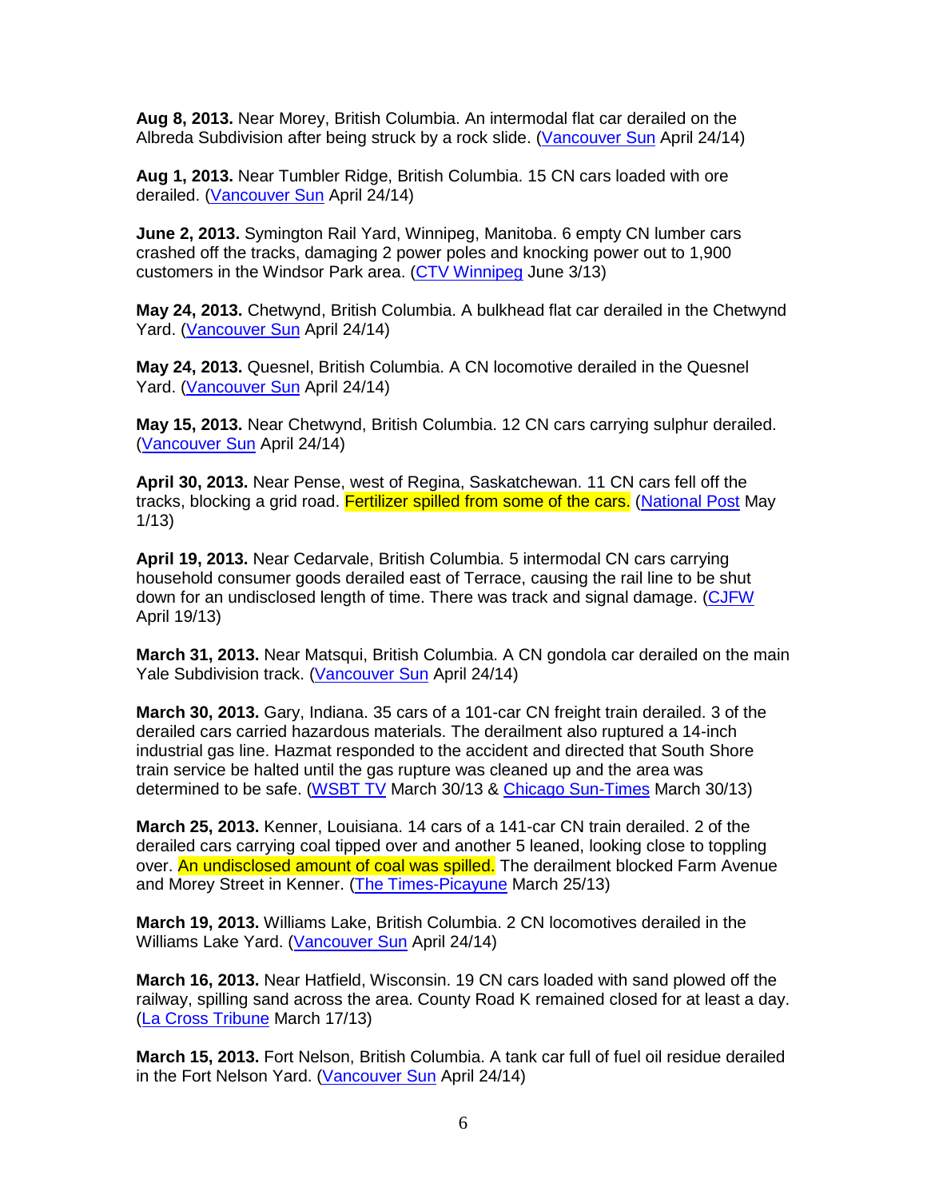**Aug 8, 2013.** Near Morey, British Columbia. An intermodal flat car derailed on the Albreda Subdivision after being struck by a rock slide. (Vancouver Sun April 24/14)

**Aug 1, 2013.** Near Tumbler Ridge, British Columbia. 15 CN cars loaded with ore derailed. (Vancouver Sun April 24/14)

**June 2, 2013.** Symington Rail Yard, Winnipeg, Manitoba. 6 empty CN lumber cars crashed off the tracks, damaging 2 power poles and knocking power out to 1,900 customers in the Windsor Park area. (CTV Winnipeg June 3/13)

**May 24, 2013.** Chetwynd, British Columbia. A bulkhead flat car derailed in the Chetwynd Yard. (Vancouver Sun April 24/14)

**May 24, 2013.** Quesnel, British Columbia. A CN locomotive derailed in the Quesnel Yard. (Vancouver Sun April 24/14)

**May 15, 2013.** Near Chetwynd, British Columbia. 12 CN cars carrying sulphur derailed. (Vancouver Sun April 24/14)

**April 30, 2013.** Near Pense, west of Regina, Saskatchewan. 11 CN cars fell off the tracks, blocking a grid road. Fertilizer spilled from some of the cars. (National Post May 1/13)

**April 19, 2013.** Near Cedarvale, British Columbia. 5 intermodal CN cars carrying household consumer goods derailed east of Terrace, causing the rail line to be shut down for an undisclosed length of time. There was track and signal damage. (CJFW April 19/13)

**March 31, 2013.** Near Matsqui, British Columbia. A CN gondola car derailed on the main Yale Subdivision track. (Vancouver Sun April 24/14)

**March 30, 2013.** Gary, Indiana. 35 cars of a 101-car CN freight train derailed. 3 of the derailed cars carried hazardous materials. The derailment also ruptured a 14-inch industrial gas line. Hazmat responded to the accident and directed that South Shore train service be halted until the gas rupture was cleaned up and the area was determined to be safe. (WSBT TV March 30/13 & Chicago Sun-Times March 30/13)

**March 25, 2013.** Kenner, Louisiana. 14 cars of a 141-car CN train derailed. 2 of the derailed cars carrying coal tipped over and another 5 leaned, looking close to toppling over. An undisclosed amount of coal was spilled. The derailment blocked Farm Avenue and Morey Street in Kenner. (The Times-Picayune March 25/13)

**March 19, 2013.** Williams Lake, British Columbia. 2 CN locomotives derailed in the Williams Lake Yard. (Vancouver Sun April 24/14)

**March 16, 2013.** Near Hatfield, Wisconsin. 19 CN cars loaded with sand plowed off the railway, spilling sand across the area. County Road K remained closed for at least a day. (La Cross Tribune March 17/13)

**March 15, 2013.** Fort Nelson, British Columbia. A tank car full of fuel oil residue derailed in the Fort Nelson Yard. (Vancouver Sun April 24/14)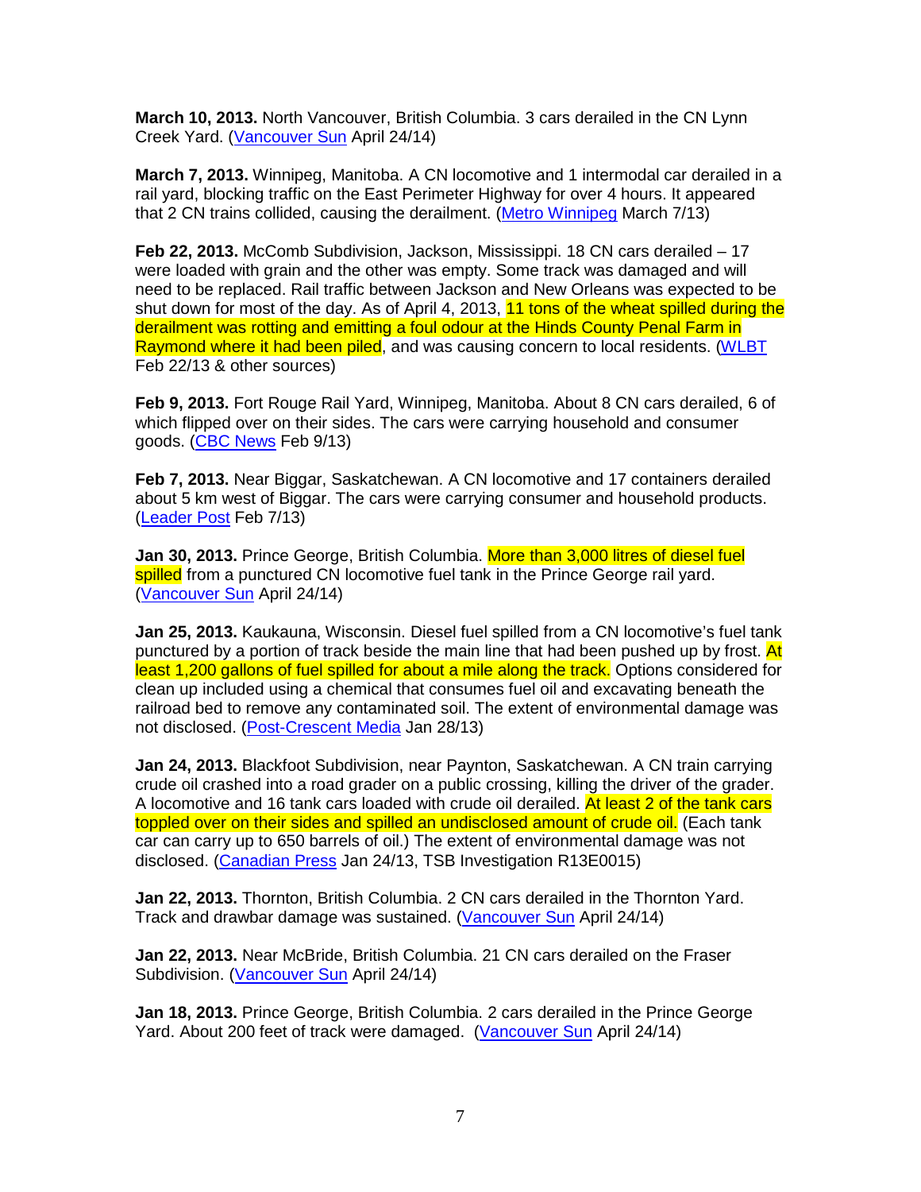**March 10, 2013.** North Vancouver, British Columbia. 3 cars derailed in the CN Lynn Creek Yard. (Vancouver Sun April 24/14)

**March 7, 2013.** Winnipeg, Manitoba. A CN locomotive and 1 intermodal car derailed in a rail yard, blocking traffic on the East Perimeter Highway for over 4 hours. It appeared that 2 CN trains collided, causing the derailment. (Metro Winnipeg March 7/13)

**Feb 22, 2013.** McComb Subdivision, Jackson, Mississippi. 18 CN cars derailed – 17 were loaded with grain and the other was empty. Some track was damaged and will need to be replaced. Rail traffic between Jackson and New Orleans was expected to be shut down for most of the day. As of April 4, 2013, 11 tons of the wheat spilled during the derailment was rotting and emitting a foul odour at the Hinds County Penal Farm in Raymond where it had been piled, and was causing concern to local residents. (WLBT Feb 22/13 & other sources)

**Feb 9, 2013.** Fort Rouge Rail Yard, Winnipeg, Manitoba. About 8 CN cars derailed, 6 of which flipped over on their sides. The cars were carrying household and consumer goods. (CBC News Feb 9/13)

**Feb 7, 2013.** Near Biggar, Saskatchewan. A CN locomotive and 17 containers derailed about 5 km west of Biggar. The cars were carrying consumer and household products. (Leader Post Feb 7/13)

**Jan 30, 2013.** Prince George, British Columbia. More than 3,000 litres of diesel fuel spilled from a punctured CN locomotive fuel tank in the Prince George rail yard. (Vancouver Sun April 24/14)

**Jan 25, 2013.** Kaukauna, Wisconsin. Diesel fuel spilled from a CN locomotive's fuel tank punctured by a portion of track beside the main line that had been pushed up by frost. At least 1,200 gallons of fuel spilled for about a mile along the track. Options considered for clean up included using a chemical that consumes fuel oil and excavating beneath the railroad bed to remove any contaminated soil. The extent of environmental damage was not disclosed. (Post-Crescent Media Jan 28/13)

**Jan 24, 2013.** Blackfoot Subdivision, near Paynton, Saskatchewan. A CN train carrying crude oil crashed into a road grader on a public crossing, killing the driver of the grader. A locomotive and 16 tank cars loaded with crude oil derailed. At least 2 of the tank cars toppled over on their sides and spilled an undisclosed amount of crude oil. (Each tank car can carry up to 650 barrels of oil.) The extent of environmental damage was not disclosed. (Canadian Press Jan 24/13, TSB Investigation R13E0015)

**Jan 22, 2013.** Thornton, British Columbia. 2 CN cars derailed in the Thornton Yard. Track and drawbar damage was sustained. (Vancouver Sun April 24/14)

**Jan 22, 2013.** Near McBride, British Columbia. 21 CN cars derailed on the Fraser Subdivision. (Vancouver Sun April 24/14)

**Jan 18, 2013.** Prince George, British Columbia. 2 cars derailed in the Prince George Yard. About 200 feet of track were damaged. (Vancouver Sun April 24/14)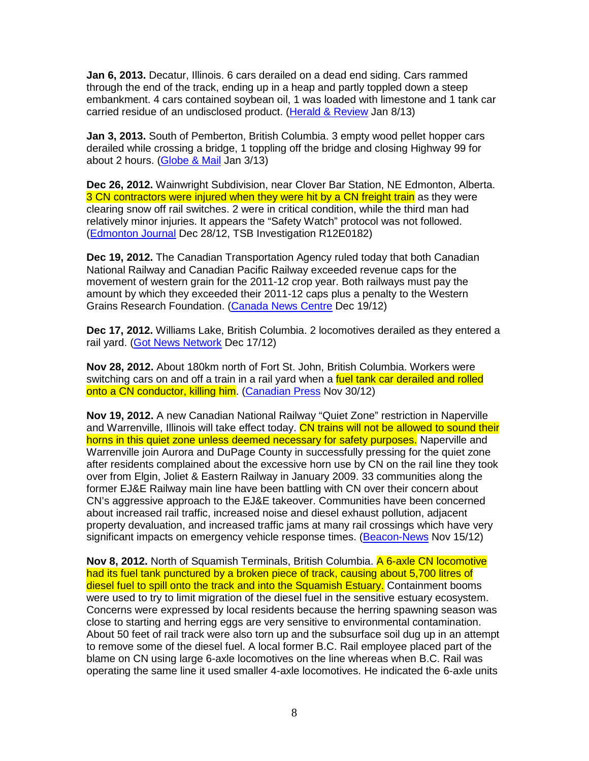**Jan 6, 2013.** Decatur, Illinois. 6 cars derailed on a dead end siding. Cars rammed through the end of the track, ending up in a heap and partly toppled down a steep embankment. 4 cars contained soybean oil, 1 was loaded with limestone and 1 tank car carried residue of an undisclosed product. (Herald & Review Jan 8/13)

**Jan 3, 2013.** South of Pemberton, British Columbia. 3 empty wood pellet hopper cars derailed while crossing a bridge, 1 toppling off the bridge and closing Highway 99 for about 2 hours. (Globe & Mail Jan 3/13)

**Dec 26, 2012.** Wainwright Subdivision, near Clover Bar Station, NE Edmonton, Alberta. 3 CN contractors were injured when they were hit by a CN freight train as they were clearing snow off rail switches. 2 were in critical condition, while the third man had relatively minor injuries. It appears the "Safety Watch" protocol was not followed. (Edmonton Journal Dec 28/12, TSB Investigation R12E0182)

**Dec 19, 2012.** The Canadian Transportation Agency ruled today that both Canadian National Railway and Canadian Pacific Railway exceeded revenue caps for the movement of western grain for the 2011-12 crop year. Both railways must pay the amount by which they exceeded their 2011-12 caps plus a penalty to the Western Grains Research Foundation. (Canada News Centre Dec 19/12)

**Dec 17, 2012.** Williams Lake, British Columbia. 2 locomotives derailed as they entered a rail yard. (Got News Network Dec 17/12)

**Nov 28, 2012.** About 180km north of Fort St. John, British Columbia. Workers were switching cars on and off a train in a rail yard when a fuel tank car derailed and rolled onto a CN conductor, killing him. (Canadian Press Nov 30/12)

**Nov 19, 2012.** A new Canadian National Railway "Quiet Zone" restriction in Naperville and Warrenville, Illinois will take effect today. CN trains will not be allowed to sound their horns in this quiet zone unless deemed necessary for safety purposes. Naperville and Warrenville join Aurora and DuPage County in successfully pressing for the quiet zone after residents complained about the excessive horn use by CN on the rail line they took over from Elgin, Joliet & Eastern Railway in January 2009. 33 communities along the former EJ&E Railway main line have been battling with CN over their concern about CN's aggressive approach to the EJ&E takeover. Communities have been concerned about increased rail traffic, increased noise and diesel exhaust pollution, adjacent property devaluation, and increased traffic jams at many rail crossings which have very significant impacts on emergency vehicle response times. (Beacon-News Nov 15/12)

**Nov 8, 2012.** North of Squamish Terminals, British Columbia. A 6-axle CN locomotive had its fuel tank punctured by a broken piece of track, causing about 5,700 litres of diesel fuel to spill onto the track and into the Squamish Estuary. Containment booms were used to try to limit migration of the diesel fuel in the sensitive estuary ecosystem. Concerns were expressed by local residents because the herring spawning season was close to starting and herring eggs are very sensitive to environmental contamination. About 50 feet of rail track were also torn up and the subsurface soil dug up in an attempt to remove some of the diesel fuel. A local former B.C. Rail employee placed part of the blame on CN using large 6-axle locomotives on the line whereas when B.C. Rail was operating the same line it used smaller 4-axle locomotives. He indicated the 6-axle units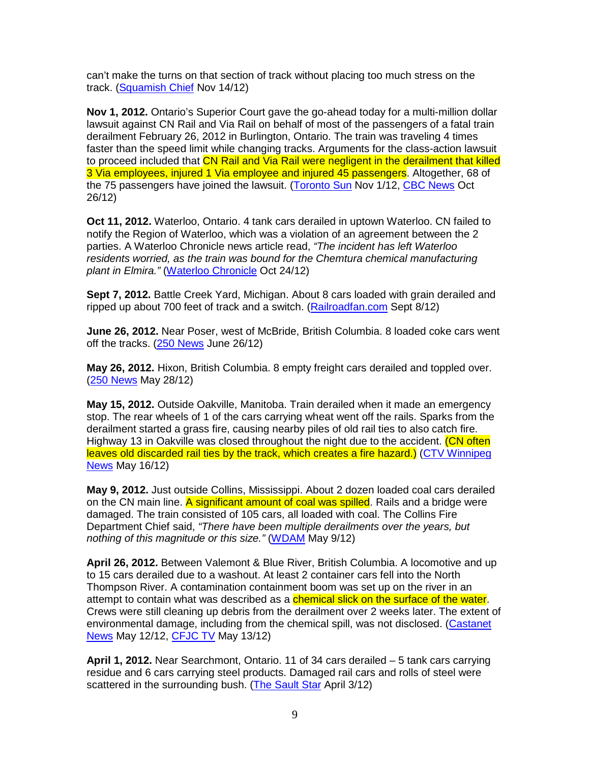can't make the turns on that section of track without placing too much stress on the track. (Squamish Chief Nov 14/12)

**Nov 1, 2012.** Ontario's Superior Court gave the go-ahead today for a multi-million dollar lawsuit against CN Rail and Via Rail on behalf of most of the passengers of a fatal train derailment February 26, 2012 in Burlington, Ontario. The train was traveling 4 times faster than the speed limit while changing tracks. Arguments for the class-action lawsuit to proceed included that CN Rail and Via Rail were negligent in the derailment that killed 3 Via employees, injured 1 Via employee and injured 45 passengers. Altogether, 68 of the 75 passengers have joined the lawsuit. (Toronto Sun Nov 1/12, CBC News Oct 26/12)

**Oct 11, 2012.** Waterloo, Ontario. 4 tank cars derailed in uptown Waterloo. CN failed to notify the Region of Waterloo, which was a violation of an agreement between the 2 parties. A Waterloo Chronicle news article read, *"The incident has left Waterloo residents worried, as the train was bound for the Chemtura chemical manufacturing plant in Elmira."* (Waterloo Chronicle Oct 24/12)

**Sept 7, 2012.** Battle Creek Yard, Michigan. About 8 cars loaded with grain derailed and ripped up about 700 feet of track and a switch. (Railroadfan.com Sept 8/12)

**June 26, 2012.** Near Poser, west of McBride, British Columbia. 8 loaded coke cars went off the tracks. (250 News June 26/12)

**May 26, 2012.** Hixon, British Columbia. 8 empty freight cars derailed and toppled over. (250 News May 28/12)

**May 15, 2012.** Outside Oakville, Manitoba. Train derailed when it made an emergency stop. The rear wheels of 1 of the cars carrying wheat went off the rails. Sparks from the derailment started a grass fire, causing nearby piles of old rail ties to also catch fire. Highway 13 in Oakville was closed throughout the night due to the accident. (CN often leaves old discarded rail ties by the track, which creates a fire hazard.) (CTV Winnipeg News May 16/12)

**May 9, 2012.** Just outside Collins, Mississippi. About 2 dozen loaded coal cars derailed on the CN main line. A significant amount of coal was spilled. Rails and a bridge were damaged. The train consisted of 105 cars, all loaded with coal. The Collins Fire Department Chief said, *"There have been multiple derailments over the years, but nothing of this magnitude or this size."* (WDAM May 9/12)

**April 26, 2012.** Between Valemont & Blue River, British Columbia. A locomotive and up to 15 cars derailed due to a washout. At least 2 container cars fell into the North Thompson River. A contamination containment boom was set up on the river in an attempt to contain what was described as a chemical slick on the surface of the water. Crews were still cleaning up debris from the derailment over 2 weeks later. The extent of environmental damage, including from the chemical spill, was not disclosed. (Castanet News May 12/12, CFJC TV May 13/12)

**April 1, 2012.** Near Searchmont, Ontario. 11 of 34 cars derailed – 5 tank cars carrying residue and 6 cars carrying steel products. Damaged rail cars and rolls of steel were scattered in the surrounding bush. (The Sault Star April 3/12)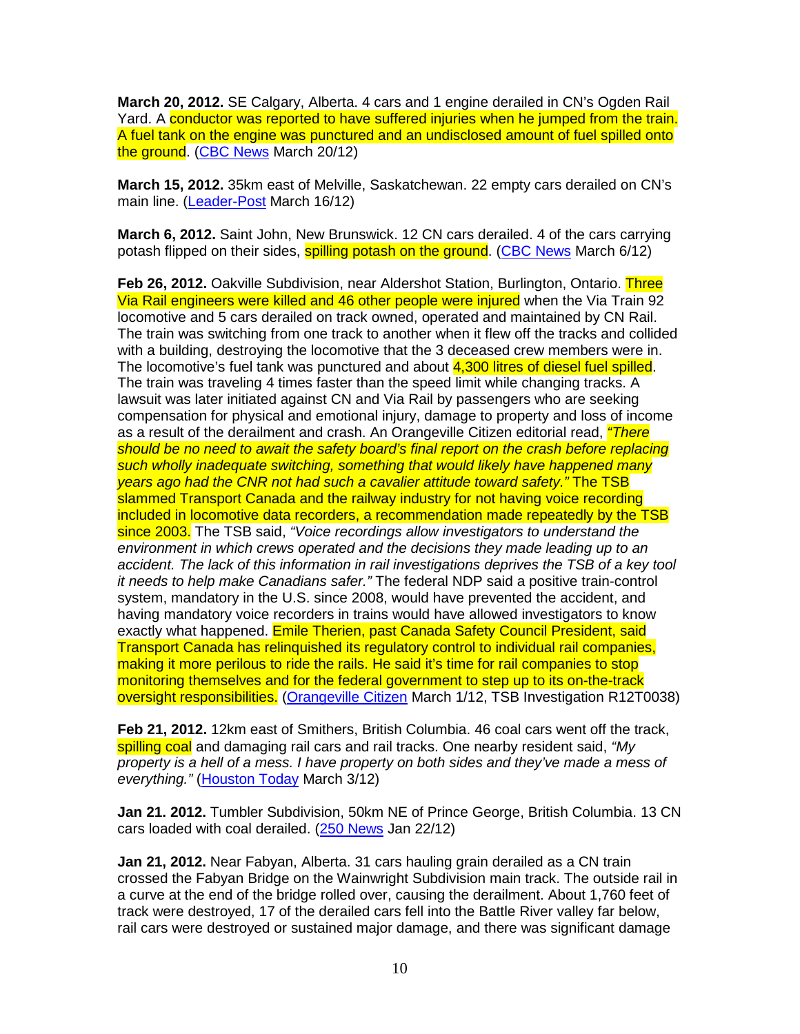**March 20, 2012.** SE Calgary, Alberta. 4 cars and 1 engine derailed in CN's Ogden Rail Yard. A conductor was reported to have suffered injuries when he jumped from the train. A fuel tank on the engine was punctured and an undisclosed amount of fuel spilled onto the ground. (CBC News March 20/12)

**March 15, 2012.** 35km east of Melville, Saskatchewan. 22 empty cars derailed on CN's main line. (Leader-Post March 16/12)

**March 6, 2012.** Saint John, New Brunswick. 12 CN cars derailed. 4 of the cars carrying potash flipped on their sides, spilling potash on the ground. (CBC News March 6/12)

**Feb 26, 2012.** Oakville Subdivision, near Aldershot Station, Burlington, Ontario. Three Via Rail engineers were killed and 46 other people were injured when the Via Train 92 locomotive and 5 cars derailed on track owned, operated and maintained by CN Rail. The train was switching from one track to another when it flew off the tracks and collided with a building, destroying the locomotive that the 3 deceased crew members were in. The locomotive's fuel tank was punctured and about 4,300 litres of diesel fuel spilled. The train was traveling 4 times faster than the speed limit while changing tracks. A lawsuit was later initiated against CN and Via Rail by passengers who are seeking compensation for physical and emotional injury, damage to property and loss of income as a result of the derailment and crash. An Orangeville Citizen editorial read, *"There should be no need to await the safety board's final report on the crash before replacing such wholly inadequate switching, something that would likely have happened many years ago had the CNR not had such a cavalier attitude toward safety."* The TSB slammed Transport Canada and the railway industry for not having voice recording included in locomotive data recorders, a recommendation made repeatedly by the TSB since 2003. The TSB said, *"Voice recordings allow investigators to understand the environment in which crews operated and the decisions they made leading up to an accident. The lack of this information in rail investigations deprives the TSB of a key tool it needs to help make Canadians safer."* The federal NDP said a positive train-control system, mandatory in the U.S. since 2008, would have prevented the accident, and having mandatory voice recorders in trains would have allowed investigators to know exactly what happened. Emile Therien, past Canada Safety Council President, said Transport Canada has relinquished its regulatory control to individual rail companies, making it more perilous to ride the rails. He said it's time for rail companies to stop monitoring themselves and for the federal government to step up to its on-the-track oversight responsibilities. (Orangeville Citizen March 1/12, TSB Investigation R12T0038)

**Feb 21, 2012.** 12km east of Smithers, British Columbia. 46 coal cars went off the track, spilling coal and damaging rail cars and rail tracks. One nearby resident said, *"My property is a hell of a mess. I have property on both sides and they've made a mess of everything."* (Houston Today March 3/12)

**Jan 21. 2012.** Tumbler Subdivision, 50km NE of Prince George, British Columbia. 13 CN cars loaded with coal derailed. (250 News Jan 22/12)

**Jan 21, 2012.** Near Fabyan, Alberta. 31 cars hauling grain derailed as a CN train crossed the Fabyan Bridge on the Wainwright Subdivision main track. The outside rail in a curve at the end of the bridge rolled over, causing the derailment. About 1,760 feet of track were destroyed, 17 of the derailed cars fell into the Battle River valley far below, rail cars were destroyed or sustained major damage, and there was significant damage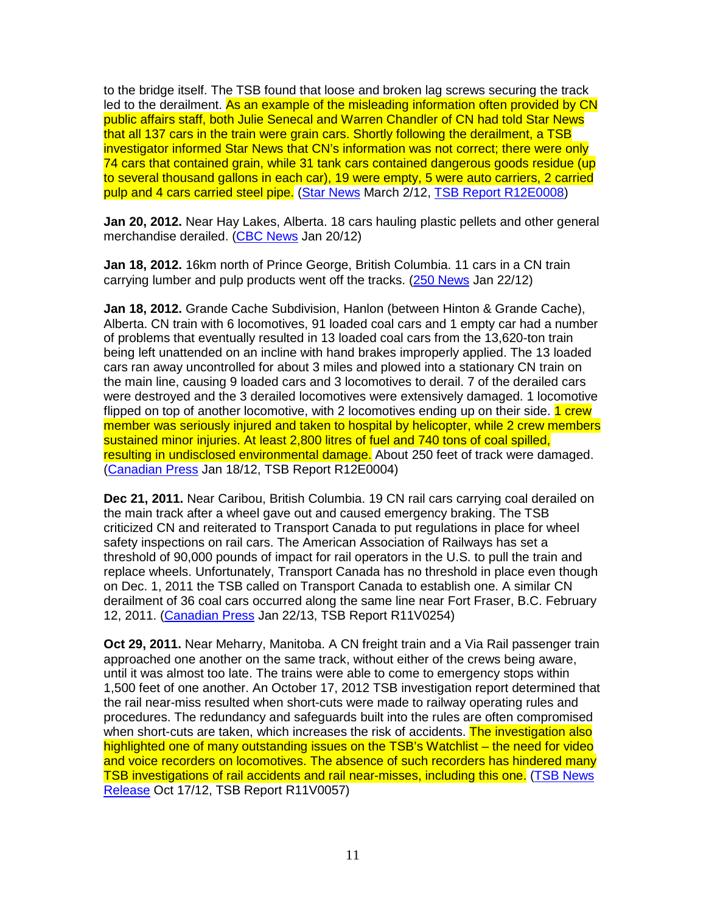to the bridge itself. The TSB found that loose and broken lag screws securing the track led to the derailment. As an example of the misleading information often provided by CN public affairs staff, both Julie Senecal and Warren Chandler of CN had told Star News that all 137 cars in the train were grain cars. Shortly following the derailment, a TSB investigator informed Star News that CN's information was not correct; there were only 74 cars that contained grain, while 31 tank cars contained dangerous goods residue (up to several thousand gallons in each car), 19 were empty, 5 were auto carriers, 2 carried pulp and 4 cars carried steel pipe. (Star News March 2/12, TSB Report R12E0008)

**Jan 20, 2012.** Near Hay Lakes, Alberta. 18 cars hauling plastic pellets and other general merchandise derailed. (CBC News Jan 20/12)

**Jan 18, 2012.** 16km north of Prince George, British Columbia. 11 cars in a CN train carrying lumber and pulp products went off the tracks. (250 News Jan 22/12)

**Jan 18, 2012.** Grande Cache Subdivision, Hanlon (between Hinton & Grande Cache), Alberta. CN train with 6 locomotives, 91 loaded coal cars and 1 empty car had a number of problems that eventually resulted in 13 loaded coal cars from the 13,620-ton train being left unattended on an incline with hand brakes improperly applied. The 13 loaded cars ran away uncontrolled for about 3 miles and plowed into a stationary CN train on the main line, causing 9 loaded cars and 3 locomotives to derail. 7 of the derailed cars were destroyed and the 3 derailed locomotives were extensively damaged. 1 locomotive flipped on top of another locomotive, with 2 locomotives ending up on their side. 1 crew member was seriously injured and taken to hospital by helicopter, while 2 crew members sustained minor injuries. At least 2,800 litres of fuel and 740 tons of coal spilled, resulting in undisclosed environmental damage. About 250 feet of track were damaged. (Canadian Press Jan 18/12, TSB Report R12E0004)

**Dec 21, 2011.** Near Caribou, British Columbia. 19 CN rail cars carrying coal derailed on the main track after a wheel gave out and caused emergency braking. The TSB criticized CN and reiterated to Transport Canada to put regulations in place for wheel safety inspections on rail cars. The American Association of Railways has set a threshold of 90,000 pounds of impact for rail operators in the U.S. to pull the train and replace wheels. Unfortunately, Transport Canada has no threshold in place even though on Dec. 1, 2011 the TSB called on Transport Canada to establish one. A similar CN derailment of 36 coal cars occurred along the same line near Fort Fraser, B.C. February 12, 2011. (Canadian Press Jan 22/13, TSB Report R11V0254)

**Oct 29, 2011.** Near Meharry, Manitoba. A CN freight train and a Via Rail passenger train approached one another on the same track, without either of the crews being aware, until it was almost too late. The trains were able to come to emergency stops within 1,500 feet of one another. An October 17, 2012 TSB investigation report determined that the rail near-miss resulted when short-cuts were made to railway operating rules and procedures. The redundancy and safeguards built into the rules are often compromised when short-cuts are taken, which increases the risk of accidents. The investigation also highlighted one of many outstanding issues on the TSB's Watchlist – the need for video and voice recorders on locomotives. The absence of such recorders has hindered many TSB investigations of rail accidents and rail near-misses, including this one. (TSB News Release Oct 17/12, TSB Report R11V0057)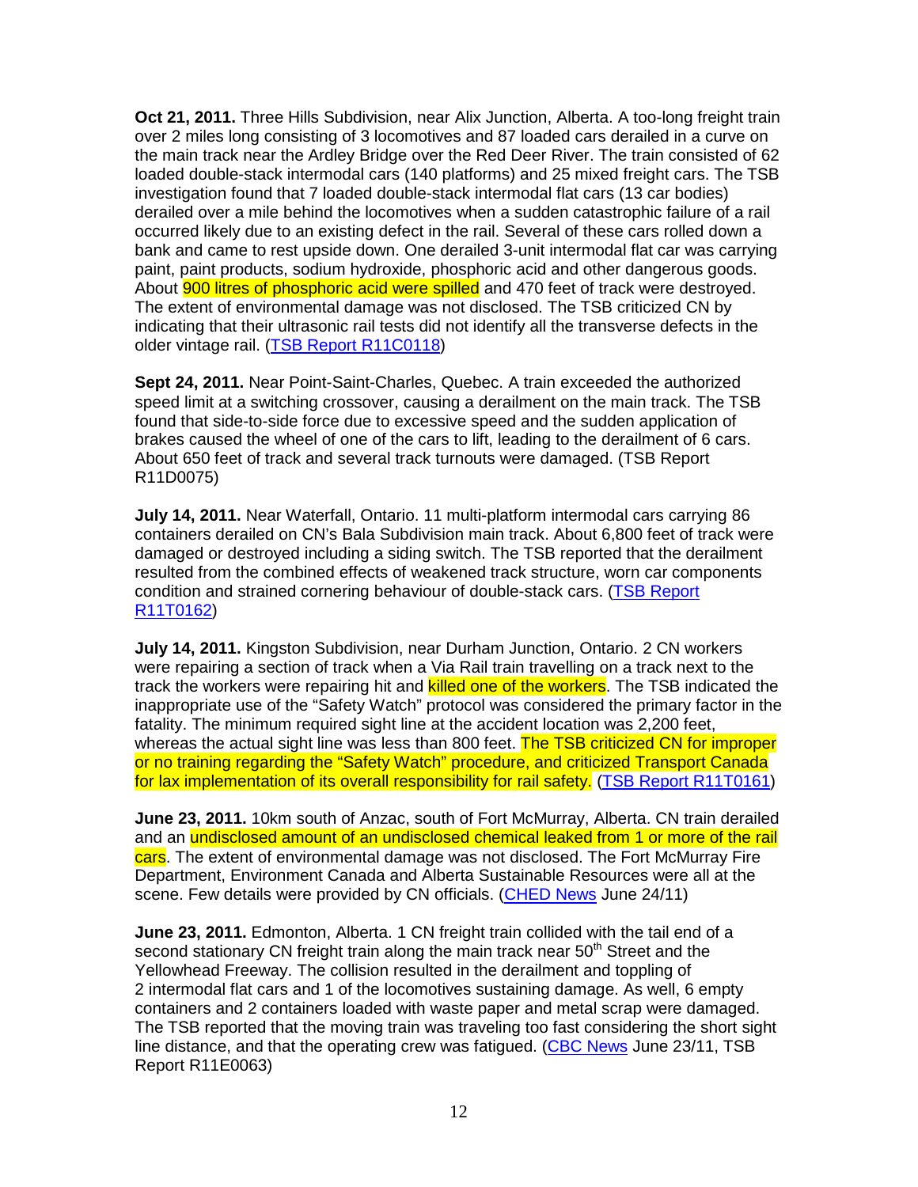**Oct 21, 2011.** Three Hills Subdivision, near Alix Junction, Alberta. A too-long freight train over 2 miles long consisting of 3 locomotives and 87 loaded cars derailed in a curve on the main track near the Ardley Bridge over the Red Deer River. The train consisted of 62 loaded double-stack intermodal cars (140 platforms) and 25 mixed freight cars. The TSB investigation found that 7 loaded double-stack intermodal flat cars (13 car bodies) derailed over a mile behind the locomotives when a sudden catastrophic failure of a rail occurred likely due to an existing defect in the rail. Several of these cars rolled down a bank and came to rest upside down. One derailed 3-unit intermodal flat car was carrying paint, paint products, sodium hydroxide, phosphoric acid and other dangerous goods. About 900 litres of phosphoric acid were spilled and 470 feet of track were destroyed. The extent of environmental damage was not disclosed. The TSB criticized CN by indicating that their ultrasonic rail tests did not identify all the transverse defects in the older vintage rail. (TSB Report R11C0118)

**Sept 24, 2011.** Near Point-Saint-Charles, Quebec. A train exceeded the authorized speed limit at a switching crossover, causing a derailment on the main track. The TSB found that side-to-side force due to excessive speed and the sudden application of brakes caused the wheel of one of the cars to lift, leading to the derailment of 6 cars. About 650 feet of track and several track turnouts were damaged. (TSB Report R11D0075)

**July 14, 2011.** Near Waterfall, Ontario. 11 multi-platform intermodal cars carrying 86 containers derailed on CN's Bala Subdivision main track. About 6,800 feet of track were damaged or destroyed including a siding switch. The TSB reported that the derailment resulted from the combined effects of weakened track structure, worn car components condition and strained cornering behaviour of double-stack cars. (TSB Report R11T0162)

**July 14, 2011.** Kingston Subdivision, near Durham Junction, Ontario. 2 CN workers were repairing a section of track when a Via Rail train travelling on a track next to the track the workers were repairing hit and killed one of the workers. The TSB indicated the inappropriate use of the "Safety Watch" protocol was considered the primary factor in the fatality. The minimum required sight line at the accident location was 2,200 feet, whereas the actual sight line was less than 800 feet. The TSB criticized CN for improper or no training regarding the "Safety Watch" procedure, and criticized Transport Canada for lax implementation of its overall responsibility for rail safety. (TSB Report R11T0161)

**June 23, 2011.** 10km south of Anzac, south of Fort McMurray, Alberta. CN train derailed and an undisclosed amount of an undisclosed chemical leaked from 1 or more of the rail cars. The extent of environmental damage was not disclosed. The Fort McMurray Fire Department, Environment Canada and Alberta Sustainable Resources were all at the scene. Few details were provided by CN officials. (CHED News June 24/11)

**June 23, 2011.** Edmonton, Alberta. 1 CN freight train collided with the tail end of a second stationary CN freight train along the main track near 50th Street and the Yellowhead Freeway. The collision resulted in the derailment and toppling of 2 intermodal flat cars and 1 of the locomotives sustaining damage. As well, 6 empty containers and 2 containers loaded with waste paper and metal scrap were damaged. The TSB reported that the moving train was traveling too fast considering the short sight line distance, and that the operating crew was fatigued. (CBC News June 23/11, TSB Report R11E0063)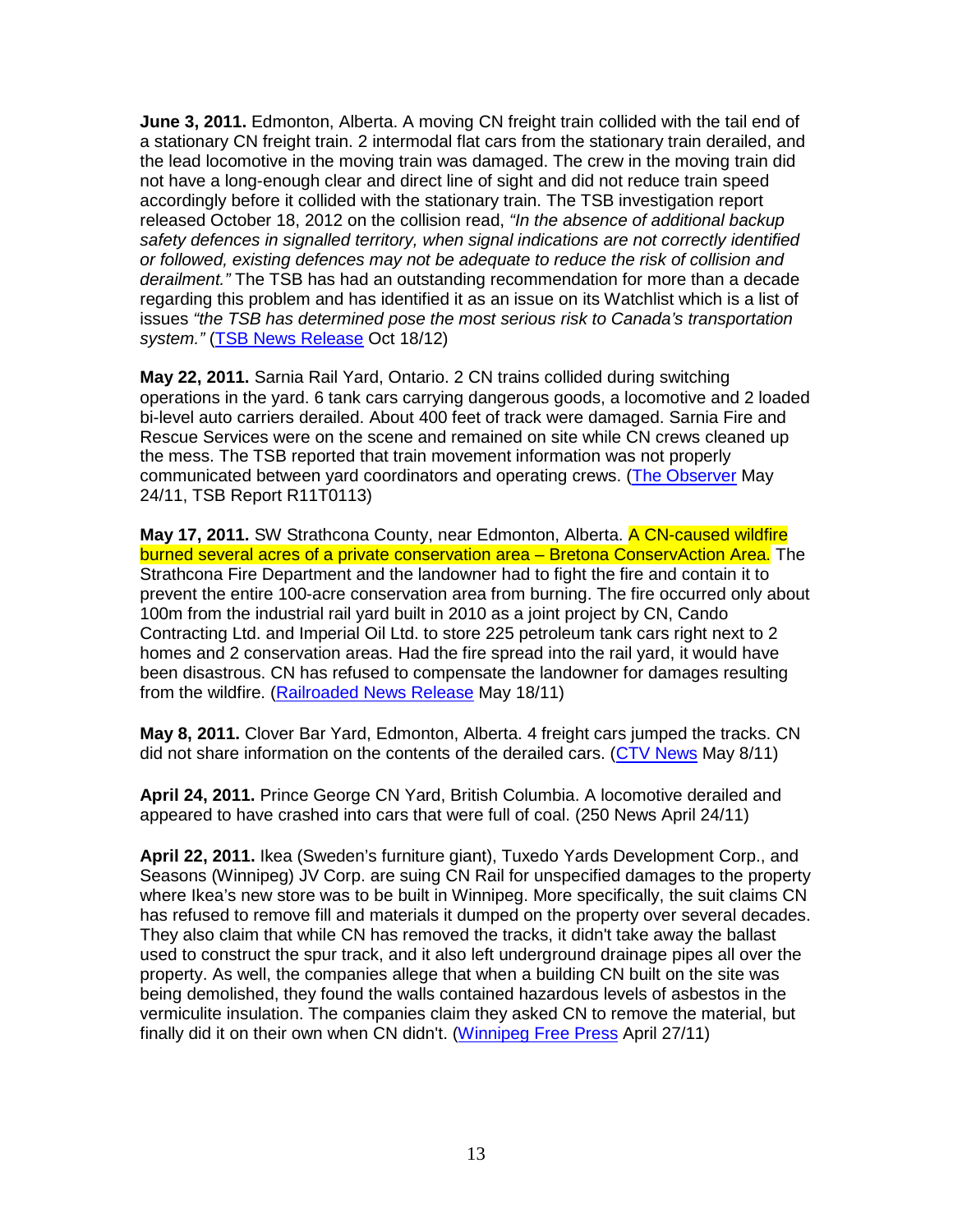**June 3, 2011.** Edmonton, Alberta. A moving CN freight train collided with the tail end of a stationary CN freight train. 2 intermodal flat cars from the stationary train derailed, and the lead locomotive in the moving train was damaged. The crew in the moving train did not have a long-enough clear and direct line of sight and did not reduce train speed accordingly before it collided with the stationary train. The TSB investigation report released October 18, 2012 on the collision read, *"In the absence of additional backup safety defences in signalled territory, when signal indications are not correctly identified or followed, existing defences may not be adequate to reduce the risk of collision and derailment."* The TSB has had an outstanding recommendation for more than a decade regarding this problem and has identified it as an issue on its Watchlist which is a list of issues *"the TSB has determined pose the most serious risk to Canada's transportation system."* (TSB News Release Oct 18/12)

**May 22, 2011.** Sarnia Rail Yard, Ontario. 2 CN trains collided during switching operations in the yard. 6 tank cars carrying dangerous goods, a locomotive and 2 loaded bi-level auto carriers derailed. About 400 feet of track were damaged. Sarnia Fire and Rescue Services were on the scene and remained on site while CN crews cleaned up the mess. The TSB reported that train movement information was not properly communicated between yard coordinators and operating crews. (The Observer May 24/11, TSB Report R11T0113)

**May 17, 2011.** SW Strathcona County, near Edmonton, Alberta. A CN-caused wildfire burned several acres of a private conservation area – Bretona ConservAction Area. The Strathcona Fire Department and the landowner had to fight the fire and contain it to prevent the entire 100-acre conservation area from burning. The fire occurred only about 100m from the industrial rail yard built in 2010 as a joint project by CN, Cando Contracting Ltd. and Imperial Oil Ltd. to store 225 petroleum tank cars right next to 2 homes and 2 conservation areas. Had the fire spread into the rail yard, it would have been disastrous. CN has refused to compensate the landowner for damages resulting from the wildfire. (Railroaded News Release May 18/11)

**May 8, 2011.** Clover Bar Yard, Edmonton, Alberta. 4 freight cars jumped the tracks. CN did not share information on the contents of the derailed cars. (CTV News May 8/11)

**April 24, 2011.** Prince George CN Yard, British Columbia. A locomotive derailed and appeared to have crashed into cars that were full of coal. (250 News April 24/11)

**April 22, 2011.** Ikea (Sweden's furniture giant), Tuxedo Yards Development Corp., and Seasons (Winnipeg) JV Corp. are suing CN Rail for unspecified damages to the property where Ikea's new store was to be built in Winnipeg. More specifically, the suit claims CN has refused to remove fill and materials it dumped on the property over several decades. They also claim that while CN has removed the tracks, it didn't take away the ballast used to construct the spur track, and it also left underground drainage pipes all over the property. As well, the companies allege that when a building CN built on the site was being demolished, they found the walls contained hazardous levels of asbestos in the vermiculite insulation. The companies claim they asked CN to remove the material, but finally did it on their own when CN didn't. (Winnipeg Free Press April 27/11)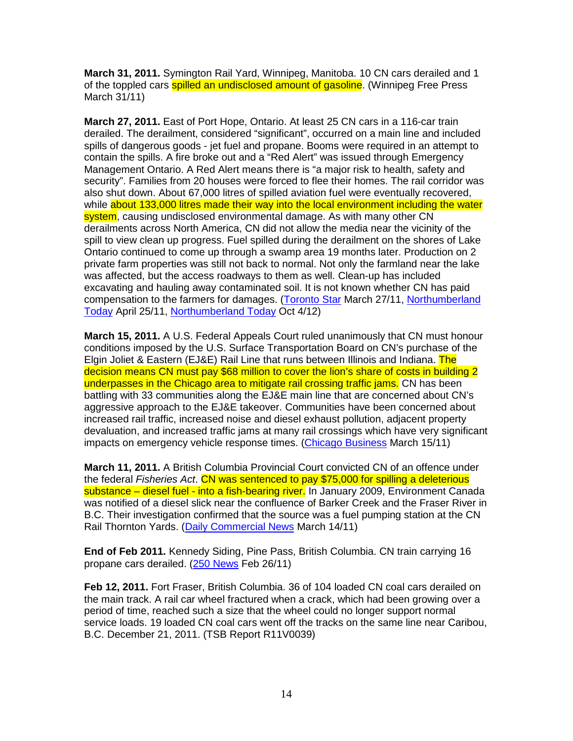**March 31, 2011.** Symington Rail Yard, Winnipeg, Manitoba. 10 CN cars derailed and 1 of the toppled cars spilled an undisclosed amount of gasoline. (Winnipeg Free Press March 31/11)

**March 27, 2011.** East of Port Hope, Ontario. At least 25 CN cars in a 116-car train derailed. The derailment, considered "significant", occurred on a main line and included spills of dangerous goods - jet fuel and propane. Booms were required in an attempt to contain the spills. A fire broke out and a "Red Alert" was issued through Emergency Management Ontario. A Red Alert means there is "a major risk to health, safety and security". Families from 20 houses were forced to flee their homes. The rail corridor was also shut down. About 67,000 litres of spilled aviation fuel were eventually recovered, while about 133,000 litres made their way into the local environment including the water system, causing undisclosed environmental damage. As with many other CN derailments across North America, CN did not allow the media near the vicinity of the spill to view clean up progress. Fuel spilled during the derailment on the shores of Lake Ontario continued to come up through a swamp area 19 months later. Production on 2 private farm properties was still not back to normal. Not only the farmland near the lake was affected, but the access roadways to them as well. Clean-up has included excavating and hauling away contaminated soil. It is not known whether CN has paid compensation to the farmers for damages. (Toronto Star March 27/11, Northumberland Today April 25/11, Northumberland Today Oct 4/12)

**March 15, 2011.** A U.S. Federal Appeals Court ruled unanimously that CN must honour conditions imposed by the U.S. Surface Transportation Board on CN's purchase of the Elgin Joliet & Eastern (EJ&E) Rail Line that runs between Illinois and Indiana. The decision means CN must pay $68 million to cover the lion's share of costs in building 2 underpasses in the Chicago area to mitigate rail crossing traffic jams. CN has been battling with 33 communities along the EJ&E main line that are concerned about CN's aggressive approach to the EJ&E takeover. Communities have been concerned about increased rail traffic, increased noise and diesel exhaust pollution, adjacent property devaluation, and increased traffic jams at many rail crossings which have very significant impacts on emergency vehicle response times. (Chicago Business March 15/11)

**March 11, 2011.** A British Columbia Provincial Court convicted CN of an offence under the federal *Fisheries Act*. CN was sentenced to pay $75,000 for spilling a deleterious substance – diesel fuel - into a fish-bearing river. In January 2009, Environment Canada was notified of a diesel slick near the confluence of Barker Creek and the Fraser River in B.C. Their investigation confirmed that the source was a fuel pumping station at the CN Rail Thornton Yards. (Daily Commercial News March 14/11)

**End of Feb 2011.** Kennedy Siding, Pine Pass, British Columbia. CN train carrying 16 propane cars derailed. (250 News Feb 26/11)

**Feb 12, 2011.** Fort Fraser, British Columbia. 36 of 104 loaded CN coal cars derailed on the main track. A rail car wheel fractured when a crack, which had been growing over a period of time, reached such a size that the wheel could no longer support normal service loads. 19 loaded CN coal cars went off the tracks on the same line near Caribou, B.C. December 21, 2011. (TSB Report R11V0039)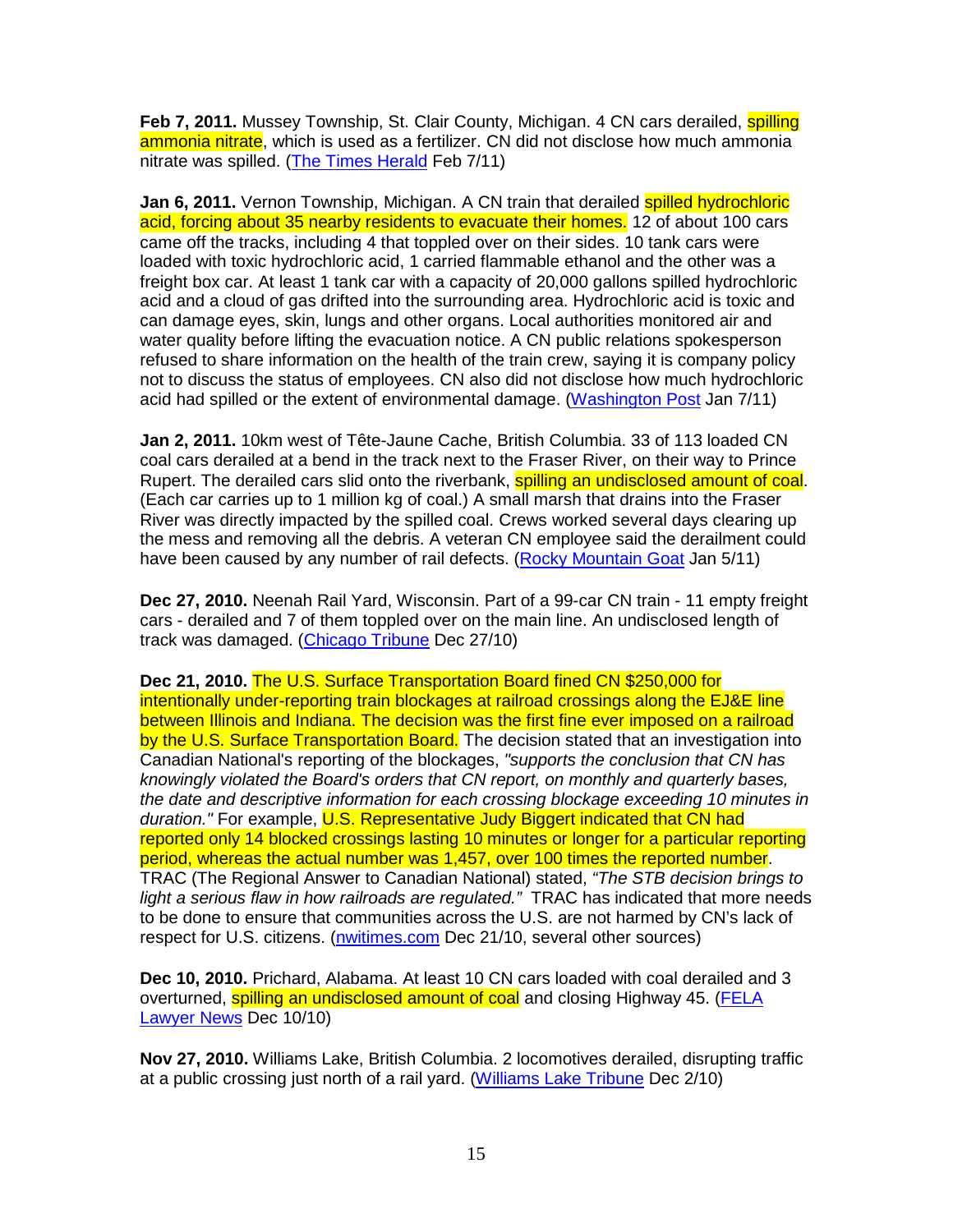**Feb 7, 2011.** Mussey Township, St. Clair County, Michigan. 4 CN cars derailed, spilling ammonia nitrate, which is used as a fertilizer. CN did not disclose how much ammonia nitrate was spilled. (The Times Herald Feb 7/11)

**Jan 6, 2011.** Vernon Township, Michigan. A CN train that derailed spilled hydrochloric acid, forcing about 35 nearby residents to evacuate their homes. 12 of about 100 cars came off the tracks, including 4 that toppled over on their sides. 10 tank cars were loaded with toxic hydrochloric acid, 1 carried flammable ethanol and the other was a freight box car. At least 1 tank car with a capacity of 20,000 gallons spilled hydrochloric acid and a cloud of gas drifted into the surrounding area. Hydrochloric acid is toxic and can damage eyes, skin, lungs and other organs. Local authorities monitored air and water quality before lifting the evacuation notice. A CN public relations spokesperson refused to share information on the health of the train crew, saying it is company policy not to discuss the status of employees. CN also did not disclose how much hydrochloric acid had spilled or the extent of environmental damage. (Washington Post Jan 7/11)

**Jan 2, 2011.** 10km west of Tête-Jaune Cache, British Columbia. 33 of 113 loaded CN coal cars derailed at a bend in the track next to the Fraser River, on their way to Prince Rupert. The derailed cars slid onto the riverbank, spilling an undisclosed amount of coal. (Each car carries up to 1 million kg of coal.) A small marsh that drains into the Fraser River was directly impacted by the spilled coal. Crews worked several days clearing up the mess and removing all the debris. A veteran CN employee said the derailment could have been caused by any number of rail defects. (Rocky Mountain Goat Jan 5/11)

**Dec 27, 2010.** Neenah Rail Yard, Wisconsin. Part of a 99-car CN train - 11 empty freight cars - derailed and 7 of them toppled over on the main line. An undisclosed length of track was damaged. (Chicago Tribune Dec 27/10)

**Dec 21, 2010.** The U.S. Surface Transportation Board fined CN $250,000 for intentionally under-reporting train blockages at railroad crossings along the EJ&E line between Illinois and Indiana. The decision was the first fine ever imposed on a railroad by the U.S. Surface Transportation Board. The decision stated that an investigation into Canadian National's reporting of the blockages, *"supports the conclusion that CN has knowingly violated the Board's orders that CN report, on monthly and quarterly bases, the date and descriptive information for each crossing blockage exceeding 10 minutes in duration."* For example, U.S. Representative Judy Biggert indicated that CN had reported only 14 blocked crossings lasting 10 minutes or longer for a particular reporting period, whereas the actual number was 1,457, over 100 times the reported number. TRAC (The Regional Answer to Canadian National) stated, *"The STB decision brings to light a serious flaw in how railroads are regulated."* TRAC has indicated that more needs to be done to ensure that communities across the U.S. are not harmed by CN's lack of respect for U.S. citizens. (nwitimes.com Dec 21/10, several other sources)

**Dec 10, 2010.** Prichard, Alabama. At least 10 CN cars loaded with coal derailed and 3 overturned, spilling an undisclosed amount of coal and closing Highway 45. (FELA Lawyer News Dec 10/10)

**Nov 27, 2010.** Williams Lake, British Columbia. 2 locomotives derailed, disrupting traffic at a public crossing just north of a rail yard. (Williams Lake Tribune Dec 2/10)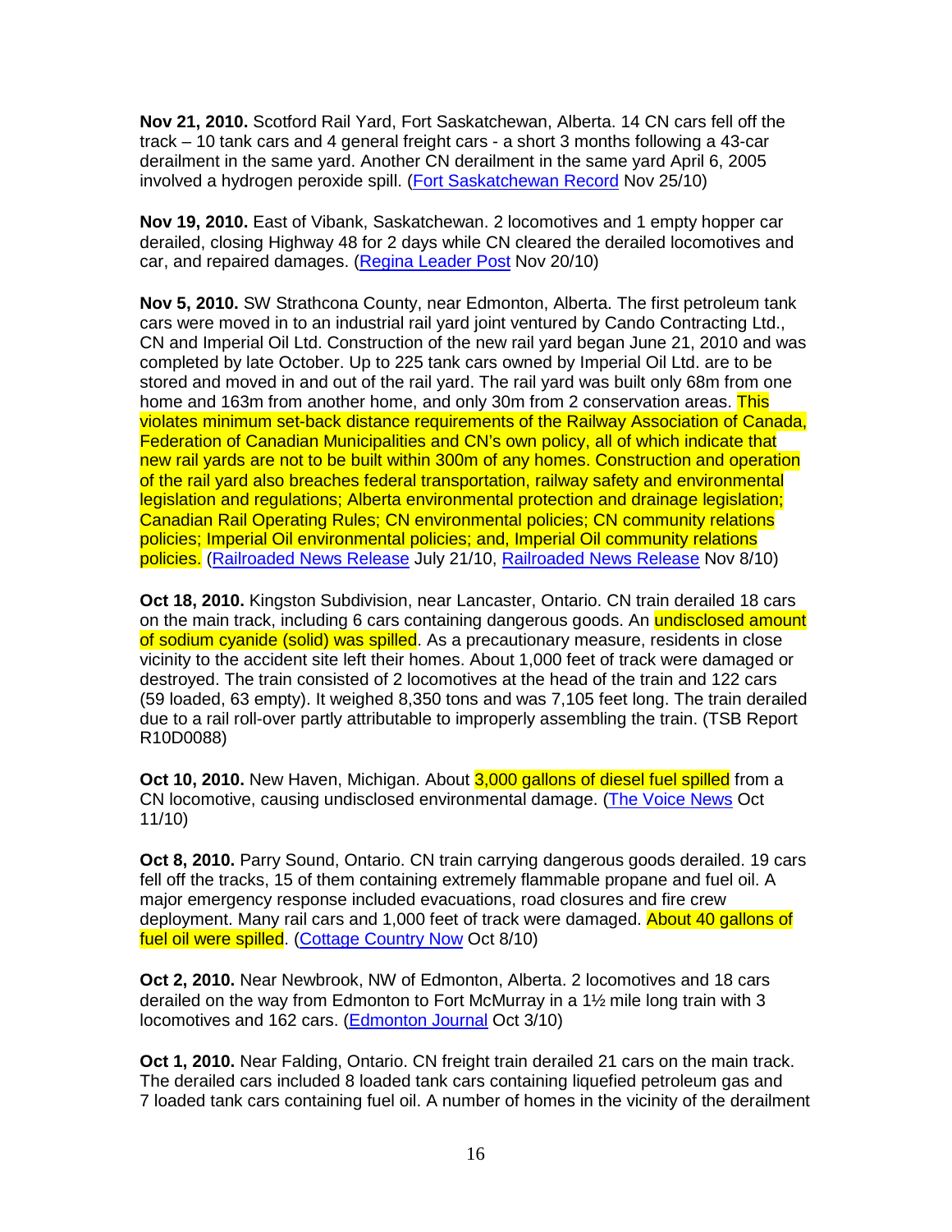**Nov 21, 2010.** Scotford Rail Yard, Fort Saskatchewan, Alberta. 14 CN cars fell off the track – 10 tank cars and 4 general freight cars - a short 3 months following a 43-car derailment in the same yard. Another CN derailment in the same yard April 6, 2005 involved a hydrogen peroxide spill. (Fort Saskatchewan Record Nov 25/10)

**Nov 19, 2010.** East of Vibank, Saskatchewan. 2 locomotives and 1 empty hopper car derailed, closing Highway 48 for 2 days while CN cleared the derailed locomotives and car, and repaired damages. (Regina Leader Post Nov 20/10)

**Nov 5, 2010.** SW Strathcona County, near Edmonton, Alberta. The first petroleum tank cars were moved in to an industrial rail yard joint ventured by Cando Contracting Ltd., CN and Imperial Oil Ltd. Construction of the new rail yard began June 21, 2010 and was completed by late October. Up to 225 tank cars owned by Imperial Oil Ltd. are to be stored and moved in and out of the rail yard. The rail yard was built only 68m from one home and 163m from another home, and only 30m from 2 conservation areas. This violates minimum set-back distance requirements of the Railway Association of Canada, Federation of Canadian Municipalities and CN's own policy, all of which indicate that new rail yards are not to be built within 300m of any homes. Construction and operation of the rail yard also breaches federal transportation, railway safety and environmental legislation and regulations; Alberta environmental protection and drainage legislation; Canadian Rail Operating Rules; CN environmental policies; CN community relations policies; Imperial Oil environmental policies; and, Imperial Oil community relations policies. (Railroaded News Release July 21/10, Railroaded News Release Nov 8/10)

**Oct 18, 2010.** Kingston Subdivision, near Lancaster, Ontario. CN train derailed 18 cars on the main track, including 6 cars containing dangerous goods. An undisclosed amount of sodium cyanide (solid) was spilled. As a precautionary measure, residents in close vicinity to the accident site left their homes. About 1,000 feet of track were damaged or destroyed. The train consisted of 2 locomotives at the head of the train and 122 cars (59 loaded, 63 empty). It weighed 8,350 tons and was 7,105 feet long. The train derailed due to a rail roll-over partly attributable to improperly assembling the train. (TSB Report R10D0088)

**Oct 10, 2010.** New Haven, Michigan. About 3,000 gallons of diesel fuel spilled from a CN locomotive, causing undisclosed environmental damage. (The Voice News Oct 11/10)

**Oct 8, 2010.** Parry Sound, Ontario. CN train carrying dangerous goods derailed. 19 cars fell off the tracks, 15 of them containing extremely flammable propane and fuel oil. A major emergency response included evacuations, road closures and fire crew deployment. Many rail cars and 1,000 feet of track were damaged. About 40 gallons of fuel oil were spilled. (Cottage Country Now Oct 8/10)

**Oct 2, 2010.** Near Newbrook, NW of Edmonton, Alberta. 2 locomotives and 18 cars derailed on the way from Edmonton to Fort McMurray in a 1½ mile long train with 3 locomotives and 162 cars. (Edmonton Journal Oct 3/10)

**Oct 1, 2010.** Near Falding, Ontario. CN freight train derailed 21 cars on the main track. The derailed cars included 8 loaded tank cars containing liquefied petroleum gas and 7 loaded tank cars containing fuel oil. A number of homes in the vicinity of the derailment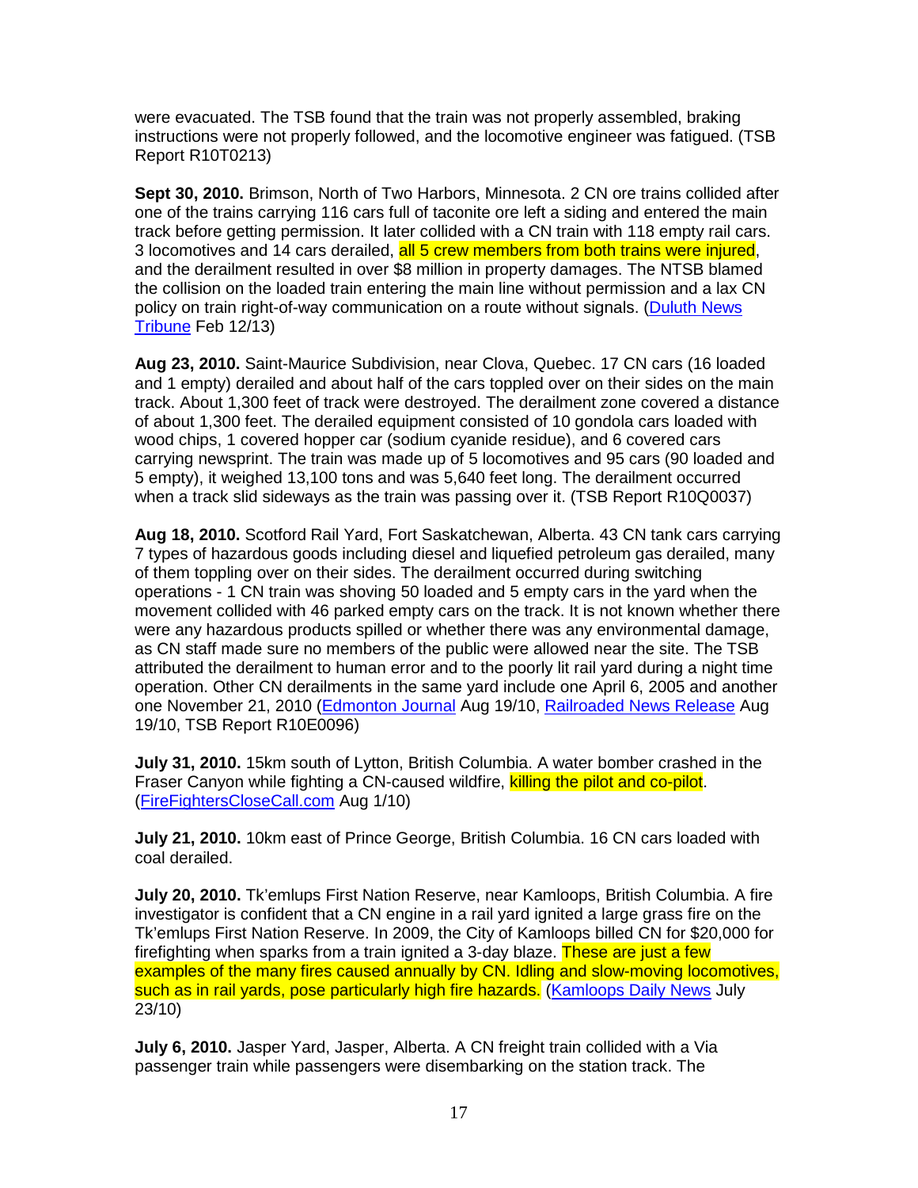were evacuated. The TSB found that the train was not properly assembled, braking instructions were not properly followed, and the locomotive engineer was fatigued. (TSB Report R10T0213)

**Sept 30, 2010.** Brimson, North of Two Harbors, Minnesota. 2 CN ore trains collided after one of the trains carrying 116 cars full of taconite ore left a siding and entered the main track before getting permission. It later collided with a CN train with 118 empty rail cars. 3 locomotives and 14 cars derailed, all 5 crew members from both trains were injured, and the derailment resulted in over $8 million in property damages. The NTSB blamed the collision on the loaded train entering the main line without permission and a lax CN policy on train right-of-way communication on a route without signals. (Duluth News Tribune Feb 12/13)

**Aug 23, 2010.** Saint-Maurice Subdivision, near Clova, Quebec. 17 CN cars (16 loaded and 1 empty) derailed and about half of the cars toppled over on their sides on the main track. About 1,300 feet of track were destroyed. The derailment zone covered a distance of about 1,300 feet. The derailed equipment consisted of 10 gondola cars loaded with wood chips, 1 covered hopper car (sodium cyanide residue), and 6 covered cars carrying newsprint. The train was made up of 5 locomotives and 95 cars (90 loaded and 5 empty), it weighed 13,100 tons and was 5,640 feet long. The derailment occurred when a track slid sideways as the train was passing over it. (TSB Report R10Q0037)

**Aug 18, 2010.** Scotford Rail Yard, Fort Saskatchewan, Alberta. 43 CN tank cars carrying 7 types of hazardous goods including diesel and liquefied petroleum gas derailed, many of them toppling over on their sides. The derailment occurred during switching operations - 1 CN train was shoving 50 loaded and 5 empty cars in the yard when the movement collided with 46 parked empty cars on the track. It is not known whether there were any hazardous products spilled or whether there was any environmental damage, as CN staff made sure no members of the public were allowed near the site. The TSB attributed the derailment to human error and to the poorly lit rail yard during a night time operation. Other CN derailments in the same yard include one April 6, 2005 and another one November 21, 2010 (Edmonton Journal Aug 19/10, Railroaded News Release Aug 19/10, TSB Report R10E0096)

**July 31, 2010.** 15km south of Lytton, British Columbia. A water bomber crashed in the Fraser Canyon while fighting a CN-caused wildfire, killing the pilot and co-pilot. (FireFightersCloseCall.com Aug 1/10)

**July 21, 2010.** 10km east of Prince George, British Columbia. 16 CN cars loaded with coal derailed.

**July 20, 2010.** Tk'emlups First Nation Reserve, near Kamloops, British Columbia. A fire investigator is confident that a CN engine in a rail yard ignited a large grass fire on the Tk'emlups First Nation Reserve. In 2009, the City of Kamloops billed CN for $20,000 for firefighting when sparks from a train ignited a 3-day blaze. These are just a few examples of the many fires caused annually by CN. Idling and slow-moving locomotives, such as in rail yards, pose particularly high fire hazards. (Kamloops Daily News July 23/10)

**July 6, 2010.** Jasper Yard, Jasper, Alberta. A CN freight train collided with a Via passenger train while passengers were disembarking on the station track. The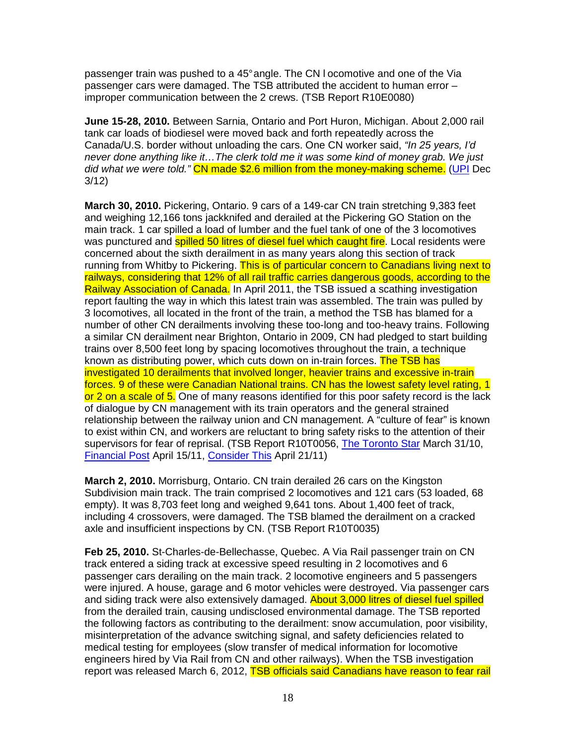passenger train was pushed to a 45° angle. The CN locomotive and one of the Via passenger cars were damaged. The TSB attributed the accident to human error – improper communication between the 2 crews. (TSB Report R10E0080)

**June 15-28, 2010.** Between Sarnia, Ontario and Port Huron, Michigan. About 2,000 rail tank car loads of biodiesel were moved back and forth repeatedly across the Canada/U.S. border without unloading the cars. One CN worker said, *"In 25 years, I'd never done anything like it…The clerk told me it was some kind of money grab. We just did what we were told."* CN made $2.6 million from the money-making scheme. (UPI Dec 3/12)

**March 30, 2010.** Pickering, Ontario. 9 cars of a 149-car CN train stretching 9,383 feet and weighing 12,166 tons jackknifed and derailed at the Pickering GO Station on the main track. 1 car spilled a load of lumber and the fuel tank of one of the 3 locomotives was punctured and spilled 50 litres of diesel fuel which caught fire. Local residents were concerned about the sixth derailment in as many years along this section of track running from Whitby to Pickering. This is of particular concern to Canadians living next to railways, considering that 12% of all rail traffic carries dangerous goods, according to the Railway Association of Canada. In April 2011, the TSB issued a scathing investigation report faulting the way in which this latest train was assembled. The train was pulled by 3 locomotives, all located in the front of the train, a method the TSB has blamed for a number of other CN derailments involving these too-long and too-heavy trains. Following a similar CN derailment near Brighton, Ontario in 2009, CN had pledged to start building trains over 8,500 feet long by spacing locomotives throughout the train, a technique known as distributing power, which cuts down on in-train forces. The TSB has investigated 10 derailments that involved longer, heavier trains and excessive in-train forces. 9 of these were Canadian National trains. CN has the lowest safety level rating, 1 or 2 on a scale of 5. One of many reasons identified for this poor safety record is the lack of dialogue by CN management with its train operators and the general strained relationship between the railway union and CN management. A "culture of fear" is known to exist within CN, and workers are reluctant to bring safety risks to the attention of their supervisors for fear of reprisal. (TSB Report R10T0056, The Toronto Star March 31/10, Financial Post April 15/11, Consider This April 21/11)

**March 2, 2010.** Morrisburg, Ontario. CN train derailed 26 cars on the Kingston Subdivision main track. The train comprised 2 locomotives and 121 cars (53 loaded, 68 empty). It was 8,703 feet long and weighed 9,641 tons. About 1,400 feet of track, including 4 crossovers, were damaged. The TSB blamed the derailment on a cracked axle and insufficient inspections by CN. (TSB Report R10T0035)

**Feb 25, 2010.** St-Charles-de-Bellechasse, Quebec. A Via Rail passenger train on CN track entered a siding track at excessive speed resulting in 2 locomotives and 6 passenger cars derailing on the main track. 2 locomotive engineers and 5 passengers were injured. A house, garage and 6 motor vehicles were destroyed. Via passenger cars and siding track were also extensively damaged. About 3,000 litres of diesel fuel spilled from the derailed train, causing undisclosed environmental damage. The TSB reported the following factors as contributing to the derailment: snow accumulation, poor visibility, misinterpretation of the advance switching signal, and safety deficiencies related to medical testing for employees (slow transfer of medical information for locomotive engineers hired by Via Rail from CN and other railways). When the TSB investigation report was released March 6, 2012, TSB officials said Canadians have reason to fear rail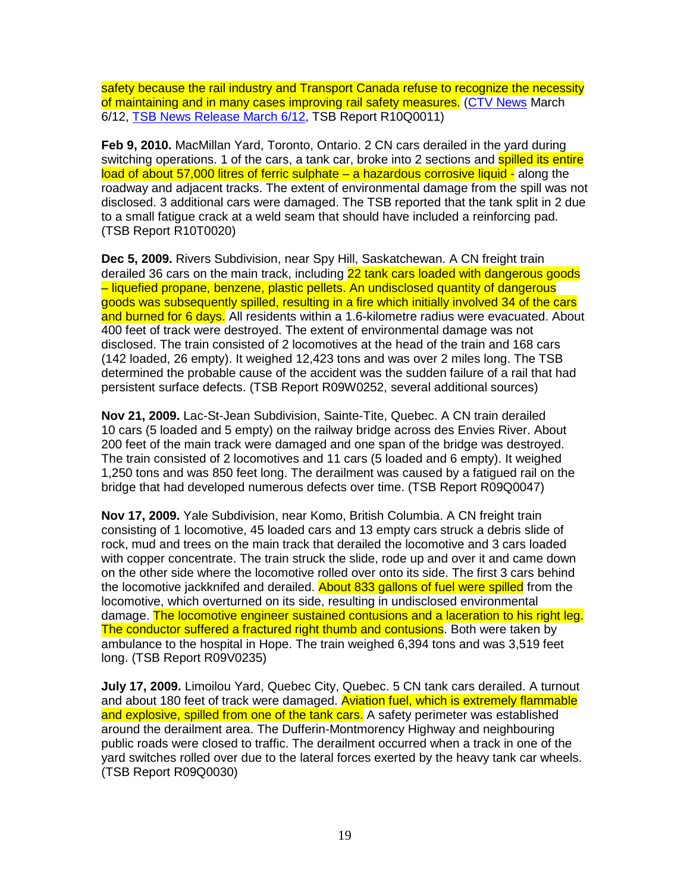safety because the rail industry and Transport Canada refuse to recognize the necessity of maintaining and in many cases improving rail safety measures. (CTV News March 6/12, TSB News Release March 6/12, TSB Report R10Q0011)

**Feb 9, 2010.** MacMillan Yard, Toronto, Ontario. 2 CN cars derailed in the yard during switching operations. 1 of the cars, a tank car, broke into 2 sections and spilled its entire load of about 57,000 litres of ferric sulphate – a hazardous corrosive liquid - along the roadway and adjacent tracks. The extent of environmental damage from the spill was not disclosed. 3 additional cars were damaged. The TSB reported that the tank split in 2 due to a small fatigue crack at a weld seam that should have included a reinforcing pad. (TSB Report R10T0020)

**Dec 5, 2009.** Rivers Subdivision, near Spy Hill, Saskatchewan. A CN freight train derailed 36 cars on the main track, including 22 tank cars loaded with dangerous goods – liquefied propane, benzene, plastic pellets. An undisclosed quantity of dangerous goods was subsequently spilled, resulting in a fire which initially involved 34 of the cars and burned for 6 days. All residents within a 1.6-kilometre radius were evacuated. About 400 feet of track were destroyed. The extent of environmental damage was not disclosed. The train consisted of 2 locomotives at the head of the train and 168 cars (142 loaded, 26 empty). It weighed 12,423 tons and was over 2 miles long. The TSB determined the probable cause of the accident was the sudden failure of a rail that had persistent surface defects. (TSB Report R09W0252, several additional sources)

**Nov 21, 2009.** Lac-St-Jean Subdivision, Sainte-Tite, Quebec. A CN train derailed 10 cars (5 loaded and 5 empty) on the railway bridge across des Envies River. About 200 feet of the main track were damaged and one span of the bridge was destroyed. The train consisted of 2 locomotives and 11 cars (5 loaded and 6 empty). It weighed 1,250 tons and was 850 feet long. The derailment was caused by a fatigued rail on the bridge that had developed numerous defects over time. (TSB Report R09Q0047)

**Nov 17, 2009.** Yale Subdivision, near Komo, British Columbia. A CN freight train consisting of 1 locomotive, 45 loaded cars and 13 empty cars struck a debris slide of rock, mud and trees on the main track that derailed the locomotive and 3 cars loaded with copper concentrate. The train struck the slide, rode up and over it and came down on the other side where the locomotive rolled over onto its side. The first 3 cars behind the locomotive jackknifed and derailed. About 833 gallons of fuel were spilled from the locomotive, which overturned on its side, resulting in undisclosed environmental damage. The locomotive engineer sustained contusions and a laceration to his right leg. The conductor suffered a fractured right thumb and contusions. Both were taken by ambulance to the hospital in Hope. The train weighed 6,394 tons and was 3,519 feet long. (TSB Report R09V0235)

**July 17, 2009.** Limoilou Yard, Quebec City, Quebec. 5 CN tank cars derailed. A turnout and about 180 feet of track were damaged. Aviation fuel, which is extremely flammable and explosive, spilled from one of the tank cars. A safety perimeter was established around the derailment area. The Dufferin-Montmorency Highway and neighbouring public roads were closed to traffic. The derailment occurred when a track in one of the yard switches rolled over due to the lateral forces exerted by the heavy tank car wheels. (TSB Report R09Q0030)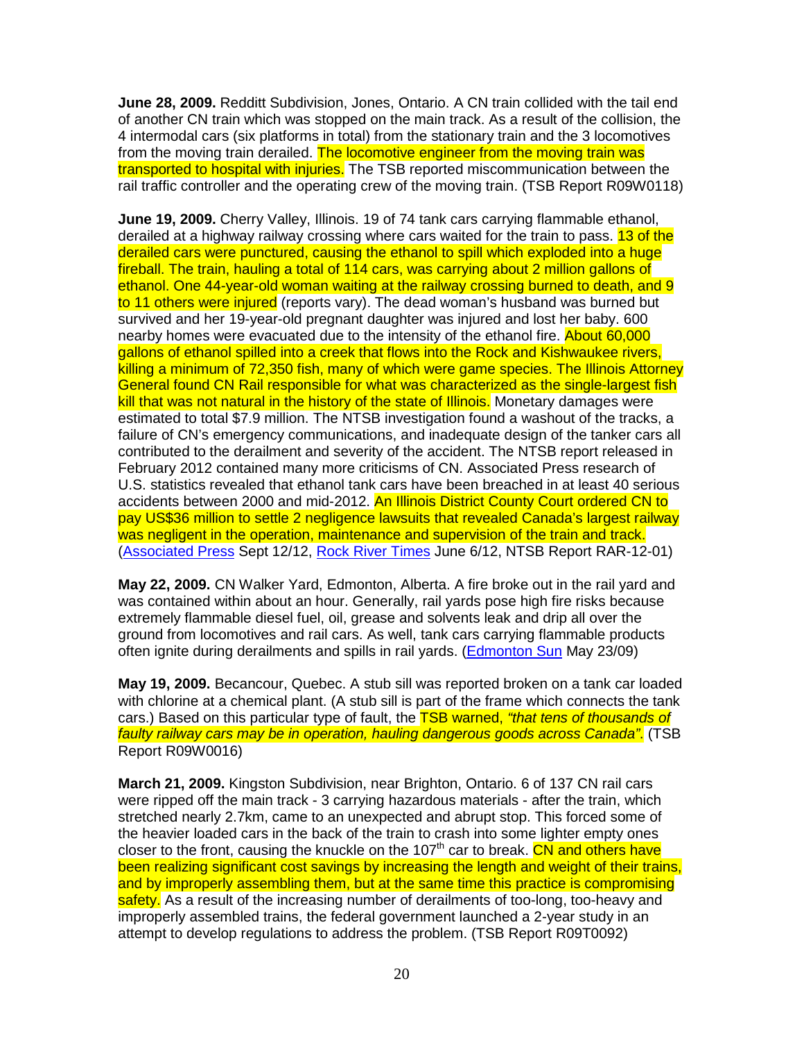**June 28, 2009.** Redditt Subdivision, Jones, Ontario. A CN train collided with the tail end of another CN train which was stopped on the main track. As a result of the collision, the 4 intermodal cars (six platforms in total) from the stationary train and the 3 locomotives from the moving train derailed. The locomotive engineer from the moving train was transported to hospital with injuries. The TSB reported miscommunication between the rail traffic controller and the operating crew of the moving train. (TSB Report R09W0118)

**June 19, 2009.** Cherry Valley, Illinois. 19 of 74 tank cars carrying flammable ethanol, derailed at a highway railway crossing where cars waited for the train to pass. 13 of the derailed cars were punctured, causing the ethanol to spill which exploded into a huge fireball. The train, hauling a total of 114 cars, was carrying about 2 million gallons of ethanol. One 44-year-old woman waiting at the railway crossing burned to death, and 9 to 11 others were injured (reports vary). The dead woman's husband was burned but survived and her 19-year-old pregnant daughter was injured and lost her baby. 600 nearby homes were evacuated due to the intensity of the ethanol fire. About 60,000 gallons of ethanol spilled into a creek that flows into the Rock and Kishwaukee rivers, killing a minimum of 72,350 fish, many of which were game species. The Illinois Attorney General found CN Rail responsible for what was characterized as the single-largest fish kill that was not natural in the history of the state of Illinois. Monetary damages were estimated to total $7.9 million. The NTSB investigation found a washout of the tracks, a failure of CN's emergency communications, and inadequate design of the tanker cars all contributed to the derailment and severity of the accident. The NTSB report released in February 2012 contained many more criticisms of CN. Associated Press research of U.S. statistics revealed that ethanol tank cars have been breached in at least 40 serious accidents between 2000 and mid-2012. An Illinois District County Court ordered CN to pay US$36 million to settle 2 negligence lawsuits that revealed Canada's largest railway was negligent in the operation, maintenance and supervision of the train and track. (Associated Press Sept 12/12, Rock River Times June 6/12, NTSB Report RAR-12-01)

**May 22, 2009.** CN Walker Yard, Edmonton, Alberta. A fire broke out in the rail yard and was contained within about an hour. Generally, rail yards pose high fire risks because extremely flammable diesel fuel, oil, grease and solvents leak and drip all over the ground from locomotives and rail cars. As well, tank cars carrying flammable products often ignite during derailments and spills in rail yards. (Edmonton Sun May 23/09)

**May 19, 2009.** Becancour, Quebec. A stub sill was reported broken on a tank car loaded with chlorine at a chemical plant. (A stub sill is part of the frame which connects the tank cars.) Based on this particular type of fault, the TSB warned, *"that tens of thousands of faulty railway cars may be in operation, hauling dangerous goods across Canada"*. (TSB Report R09W0016)

**March 21, 2009.** Kingston Subdivision, near Brighton, Ontario. 6 of 137 CN rail cars were ripped off the main track - 3 carrying hazardous materials - after the train, which stretched nearly 2.7km, came to an unexpected and abrupt stop. This forced some of the heavier loaded cars in the back of the train to crash into some lighter empty ones closer to the front, causing the knuckle on the 107th car to break. CN and others have been realizing significant cost savings by increasing the length and weight of their trains, and by improperly assembling them, but at the same time this practice is compromising safety. As a result of the increasing number of derailments of too-long, too-heavy and improperly assembled trains, the federal government launched a 2-year study in an attempt to develop regulations to address the problem. (TSB Report R09T0092)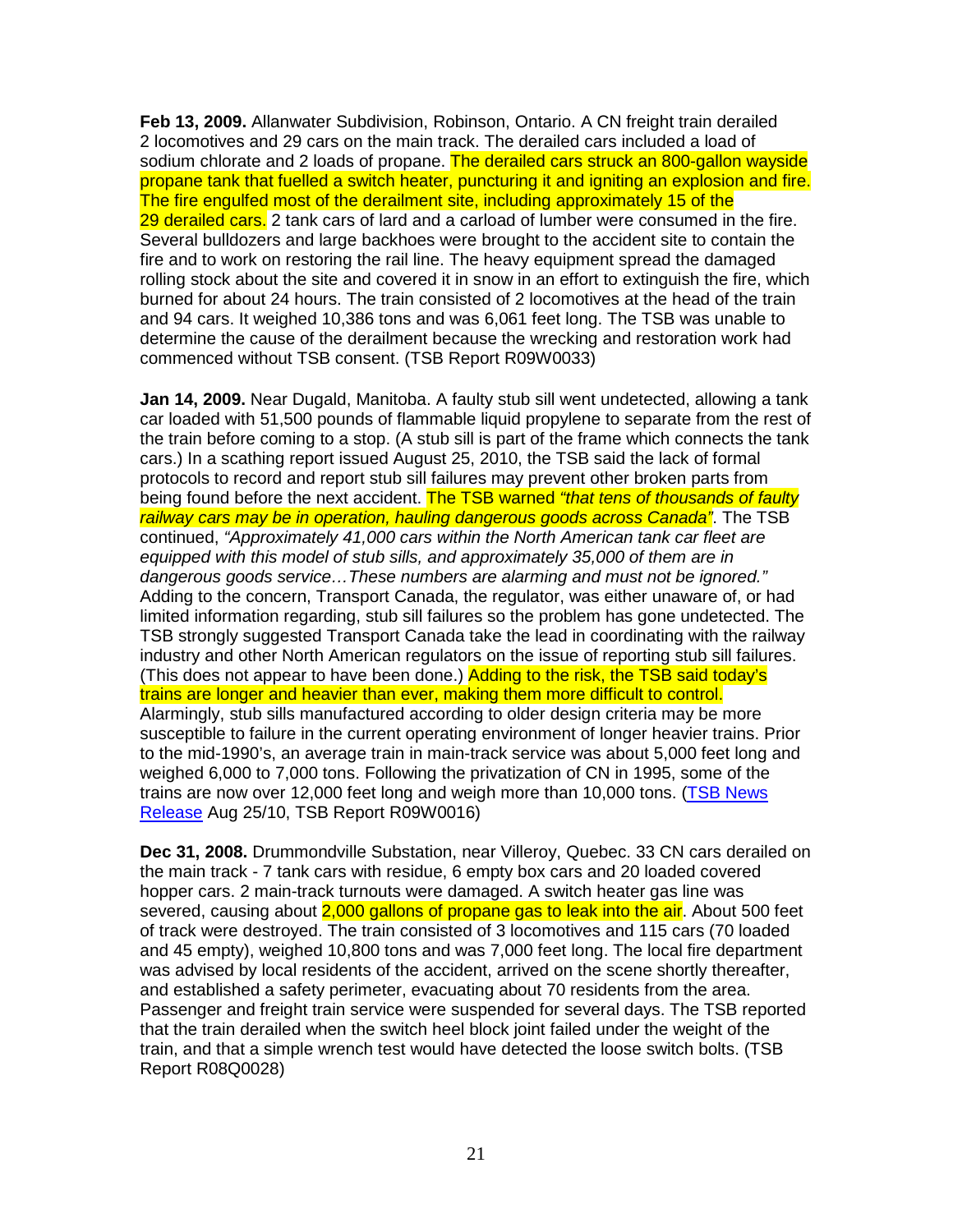**Feb 13, 2009.** Allanwater Subdivision, Robinson, Ontario. A CN freight train derailed 2 locomotives and 29 cars on the main track. The derailed cars included a load of sodium chlorate and 2 loads of propane. The derailed cars struck an 800-gallon wayside propane tank that fuelled a switch heater, puncturing it and igniting an explosion and fire. The fire engulfed most of the derailment site, including approximately 15 of the 29 derailed cars. 2 tank cars of lard and a carload of lumber were consumed in the fire. Several bulldozers and large backhoes were brought to the accident site to contain the fire and to work on restoring the rail line. The heavy equipment spread the damaged rolling stock about the site and covered it in snow in an effort to extinguish the fire, which burned for about 24 hours. The train consisted of 2 locomotives at the head of the train and 94 cars. It weighed 10,386 tons and was 6,061 feet long. The TSB was unable to determine the cause of the derailment because the wrecking and restoration work had commenced without TSB consent. (TSB Report R09W0033)

**Jan 14, 2009.** Near Dugald, Manitoba. A faulty stub sill went undetected, allowing a tank car loaded with 51,500 pounds of flammable liquid propylene to separate from the rest of the train before coming to a stop. (A stub sill is part of the frame which connects the tank cars.) In a scathing report issued August 25, 2010, the TSB said the lack of formal protocols to record and report stub sill failures may prevent other broken parts from being found before the next accident. The TSB warned *"that tens of thousands of faulty railway cars may be in operation, hauling dangerous goods across Canada"*. The TSB continued, *"Approximately 41,000 cars within the North American tank car fleet are equipped with this model of stub sills, and approximately 35,000 of them are in dangerous goods service…These numbers are alarming and must not be ignored."* Adding to the concern, Transport Canada, the regulator, was either unaware of, or had limited information regarding, stub sill failures so the problem has gone undetected. The TSB strongly suggested Transport Canada take the lead in coordinating with the railway industry and other North American regulators on the issue of reporting stub sill failures. (This does not appear to have been done.) Adding to the risk, the TSB said today's trains are longer and heavier than ever, making them more difficult to control. Alarmingly, stub sills manufactured according to older design criteria may be more susceptible to failure in the current operating environment of longer heavier trains. Prior to the mid-1990's, an average train in main-track service was about 5,000 feet long and weighed 6,000 to 7,000 tons. Following the privatization of CN in 1995, some of the trains are now over 12,000 feet long and weigh more than 10,000 tons. (TSB News Release Aug 25/10, TSB Report R09W0016)

**Dec 31, 2008.** Drummondville Substation, near Villeroy, Quebec. 33 CN cars derailed on the main track - 7 tank cars with residue, 6 empty box cars and 20 loaded covered hopper cars. 2 main-track turnouts were damaged. A switch heater gas line was severed, causing about 2,000 gallons of propane gas to leak into the air. About 500 feet of track were destroyed. The train consisted of 3 locomotives and 115 cars (70 loaded and 45 empty), weighed 10,800 tons and was 7,000 feet long. The local fire department was advised by local residents of the accident, arrived on the scene shortly thereafter, and established a safety perimeter, evacuating about 70 residents from the area. Passenger and freight train service were suspended for several days. The TSB reported that the train derailed when the switch heel block joint failed under the weight of the train, and that a simple wrench test would have detected the loose switch bolts. (TSB Report R08Q0028)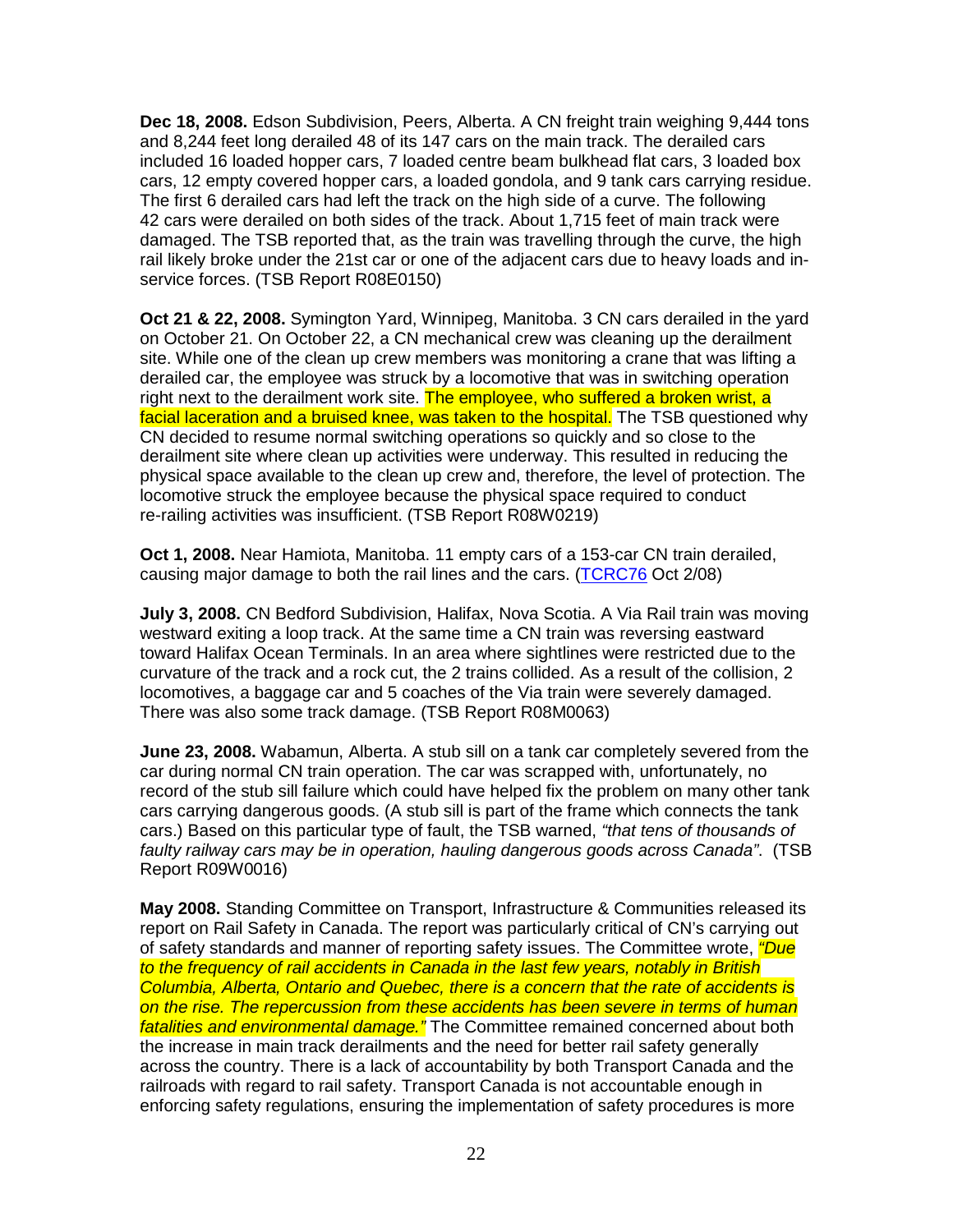**Dec 18, 2008.** Edson Subdivision, Peers, Alberta. A CN freight train weighing 9,444 tons and 8,244 feet long derailed 48 of its 147 cars on the main track. The derailed cars included 16 loaded hopper cars, 7 loaded centre beam bulkhead flat cars, 3 loaded box cars, 12 empty covered hopper cars, a loaded gondola, and 9 tank cars carrying residue. The first 6 derailed cars had left the track on the high side of a curve. The following 42 cars were derailed on both sides of the track. About 1,715 feet of main track were damaged. The TSB reported that, as the train was travelling through the curve, the high rail likely broke under the 21st car or one of the adjacent cars due to heavy loads and in-service forces. (TSB Report R08E0150)

**Oct 21 & 22, 2008.** Symington Yard, Winnipeg, Manitoba. 3 CN cars derailed in the yard on October 21. On October 22, a CN mechanical crew was cleaning up the derailment site. While one of the clean up crew members was monitoring a crane that was lifting a derailed car, the employee was struck by a locomotive that was in switching operation right next to the derailment work site. The employee, who suffered a broken wrist, a facial laceration and a bruised knee, was taken to the hospital. The TSB questioned why CN decided to resume normal switching operations so quickly and so close to the derailment site where clean up activities were underway. This resulted in reducing the physical space available to the clean up crew and, therefore, the level of protection. The locomotive struck the employee because the physical space required to conduct re-railing activities was insufficient. (TSB Report R08W0219)

**Oct 1, 2008.** Near Hamiota, Manitoba. 11 empty cars of a 153-car CN train derailed, causing major damage to both the rail lines and the cars. (TCRC76 Oct 2/08)

**July 3, 2008.** CN Bedford Subdivision, Halifax, Nova Scotia. A Via Rail train was moving westward exiting a loop track. At the same time a CN train was reversing eastward toward Halifax Ocean Terminals. In an area where sightlines were restricted due to the curvature of the track and a rock cut, the 2 trains collided. As a result of the collision, 2 locomotives, a baggage car and 5 coaches of the Via train were severely damaged. There was also some track damage. (TSB Report R08M0063)

**June 23, 2008.** Wabamun, Alberta. A stub sill on a tank car completely severed from the car during normal CN train operation. The car was scrapped with, unfortunately, no record of the stub sill failure which could have helped fix the problem on many other tank cars carrying dangerous goods. (A stub sill is part of the frame which connects the tank cars.) Based on this particular type of fault, the TSB warned, *"that tens of thousands of faulty railway cars may be in operation, hauling dangerous goods across Canada"*. (TSB Report R09W0016)

**May 2008.** Standing Committee on Transport, Infrastructure & Communities released its report on Rail Safety in Canada. The report was particularly critical of CN's carrying out of safety standards and manner of reporting safety issues. The Committee wrote, *"Due to the frequency of rail accidents in Canada in the last few years, notably in British Columbia, Alberta, Ontario and Quebec, there is a concern that the rate of accidents is on the rise. The repercussion from these accidents has been severe in terms of human fatalities and environmental damage."* The Committee remained concerned about both the increase in main track derailments and the need for better rail safety generally across the country. There is a lack of accountability by both Transport Canada and the railroads with regard to rail safety. Transport Canada is not accountable enough in enforcing safety regulations, ensuring the implementation of safety procedures is more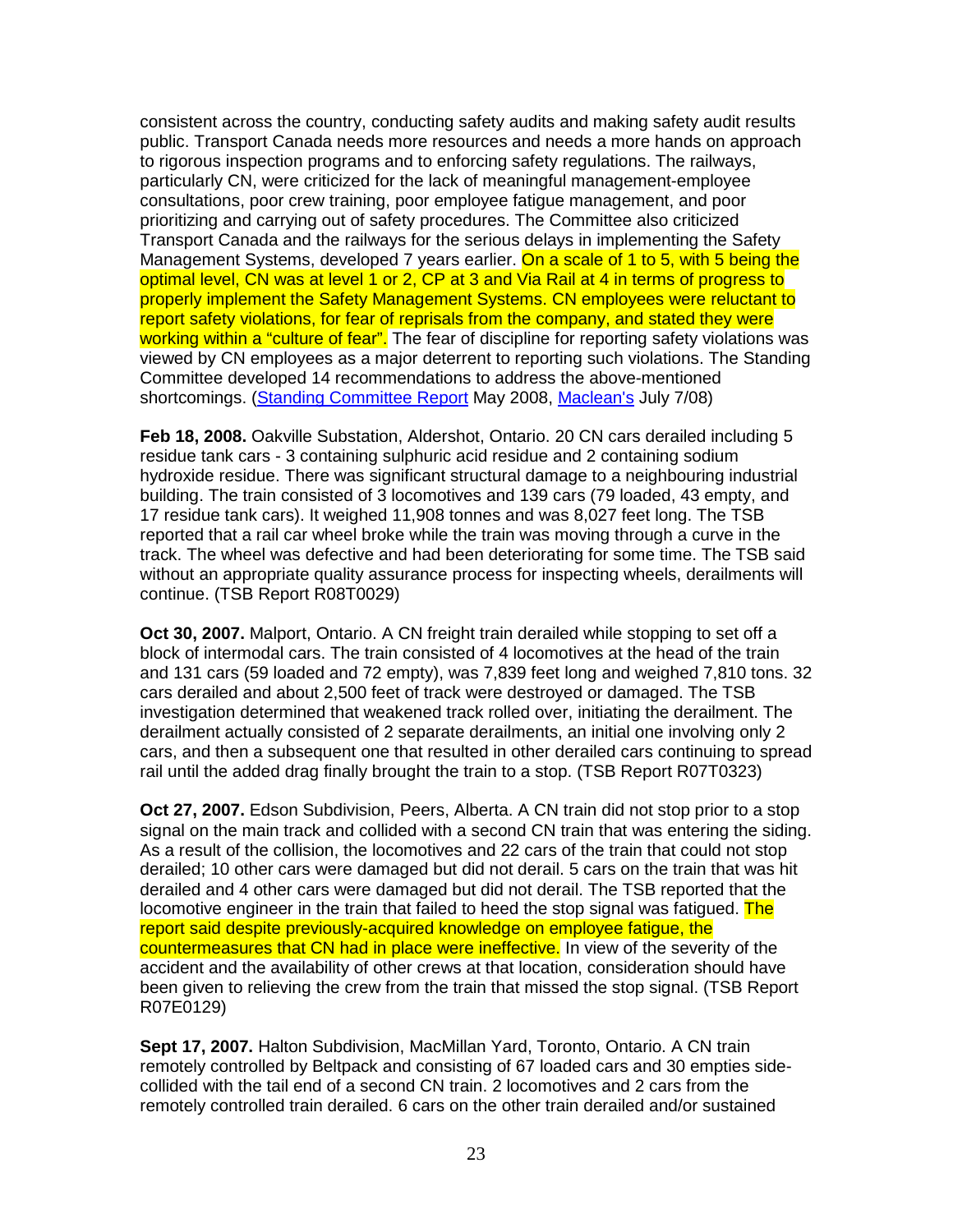consistent across the country, conducting safety audits and making safety audit results public. Transport Canada needs more resources and needs a more hands on approach to rigorous inspection programs and to enforcing safety regulations. The railways, particularly CN, were criticized for the lack of meaningful management-employee consultations, poor crew training, poor employee fatigue management, and poor prioritizing and carrying out of safety procedures. The Committee also criticized Transport Canada and the railways for the serious delays in implementing the Safety Management Systems, developed 7 years earlier. On a scale of 1 to 5, with 5 being the optimal level, CN was at level 1 or 2, CP at 3 and Via Rail at 4 in terms of progress to properly implement the Safety Management Systems. CN employees were reluctant to report safety violations, for fear of reprisals from the company, and stated they were working within a "culture of fear". The fear of discipline for reporting safety violations was viewed by CN employees as a major deterrent to reporting such violations. The Standing Committee developed 14 recommendations to address the above-mentioned shortcomings. (Standing Committee Report May 2008, Maclean's July 7/08)

**Feb 18, 2008.** Oakville Substation, Aldershot, Ontario. 20 CN cars derailed including 5 residue tank cars - 3 containing sulphuric acid residue and 2 containing sodium hydroxide residue. There was significant structural damage to a neighbouring industrial building. The train consisted of 3 locomotives and 139 cars (79 loaded, 43 empty, and 17 residue tank cars). It weighed 11,908 tonnes and was 8,027 feet long. The TSB reported that a rail car wheel broke while the train was moving through a curve in the track. The wheel was defective and had been deteriorating for some time. The TSB said without an appropriate quality assurance process for inspecting wheels, derailments will continue. (TSB Report R08T0029)

**Oct 30, 2007.** Malport, Ontario. A CN freight train derailed while stopping to set off a block of intermodal cars. The train consisted of 4 locomotives at the head of the train and 131 cars (59 loaded and 72 empty), was 7,839 feet long and weighed 7,810 tons. 32 cars derailed and about 2,500 feet of track were destroyed or damaged. The TSB investigation determined that weakened track rolled over, initiating the derailment. The derailment actually consisted of 2 separate derailments, an initial one involving only 2 cars, and then a subsequent one that resulted in other derailed cars continuing to spread rail until the added drag finally brought the train to a stop. (TSB Report R07T0323)

**Oct 27, 2007.** Edson Subdivision, Peers, Alberta. A CN train did not stop prior to a stop signal on the main track and collided with a second CN train that was entering the siding. As a result of the collision, the locomotives and 22 cars of the train that could not stop derailed; 10 other cars were damaged but did not derail. 5 cars on the train that was hit derailed and 4 other cars were damaged but did not derail. The TSB reported that the locomotive engineer in the train that failed to heed the stop signal was fatigued. The report said despite previously-acquired knowledge on employee fatigue, the countermeasures that CN had in place were ineffective. In view of the severity of the accident and the availability of other crews at that location, consideration should have been given to relieving the crew from the train that missed the stop signal. (TSB Report R07E0129)

**Sept 17, 2007.** Halton Subdivision, MacMillan Yard, Toronto, Ontario. A CN train remotely controlled by Beltpack and consisting of 67 loaded cars and 30 empties side-collided with the tail end of a second CN train. 2 locomotives and 2 cars from the remotely controlled train derailed. 6 cars on the other train derailed and/or sustained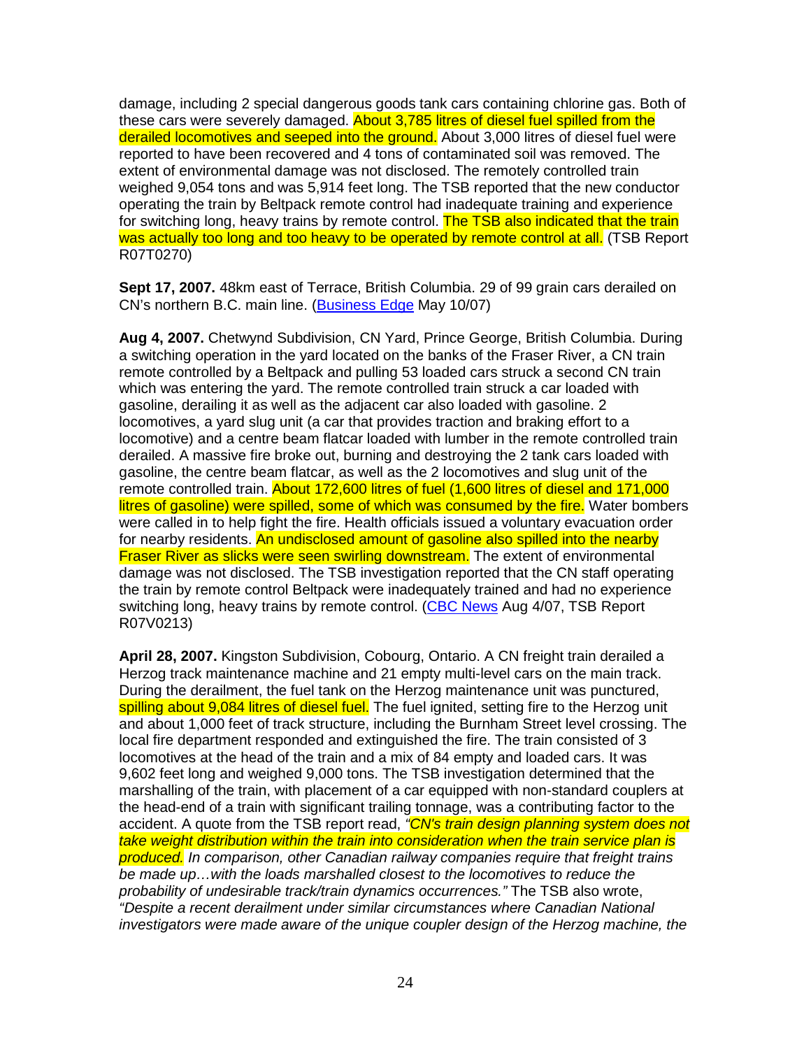damage, including 2 special dangerous goods tank cars containing chlorine gas. Both of these cars were severely damaged. About 3,785 litres of diesel fuel spilled from the derailed locomotives and seeped into the ground. About 3,000 litres of diesel fuel were reported to have been recovered and 4 tons of contaminated soil was removed. The extent of environmental damage was not disclosed. The remotely controlled train weighed 9,054 tons and was 5,914 feet long. The TSB reported that the new conductor operating the train by Beltpack remote control had inadequate training and experience for switching long, heavy trains by remote control. The TSB also indicated that the train was actually too long and too heavy to be operated by remote control at all. (TSB Report R07T0270)

**Sept 17, 2007.** 48km east of Terrace, British Columbia. 29 of 99 grain cars derailed on CN's northern B.C. main line. (Business Edge May 10/07)

**Aug 4, 2007.** Chetwynd Subdivision, CN Yard, Prince George, British Columbia. During a switching operation in the yard located on the banks of the Fraser River, a CN train remote controlled by a Beltpack and pulling 53 loaded cars struck a second CN train which was entering the yard. The remote controlled train struck a car loaded with gasoline, derailing it as well as the adjacent car also loaded with gasoline. 2 locomotives, a yard slug unit (a car that provides traction and braking effort to a locomotive) and a centre beam flatcar loaded with lumber in the remote controlled train derailed. A massive fire broke out, burning and destroying the 2 tank cars loaded with gasoline, the centre beam flatcar, as well as the 2 locomotives and slug unit of the remote controlled train. About 172,600 litres of fuel (1,600 litres of diesel and 171,000 litres of gasoline) were spilled, some of which was consumed by the fire. Water bombers were called in to help fight the fire. Health officials issued a voluntary evacuation order for nearby residents. An undisclosed amount of gasoline also spilled into the nearby Fraser River as slicks were seen swirling downstream. The extent of environmental damage was not disclosed. The TSB investigation reported that the CN staff operating the train by remote control Beltpack were inadequately trained and had no experience switching long, heavy trains by remote control. (CBC News Aug 4/07, TSB Report R07V0213)

**April 28, 2007.** Kingston Subdivision, Cobourg, Ontario. A CN freight train derailed a Herzog track maintenance machine and 21 empty multi-level cars on the main track. During the derailment, the fuel tank on the Herzog maintenance unit was punctured, spilling about 9,084 litres of diesel fuel. The fuel ignited, setting fire to the Herzog unit and about 1,000 feet of track structure, including the Burnham Street level crossing. The local fire department responded and extinguished the fire. The train consisted of 3 locomotives at the head of the train and a mix of 84 empty and loaded cars. It was 9,602 feet long and weighed 9,000 tons. The TSB investigation determined that the marshalling of the train, with placement of a car equipped with non-standard couplers at the head-end of a train with significant trailing tonnage, was a contributing factor to the accident. A quote from the TSB report read, *"CN's train design planning system does not take weight distribution within the train into consideration when the train service plan is produced. In comparison, other Canadian railway companies require that freight trains be made up…with the loads marshalled closest to the locomotives to reduce the probability of undesirable track/train dynamics occurrences."* The TSB also wrote, *"Despite a recent derailment under similar circumstances where Canadian National investigators were made aware of the unique coupler design of the Herzog machine, the*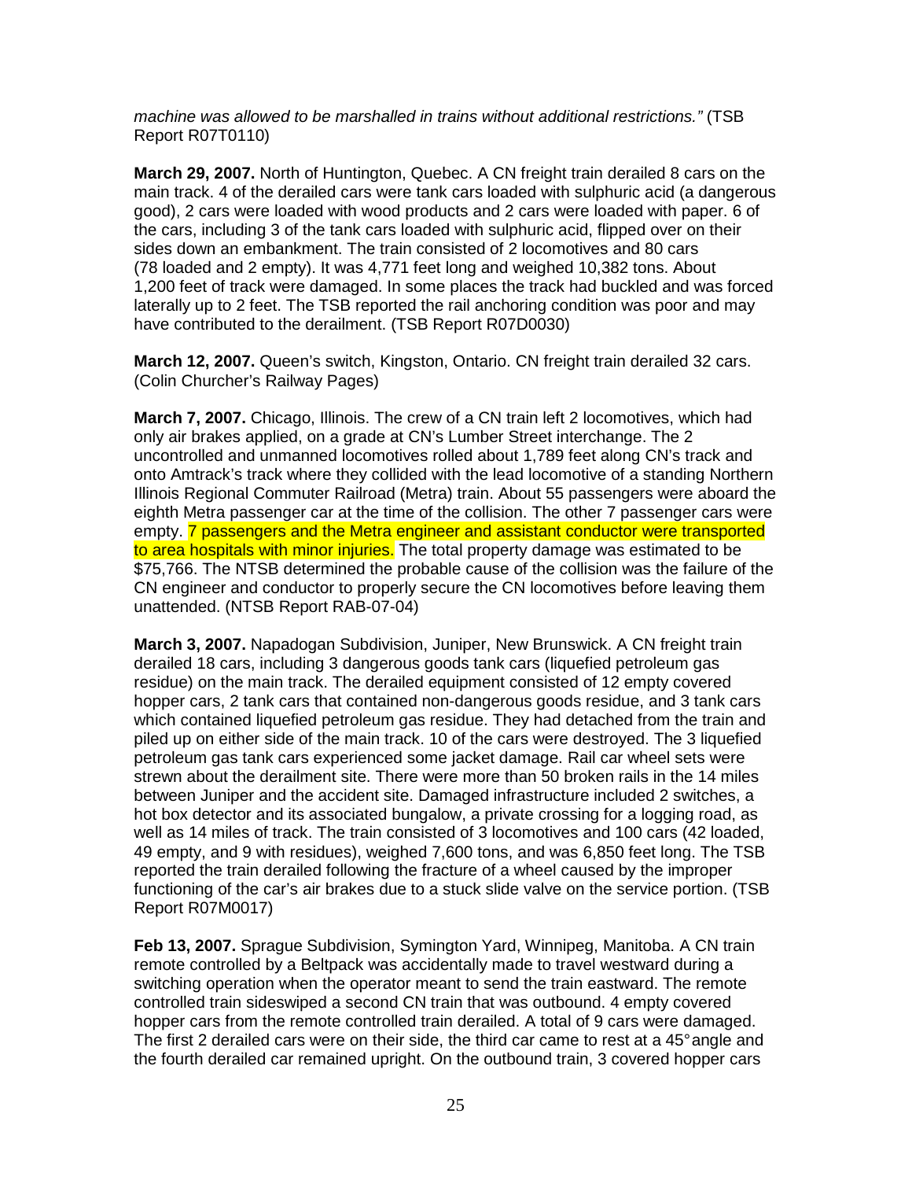*machine was allowed to be marshalled in trains without additional restrictions."* (TSB Report R07T0110)

**March 29, 2007.** North of Huntington, Quebec. A CN freight train derailed 8 cars on the main track. 4 of the derailed cars were tank cars loaded with sulphuric acid (a dangerous good), 2 cars were loaded with wood products and 2 cars were loaded with paper. 6 of the cars, including 3 of the tank cars loaded with sulphuric acid, flipped over on their sides down an embankment. The train consisted of 2 locomotives and 80 cars (78 loaded and 2 empty). It was 4,771 feet long and weighed 10,382 tons. About 1,200 feet of track were damaged. In some places the track had buckled and was forced laterally up to 2 feet. The TSB reported the rail anchoring condition was poor and may have contributed to the derailment. (TSB Report R07D0030)

**March 12, 2007.** Queen's switch, Kingston, Ontario. CN freight train derailed 32 cars. (Colin Churcher's Railway Pages)

**March 7, 2007.** Chicago, Illinois. The crew of a CN train left 2 locomotives, which had only air brakes applied, on a grade at CN's Lumber Street interchange. The 2 uncontrolled and unmanned locomotives rolled about 1,789 feet along CN's track and onto Amtrack's track where they collided with the lead locomotive of a standing Northern Illinois Regional Commuter Railroad (Metra) train. About 55 passengers were aboard the eighth Metra passenger car at the time of the collision. The other 7 passenger cars were empty. 7 passengers and the Metra engineer and assistant conductor were transported to area hospitals with minor injuries. The total property damage was estimated to be $75,766. The NTSB determined the probable cause of the collision was the failure of the CN engineer and conductor to properly secure the CN locomotives before leaving them unattended. (NTSB Report RAB-07-04)

**March 3, 2007.** Napadogan Subdivision, Juniper, New Brunswick. A CN freight train derailed 18 cars, including 3 dangerous goods tank cars (liquefied petroleum gas residue) on the main track. The derailed equipment consisted of 12 empty covered hopper cars, 2 tank cars that contained non-dangerous goods residue, and 3 tank cars which contained liquefied petroleum gas residue. They had detached from the train and piled up on either side of the main track. 10 of the cars were destroyed. The 3 liquefied petroleum gas tank cars experienced some jacket damage. Rail car wheel sets were strewn about the derailment site. There were more than 50 broken rails in the 14 miles between Juniper and the accident site. Damaged infrastructure included 2 switches, a hot box detector and its associated bungalow, a private crossing for a logging road, as well as 14 miles of track. The train consisted of 3 locomotives and 100 cars (42 loaded, 49 empty, and 9 with residues), weighed 7,600 tons, and was 6,850 feet long. The TSB reported the train derailed following the fracture of a wheel caused by the improper functioning of the car's air brakes due to a stuck slide valve on the service portion. (TSB Report R07M0017)

**Feb 13, 2007.** Sprague Subdivision, Symington Yard, Winnipeg, Manitoba. A CN train remote controlled by a Beltpack was accidentally made to travel westward during a switching operation when the operator meant to send the train eastward. The remote controlled train sideswiped a second CN train that was outbound. 4 empty covered hopper cars from the remote controlled train derailed. A total of 9 cars were damaged. The first 2 derailed cars were on their side, the third car came to rest at a 45° angle and the fourth derailed car remained upright. On the outbound train, 3 covered hopper cars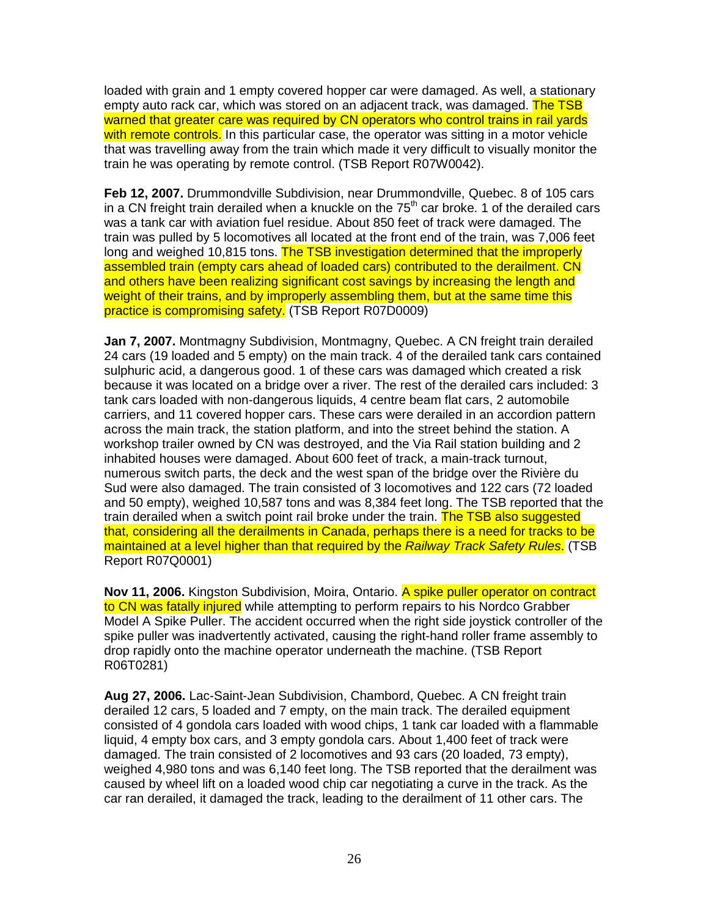loaded with grain and 1 empty covered hopper car were damaged. As well, a stationary empty auto rack car, which was stored on an adjacent track, was damaged. The TSB warned that greater care was required by CN operators who control trains in rail yards with remote controls. In this particular case, the operator was sitting in a motor vehicle that was travelling away from the train which made it very difficult to visually monitor the train he was operating by remote control. (TSB Report R07W0042).

**Feb 12, 2007.** Drummondville Subdivision, near Drummondville, Quebec. 8 of 105 cars in a CN freight train derailed when a knuckle on the 75th car broke. 1 of the derailed cars was a tank car with aviation fuel residue. About 850 feet of track were damaged. The train was pulled by 5 locomotives all located at the front end of the train, was 7,006 feet long and weighed 10,815 tons. The TSB investigation determined that the improperly assembled train (empty cars ahead of loaded cars) contributed to the derailment. CN and others have been realizing significant cost savings by increasing the length and weight of their trains, and by improperly assembling them, but at the same time this practice is compromising safety. (TSB Report R07D0009)

**Jan 7, 2007.** Montmagny Subdivision, Montmagny, Quebec. A CN freight train derailed 24 cars (19 loaded and 5 empty) on the main track. 4 of the derailed tank cars contained sulphuric acid, a dangerous good. 1 of these cars was damaged which created a risk because it was located on a bridge over a river. The rest of the derailed cars included: 3 tank cars loaded with non-dangerous liquids, 4 centre beam flat cars, 2 automobile carriers, and 11 covered hopper cars. These cars were derailed in an accordion pattern across the main track, the station platform, and into the street behind the station. A workshop trailer owned by CN was destroyed, and the Via Rail station building and 2 inhabited houses were damaged. About 600 feet of track, a main-track turnout, numerous switch parts, the deck and the west span of the bridge over the Rivière du Sud were also damaged. The train consisted of 3 locomotives and 122 cars (72 loaded and 50 empty), weighed 10,587 tons and was 8,384 feet long. The TSB reported that the train derailed when a switch point rail broke under the train. The TSB also suggested that, considering all the derailments in Canada, perhaps there is a need for tracks to be maintained at a level higher than that required by the *Railway Track Safety Rules*. (TSB Report R07Q0001)

**Nov 11, 2006.** Kingston Subdivision, Moira, Ontario. A spike puller operator on contract to CN was fatally injured while attempting to perform repairs to his Nordco Grabber Model A Spike Puller. The accident occurred when the right side joystick controller of the spike puller was inadvertently activated, causing the right-hand roller frame assembly to drop rapidly onto the machine operator underneath the machine. (TSB Report R06T0281)

**Aug 27, 2006.** Lac-Saint-Jean Subdivision, Chambord, Quebec. A CN freight train derailed 12 cars, 5 loaded and 7 empty, on the main track. The derailed equipment consisted of 4 gondola cars loaded with wood chips, 1 tank car loaded with a flammable liquid, 4 empty box cars, and 3 empty gondola cars. About 1,400 feet of track were damaged. The train consisted of 2 locomotives and 93 cars (20 loaded, 73 empty), weighed 4,980 tons and was 6,140 feet long. The TSB reported that the derailment was caused by wheel lift on a loaded wood chip car negotiating a curve in the track. As the car ran derailed, it damaged the track, leading to the derailment of 11 other cars. The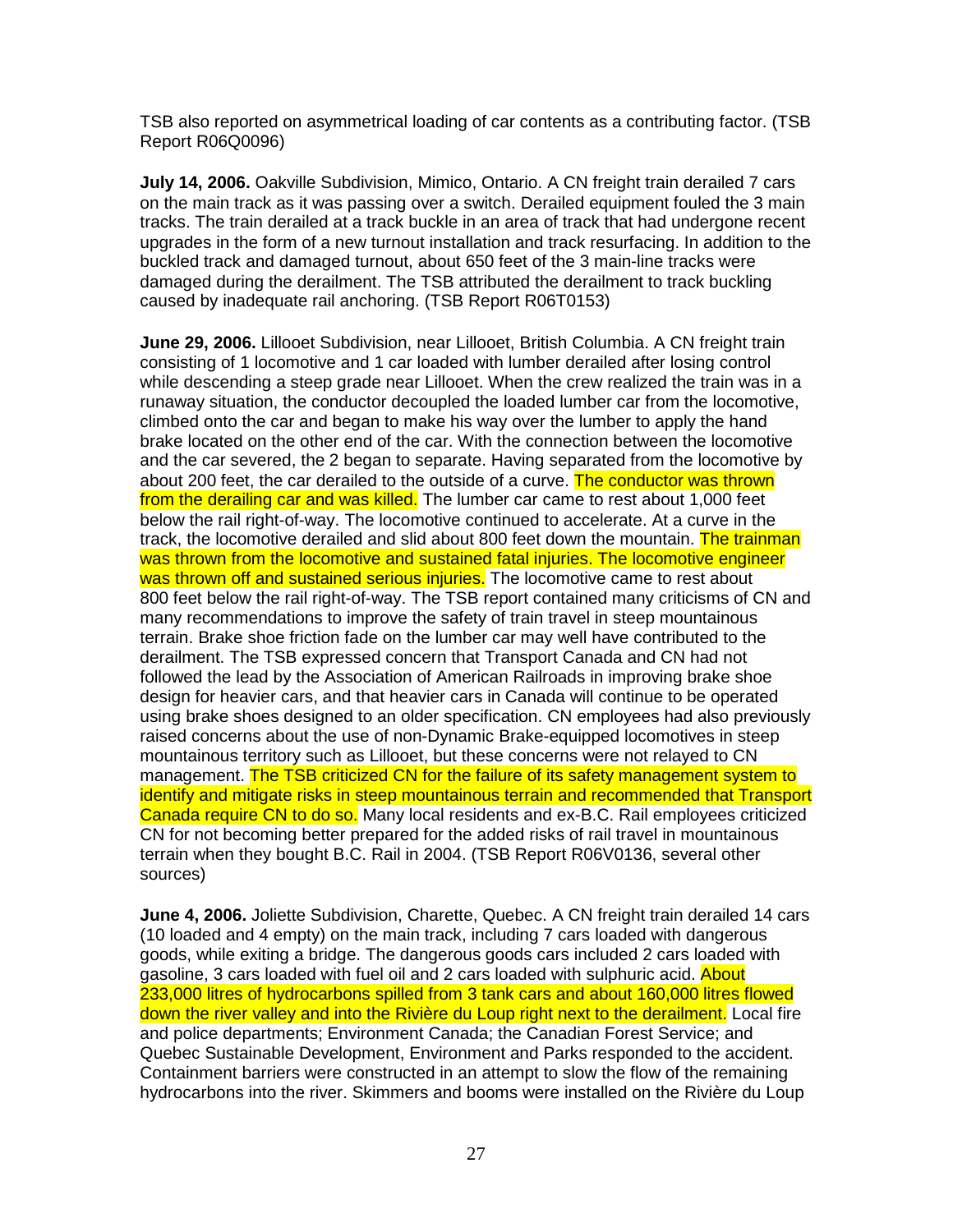TSB also reported on asymmetrical loading of car contents as a contributing factor. (TSB Report R06Q0096)

**July 14, 2006.** Oakville Subdivision, Mimico, Ontario. A CN freight train derailed 7 cars on the main track as it was passing over a switch. Derailed equipment fouled the 3 main tracks. The train derailed at a track buckle in an area of track that had undergone recent upgrades in the form of a new turnout installation and track resurfacing. In addition to the buckled track and damaged turnout, about 650 feet of the 3 main-line tracks were damaged during the derailment. The TSB attributed the derailment to track buckling caused by inadequate rail anchoring. (TSB Report R06T0153)

**June 29, 2006.** Lillooet Subdivision, near Lillooet, British Columbia. A CN freight train consisting of 1 locomotive and 1 car loaded with lumber derailed after losing control while descending a steep grade near Lillooet. When the crew realized the train was in a runaway situation, the conductor decoupled the loaded lumber car from the locomotive, climbed onto the car and began to make his way over the lumber to apply the hand brake located on the other end of the car. With the connection between the locomotive and the car severed, the 2 began to separate. Having separated from the locomotive by about 200 feet, the car derailed to the outside of a curve. The conductor was thrown from the derailing car and was killed. The lumber car came to rest about 1,000 feet below the rail right-of-way. The locomotive continued to accelerate. At a curve in the track, the locomotive derailed and slid about 800 feet down the mountain. The trainman was thrown from the locomotive and sustained fatal injuries. The locomotive engineer was thrown off and sustained serious injuries. The locomotive came to rest about 800 feet below the rail right-of-way. The TSB report contained many criticisms of CN and many recommendations to improve the safety of train travel in steep mountainous terrain. Brake shoe friction fade on the lumber car may well have contributed to the derailment. The TSB expressed concern that Transport Canada and CN had not followed the lead by the Association of American Railroads in improving brake shoe design for heavier cars, and that heavier cars in Canada will continue to be operated using brake shoes designed to an older specification. CN employees had also previously raised concerns about the use of non-Dynamic Brake-equipped locomotives in steep mountainous territory such as Lillooet, but these concerns were not relayed to CN management. The TSB criticized CN for the failure of its safety management system to identify and mitigate risks in steep mountainous terrain and recommended that Transport Canada require CN to do so. Many local residents and ex-B.C. Rail employees criticized CN for not becoming better prepared for the added risks of rail travel in mountainous terrain when they bought B.C. Rail in 2004. (TSB Report R06V0136, several other sources)

**June 4, 2006.** Joliette Subdivision, Charette, Quebec. A CN freight train derailed 14 cars (10 loaded and 4 empty) on the main track, including 7 cars loaded with dangerous goods, while exiting a bridge. The dangerous goods cars included 2 cars loaded with gasoline, 3 cars loaded with fuel oil and 2 cars loaded with sulphuric acid. About 233,000 litres of hydrocarbons spilled from 3 tank cars and about 160,000 litres flowed down the river valley and into the Rivière du Loup right next to the derailment. Local fire and police departments; Environment Canada; the Canadian Forest Service; and Quebec Sustainable Development, Environment and Parks responded to the accident. Containment barriers were constructed in an attempt to slow the flow of the remaining hydrocarbons into the river. Skimmers and booms were installed on the Rivière du Loup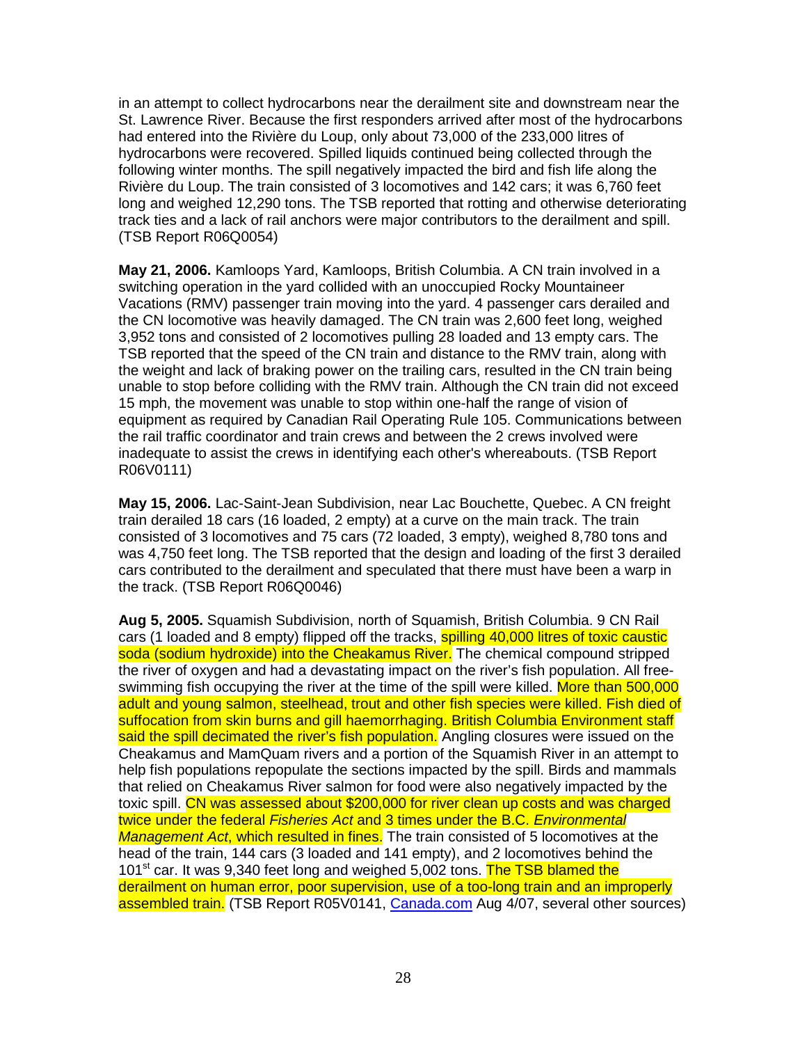in an attempt to collect hydrocarbons near the derailment site and downstream near the St. Lawrence River. Because the first responders arrived after most of the hydrocarbons had entered into the Rivière du Loup, only about 73,000 of the 233,000 litres of hydrocarbons were recovered. Spilled liquids continued being collected through the following winter months. The spill negatively impacted the bird and fish life along the Rivière du Loup. The train consisted of 3 locomotives and 142 cars; it was 6,760 feet long and weighed 12,290 tons. The TSB reported that rotting and otherwise deteriorating track ties and a lack of rail anchors were major contributors to the derailment and spill. (TSB Report R06Q0054)

**May 21, 2006.** Kamloops Yard, Kamloops, British Columbia. A CN train involved in a switching operation in the yard collided with an unoccupied Rocky Mountaineer Vacations (RMV) passenger train moving into the yard. 4 passenger cars derailed and the CN locomotive was heavily damaged. The CN train was 2,600 feet long, weighed 3,952 tons and consisted of 2 locomotives pulling 28 loaded and 13 empty cars. The TSB reported that the speed of the CN train and distance to the RMV train, along with the weight and lack of braking power on the trailing cars, resulted in the CN train being unable to stop before colliding with the RMV train. Although the CN train did not exceed 15 mph, the movement was unable to stop within one-half the range of vision of equipment as required by Canadian Rail Operating Rule 105. Communications between the rail traffic coordinator and train crews and between the 2 crews involved were inadequate to assist the crews in identifying each other's whereabouts. (TSB Report R06V0111)

**May 15, 2006.** Lac-Saint-Jean Subdivision, near Lac Bouchette, Quebec. A CN freight train derailed 18 cars (16 loaded, 2 empty) at a curve on the main track. The train consisted of 3 locomotives and 75 cars (72 loaded, 3 empty), weighed 8,780 tons and was 4,750 feet long. The TSB reported that the design and loading of the first 3 derailed cars contributed to the derailment and speculated that there must have been a warp in the track. (TSB Report R06Q0046)

**Aug 5, 2005.** Squamish Subdivision, north of Squamish, British Columbia. 9 CN Rail cars (1 loaded and 8 empty) flipped off the tracks, spilling 40,000 litres of toxic caustic soda (sodium hydroxide) into the Cheakamus River. The chemical compound stripped the river of oxygen and had a devastating impact on the river's fish population. All free-swimming fish occupying the river at the time of the spill were killed. More than 500,000 adult and young salmon, steelhead, trout and other fish species were killed. Fish died of suffocation from skin burns and gill haemorrhaging. British Columbia Environment staff said the spill decimated the river's fish population. Angling closures were issued on the Cheakamus and MamQuam rivers and a portion of the Squamish River in an attempt to help fish populations repopulate the sections impacted by the spill. Birds and mammals that relied on Cheakamus River salmon for food were also negatively impacted by the toxic spill. CN was assessed about $200,000 for river clean up costs and was charged twice under the federal *Fisheries Act* and 3 times under the B.C. *Environmental Management Act*, which resulted in fines. The train consisted of 5 locomotives at the head of the train, 144 cars (3 loaded and 141 empty), and 2 locomotives behind the 101st car. It was 9,340 feet long and weighed 5,002 tons. The TSB blamed the derailment on human error, poor supervision, use of a too-long train and an improperly assembled train. (TSB Report R05V0141, Canada.com Aug 4/07, several other sources)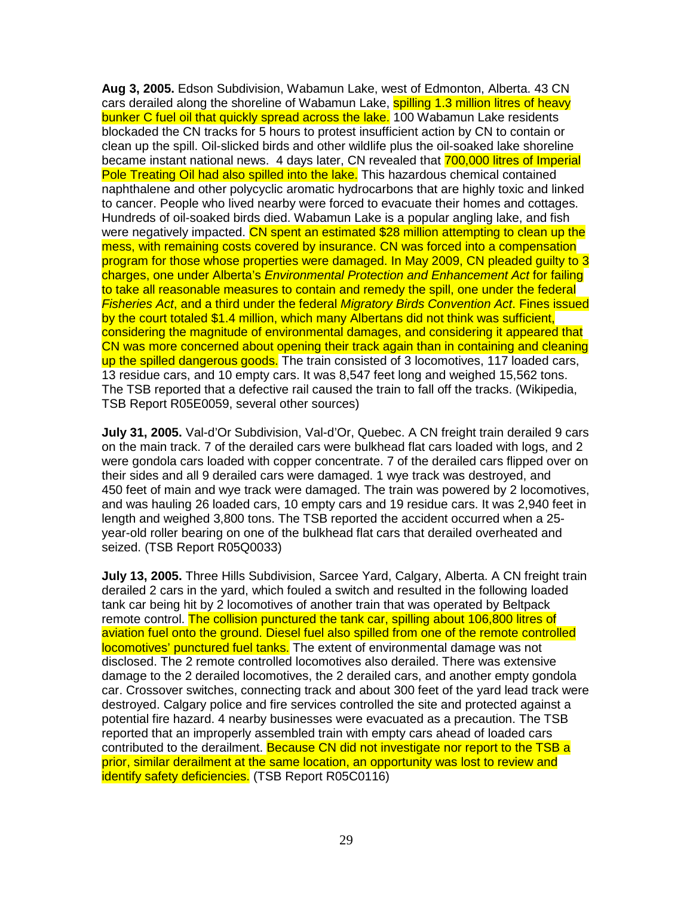**Aug 3, 2005.** Edson Subdivision, Wabamun Lake, west of Edmonton, Alberta. 43 CN cars derailed along the shoreline of Wabamun Lake, spilling 1.3 million litres of heavy bunker C fuel oil that quickly spread across the lake. 100 Wabamun Lake residents blockaded the CN tracks for 5 hours to protest insufficient action by CN to contain or clean up the spill. Oil-slicked birds and other wildlife plus the oil-soaked lake shoreline became instant national news. 4 days later, CN revealed that 700,000 litres of Imperial Pole Treating Oil had also spilled into the lake. This hazardous chemical contained naphthalene and other polycyclic aromatic hydrocarbons that are highly toxic and linked to cancer. People who lived nearby were forced to evacuate their homes and cottages. Hundreds of oil-soaked birds died. Wabamun Lake is a popular angling lake, and fish were negatively impacted. CN spent an estimated $28 million attempting to clean up the mess, with remaining costs covered by insurance. CN was forced into a compensation program for those whose properties were damaged. In May 2009, CN pleaded guilty to 3 charges, one under Alberta's *Environmental Protection and Enhancement Act* for failing to take all reasonable measures to contain and remedy the spill, one under the federal *Fisheries Act*, and a third under the federal *Migratory Birds Convention Act*. Fines issued by the court totaled $1.4 million, which many Albertans did not think was sufficient, considering the magnitude of environmental damages, and considering it appeared that CN was more concerned about opening their track again than in containing and cleaning up the spilled dangerous goods. The train consisted of 3 locomotives, 117 loaded cars, 13 residue cars, and 10 empty cars. It was 8,547 feet long and weighed 15,562 tons. The TSB reported that a defective rail caused the train to fall off the tracks. (Wikipedia, TSB Report R05E0059, several other sources)

**July 31, 2005.** Val-d'Or Subdivision, Val-d'Or, Quebec. A CN freight train derailed 9 cars on the main track. 7 of the derailed cars were bulkhead flat cars loaded with logs, and 2 were gondola cars loaded with copper concentrate. 7 of the derailed cars flipped over on their sides and all 9 derailed cars were damaged. 1 wye track was destroyed, and 450 feet of main and wye track were damaged. The train was powered by 2 locomotives, and was hauling 26 loaded cars, 10 empty cars and 19 residue cars. It was 2,940 feet in length and weighed 3,800 tons. The TSB reported the accident occurred when a 25-year-old roller bearing on one of the bulkhead flat cars that derailed overheated and seized. (TSB Report R05Q0033)

**July 13, 2005.** Three Hills Subdivision, Sarcee Yard, Calgary, Alberta. A CN freight train derailed 2 cars in the yard, which fouled a switch and resulted in the following loaded tank car being hit by 2 locomotives of another train that was operated by Beltpack remote control. The collision punctured the tank car, spilling about 106,800 litres of aviation fuel onto the ground. Diesel fuel also spilled from one of the remote controlled locomotives' punctured fuel tanks. The extent of environmental damage was not disclosed. The 2 remote controlled locomotives also derailed. There was extensive damage to the 2 derailed locomotives, the 2 derailed cars, and another empty gondola car. Crossover switches, connecting track and about 300 feet of the yard lead track were destroyed. Calgary police and fire services controlled the site and protected against a potential fire hazard. 4 nearby businesses were evacuated as a precaution. The TSB reported that an improperly assembled train with empty cars ahead of loaded cars contributed to the derailment. Because CN did not investigate nor report to the TSB a prior, similar derailment at the same location, an opportunity was lost to review and identify safety deficiencies. (TSB Report R05C0116)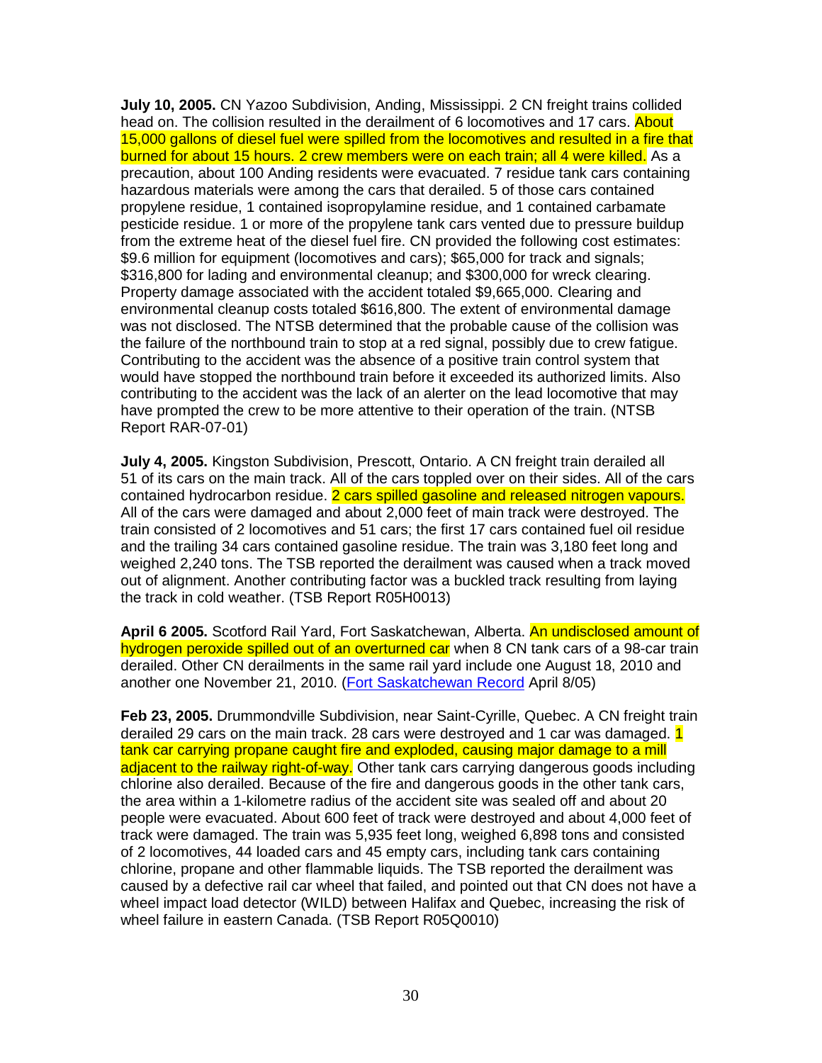**July 10, 2005.** CN Yazoo Subdivision, Anding, Mississippi. 2 CN freight trains collided head on. The collision resulted in the derailment of 6 locomotives and 17 cars. About 15,000 gallons of diesel fuel were spilled from the locomotives and resulted in a fire that burned for about 15 hours. 2 crew members were on each train; all 4 were killed. As a precaution, about 100 Anding residents were evacuated. 7 residue tank cars containing hazardous materials were among the cars that derailed. 5 of those cars contained propylene residue, 1 contained isopropylamine residue, and 1 contained carbamate pesticide residue. 1 or more of the propylene tank cars vented due to pressure buildup from the extreme heat of the diesel fuel fire. CN provided the following cost estimates: $9.6 million for equipment (locomotives and cars); $65,000 for track and signals; $316,800 for lading and environmental cleanup; and $300,000 for wreck clearing. Property damage associated with the accident totaled $9,665,000. Clearing and environmental cleanup costs totaled $616,800. The extent of environmental damage was not disclosed. The NTSB determined that the probable cause of the collision was the failure of the northbound train to stop at a red signal, possibly due to crew fatigue. Contributing to the accident was the absence of a positive train control system that would have stopped the northbound train before it exceeded its authorized limits. Also contributing to the accident was the lack of an alerter on the lead locomotive that may have prompted the crew to be more attentive to their operation of the train. (NTSB Report RAR-07-01)

**July 4, 2005.** Kingston Subdivision, Prescott, Ontario. A CN freight train derailed all 51 of its cars on the main track. All of the cars toppled over on their sides. All of the cars contained hydrocarbon residue. 2 cars spilled gasoline and released nitrogen vapours. All of the cars were damaged and about 2,000 feet of main track were destroyed. The train consisted of 2 locomotives and 51 cars; the first 17 cars contained fuel oil residue and the trailing 34 cars contained gasoline residue. The train was 3,180 feet long and weighed 2,240 tons. The TSB reported the derailment was caused when a track moved out of alignment. Another contributing factor was a buckled track resulting from laying the track in cold weather. (TSB Report R05H0013)

**April 6 2005.** Scotford Rail Yard, Fort Saskatchewan, Alberta. An undisclosed amount of hydrogen peroxide spilled out of an overturned car when 8 CN tank cars of a 98-car train derailed. Other CN derailments in the same rail yard include one August 18, 2010 and another one November 21, 2010. (Fort Saskatchewan Record April 8/05)

**Feb 23, 2005.** Drummondville Subdivision, near Saint-Cyrille, Quebec. A CN freight train derailed 29 cars on the main track. 28 cars were destroyed and 1 car was damaged. 1 tank car carrying propane caught fire and exploded, causing major damage to a mill adjacent to the railway right-of-way. Other tank cars carrying dangerous goods including chlorine also derailed. Because of the fire and dangerous goods in the other tank cars, the area within a 1-kilometre radius of the accident site was sealed off and about 20 people were evacuated. About 600 feet of track were destroyed and about 4,000 feet of track were damaged. The train was 5,935 feet long, weighed 6,898 tons and consisted of 2 locomotives, 44 loaded cars and 45 empty cars, including tank cars containing chlorine, propane and other flammable liquids. The TSB reported the derailment was caused by a defective rail car wheel that failed, and pointed out that CN does not have a wheel impact load detector (WILD) between Halifax and Quebec, increasing the risk of wheel failure in eastern Canada. (TSB Report R05Q0010)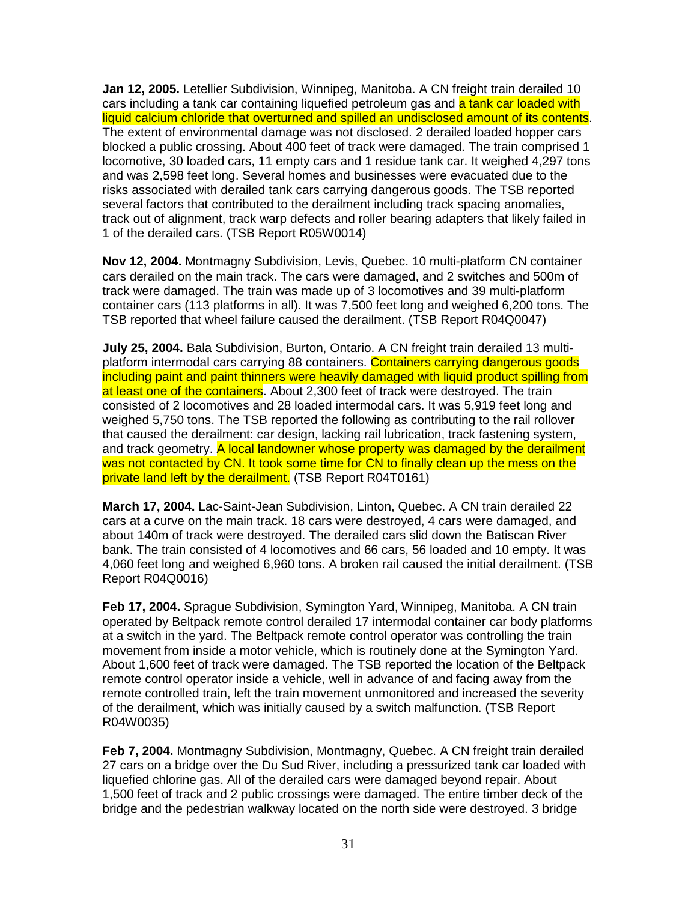**Jan 12, 2005.** Letellier Subdivision, Winnipeg, Manitoba. A CN freight train derailed 10 cars including a tank car containing liquefied petroleum gas and a tank car loaded with liquid calcium chloride that overturned and spilled an undisclosed amount of its contents. The extent of environmental damage was not disclosed. 2 derailed loaded hopper cars blocked a public crossing. About 400 feet of track were damaged. The train comprised 1 locomotive, 30 loaded cars, 11 empty cars and 1 residue tank car. It weighed 4,297 tons and was 2,598 feet long. Several homes and businesses were evacuated due to the risks associated with derailed tank cars carrying dangerous goods. The TSB reported several factors that contributed to the derailment including track spacing anomalies, track out of alignment, track warp defects and roller bearing adapters that likely failed in 1 of the derailed cars. (TSB Report R05W0014)

**Nov 12, 2004.** Montmagny Subdivision, Levis, Quebec. 10 multi-platform CN container cars derailed on the main track. The cars were damaged, and 2 switches and 500m of track were damaged. The train was made up of 3 locomotives and 39 multi-platform container cars (113 platforms in all). It was 7,500 feet long and weighed 6,200 tons. The TSB reported that wheel failure caused the derailment. (TSB Report R04Q0047)

**July 25, 2004.** Bala Subdivision, Burton, Ontario. A CN freight train derailed 13 multi-platform intermodal cars carrying 88 containers. Containers carrying dangerous goods including paint and paint thinners were heavily damaged with liquid product spilling from at least one of the containers. About 2,300 feet of track were destroyed. The train consisted of 2 locomotives and 28 loaded intermodal cars. It was 5,919 feet long and weighed 5,750 tons. The TSB reported the following as contributing to the rail rollover that caused the derailment: car design, lacking rail lubrication, track fastening system, and track geometry. A local landowner whose property was damaged by the derailment was not contacted by CN. It took some time for CN to finally clean up the mess on the private land left by the derailment. (TSB Report R04T0161)

**March 17, 2004.** Lac-Saint-Jean Subdivision, Linton, Quebec. A CN train derailed 22 cars at a curve on the main track. 18 cars were destroyed, 4 cars were damaged, and about 140m of track were destroyed. The derailed cars slid down the Batiscan River bank. The train consisted of 4 locomotives and 66 cars, 56 loaded and 10 empty. It was 4,060 feet long and weighed 6,960 tons. A broken rail caused the initial derailment. (TSB Report R04Q0016)

**Feb 17, 2004.** Sprague Subdivision, Symington Yard, Winnipeg, Manitoba. A CN train operated by Beltpack remote control derailed 17 intermodal container car body platforms at a switch in the yard. The Beltpack remote control operator was controlling the train movement from inside a motor vehicle, which is routinely done at the Symington Yard. About 1,600 feet of track were damaged. The TSB reported the location of the Beltpack remote control operator inside a vehicle, well in advance of and facing away from the remote controlled train, left the train movement unmonitored and increased the severity of the derailment, which was initially caused by a switch malfunction. (TSB Report R04W0035)

**Feb 7, 2004.** Montmagny Subdivision, Montmagny, Quebec. A CN freight train derailed 27 cars on a bridge over the Du Sud River, including a pressurized tank car loaded with liquefied chlorine gas. All of the derailed cars were damaged beyond repair. About 1,500 feet of track and 2 public crossings were damaged. The entire timber deck of the bridge and the pedestrian walkway located on the north side were destroyed. 3 bridge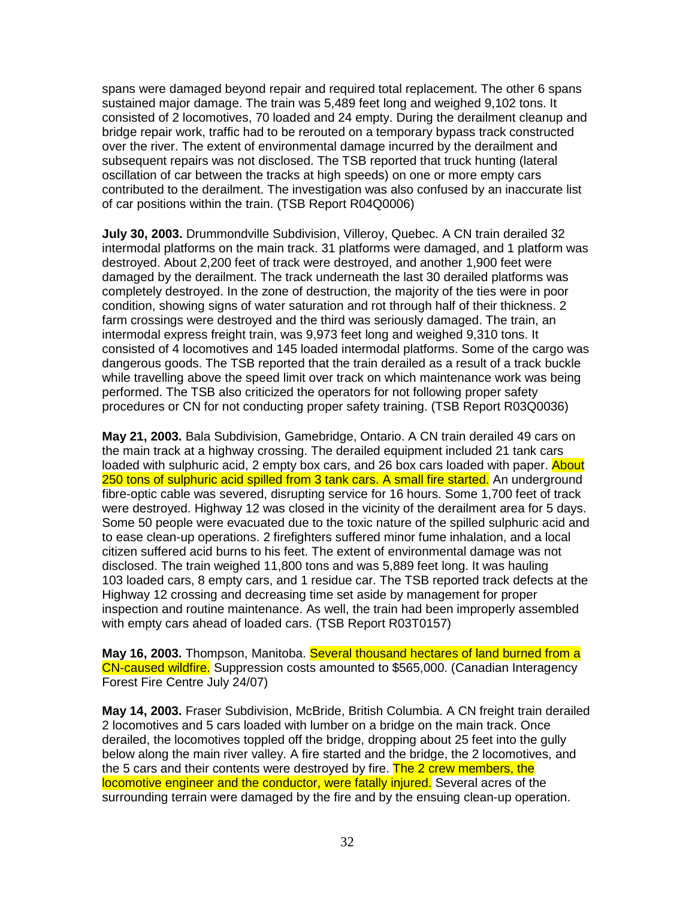spans were damaged beyond repair and required total replacement. The other 6 spans sustained major damage. The train was 5,489 feet long and weighed 9,102 tons. It consisted of 2 locomotives, 70 loaded and 24 empty. During the derailment cleanup and bridge repair work, traffic had to be rerouted on a temporary bypass track constructed over the river. The extent of environmental damage incurred by the derailment and subsequent repairs was not disclosed. The TSB reported that truck hunting (lateral oscillation of car between the tracks at high speeds) on one or more empty cars contributed to the derailment. The investigation was also confused by an inaccurate list of car positions within the train. (TSB Report R04Q0006)

**July 30, 2003.** Drummondville Subdivision, Villeroy, Quebec. A CN train derailed 32 intermodal platforms on the main track. 31 platforms were damaged, and 1 platform was destroyed. About 2,200 feet of track were destroyed, and another 1,900 feet were damaged by the derailment. The track underneath the last 30 derailed platforms was completely destroyed. In the zone of destruction, the majority of the ties were in poor condition, showing signs of water saturation and rot through half of their thickness. 2 farm crossings were destroyed and the third was seriously damaged. The train, an intermodal express freight train, was 9,973 feet long and weighed 9,310 tons. It consisted of 4 locomotives and 145 loaded intermodal platforms. Some of the cargo was dangerous goods. The TSB reported that the train derailed as a result of a track buckle while travelling above the speed limit over track on which maintenance work was being performed. The TSB also criticized the operators for not following proper safety procedures or CN for not conducting proper safety training. (TSB Report R03Q0036)

**May 21, 2003.** Bala Subdivision, Gamebridge, Ontario. A CN train derailed 49 cars on the main track at a highway crossing. The derailed equipment included 21 tank cars loaded with sulphuric acid, 2 empty box cars, and 26 box cars loaded with paper. About 250 tons of sulphuric acid spilled from 3 tank cars. A small fire started. An underground fibre-optic cable was severed, disrupting service for 16 hours. Some 1,700 feet of track were destroyed. Highway 12 was closed in the vicinity of the derailment area for 5 days. Some 50 people were evacuated due to the toxic nature of the spilled sulphuric acid and to ease clean-up operations. 2 firefighters suffered minor fume inhalation, and a local citizen suffered acid burns to his feet. The extent of environmental damage was not disclosed. The train weighed 11,800 tons and was 5,889 feet long. It was hauling 103 loaded cars, 8 empty cars, and 1 residue car. The TSB reported track defects at the Highway 12 crossing and decreasing time set aside by management for proper inspection and routine maintenance. As well, the train had been improperly assembled with empty cars ahead of loaded cars. (TSB Report R03T0157)

**May 16, 2003.** Thompson, Manitoba. Several thousand hectares of land burned from a CN-caused wildfire. Suppression costs amounted to $565,000. (Canadian Interagency Forest Fire Centre July 24/07)

**May 14, 2003.** Fraser Subdivision, McBride, British Columbia. A CN freight train derailed 2 locomotives and 5 cars loaded with lumber on a bridge on the main track. Once derailed, the locomotives toppled off the bridge, dropping about 25 feet into the gully below along the main river valley. A fire started and the bridge, the 2 locomotives, and the 5 cars and their contents were destroyed by fire. The 2 crew members, the locomotive engineer and the conductor, were fatally injured. Several acres of the surrounding terrain were damaged by the fire and by the ensuing clean-up operation.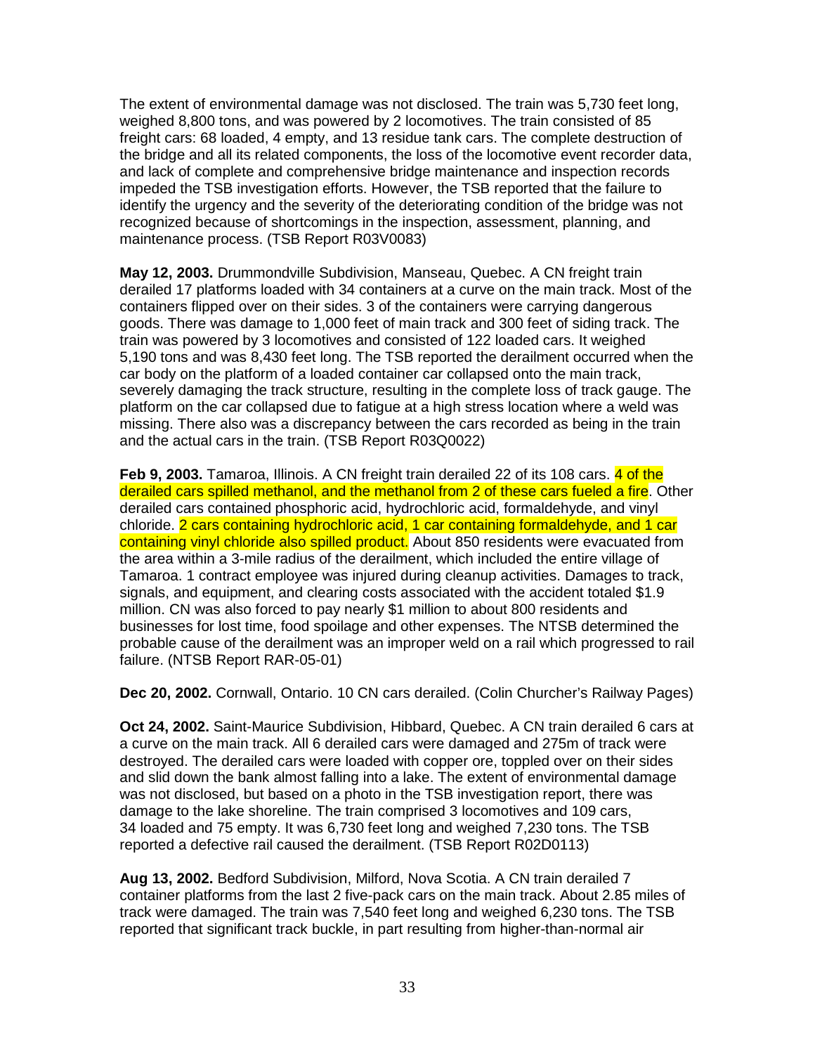The extent of environmental damage was not disclosed. The train was 5,730 feet long, weighed 8,800 tons, and was powered by 2 locomotives. The train consisted of 85 freight cars: 68 loaded, 4 empty, and 13 residue tank cars. The complete destruction of the bridge and all its related components, the loss of the locomotive event recorder data, and lack of complete and comprehensive bridge maintenance and inspection records impeded the TSB investigation efforts. However, the TSB reported that the failure to identify the urgency and the severity of the deteriorating condition of the bridge was not recognized because of shortcomings in the inspection, assessment, planning, and maintenance process. (TSB Report R03V0083)

**May 12, 2003.** Drummondville Subdivision, Manseau, Quebec. A CN freight train derailed 17 platforms loaded with 34 containers at a curve on the main track. Most of the containers flipped over on their sides. 3 of the containers were carrying dangerous goods. There was damage to 1,000 feet of main track and 300 feet of siding track. The train was powered by 3 locomotives and consisted of 122 loaded cars. It weighed 5,190 tons and was 8,430 feet long. The TSB reported the derailment occurred when the car body on the platform of a loaded container car collapsed onto the main track, severely damaging the track structure, resulting in the complete loss of track gauge. The platform on the car collapsed due to fatigue at a high stress location where a weld was missing. There also was a discrepancy between the cars recorded as being in the train and the actual cars in the train. (TSB Report R03Q0022)

**Feb 9, 2003.** Tamaroa, Illinois. A CN freight train derailed 22 of its 108 cars. 4 of the derailed cars spilled methanol, and the methanol from 2 of these cars fueled a fire. Other derailed cars contained phosphoric acid, hydrochloric acid, formaldehyde, and vinyl chloride. 2 cars containing hydrochloric acid, 1 car containing formaldehyde, and 1 car containing vinyl chloride also spilled product. About 850 residents were evacuated from the area within a 3-mile radius of the derailment, which included the entire village of Tamaroa. 1 contract employee was injured during cleanup activities. Damages to track, signals, and equipment, and clearing costs associated with the accident totaled $1.9 million. CN was also forced to pay nearly $1 million to about 800 residents and businesses for lost time, food spoilage and other expenses. The NTSB determined the probable cause of the derailment was an improper weld on a rail which progressed to rail failure. (NTSB Report RAR-05-01)

**Dec 20, 2002.** Cornwall, Ontario. 10 CN cars derailed. (Colin Churcher's Railway Pages)

**Oct 24, 2002.** Saint-Maurice Subdivision, Hibbard, Quebec. A CN train derailed 6 cars at a curve on the main track. All 6 derailed cars were damaged and 275m of track were destroyed. The derailed cars were loaded with copper ore, toppled over on their sides and slid down the bank almost falling into a lake. The extent of environmental damage was not disclosed, but based on a photo in the TSB investigation report, there was damage to the lake shoreline. The train comprised 3 locomotives and 109 cars, 34 loaded and 75 empty. It was 6,730 feet long and weighed 7,230 tons. The TSB reported a defective rail caused the derailment. (TSB Report R02D0113)

**Aug 13, 2002.** Bedford Subdivision, Milford, Nova Scotia. A CN train derailed 7 container platforms from the last 2 five-pack cars on the main track. About 2.85 miles of track were damaged. The train was 7,540 feet long and weighed 6,230 tons. The TSB reported that significant track buckle, in part resulting from higher-than-normal air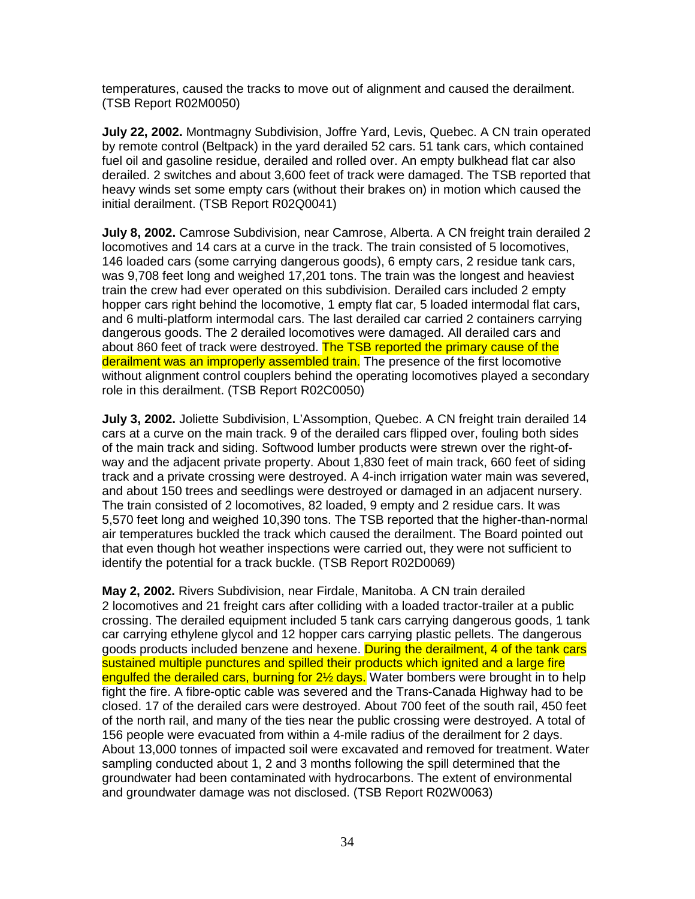temperatures, caused the tracks to move out of alignment and caused the derailment. (TSB Report R02M0050)

**July 22, 2002.** Montmagny Subdivision, Joffre Yard, Levis, Quebec. A CN train operated by remote control (Beltpack) in the yard derailed 52 cars. 51 tank cars, which contained fuel oil and gasoline residue, derailed and rolled over. An empty bulkhead flat car also derailed. 2 switches and about 3,600 feet of track were damaged. The TSB reported that heavy winds set some empty cars (without their brakes on) in motion which caused the initial derailment. (TSB Report R02Q0041)

**July 8, 2002.** Camrose Subdivision, near Camrose, Alberta. A CN freight train derailed 2 locomotives and 14 cars at a curve in the track. The train consisted of 5 locomotives, 146 loaded cars (some carrying dangerous goods), 6 empty cars, 2 residue tank cars, was 9,708 feet long and weighed 17,201 tons. The train was the longest and heaviest train the crew had ever operated on this subdivision. Derailed cars included 2 empty hopper cars right behind the locomotive, 1 empty flat car, 5 loaded intermodal flat cars, and 6 multi-platform intermodal cars. The last derailed car carried 2 containers carrying dangerous goods. The 2 derailed locomotives were damaged. All derailed cars and about 860 feet of track were destroyed. The TSB reported the primary cause of the derailment was an improperly assembled train. The presence of the first locomotive without alignment control couplers behind the operating locomotives played a secondary role in this derailment. (TSB Report R02C0050)

**July 3, 2002.** Joliette Subdivision, L'Assomption, Quebec. A CN freight train derailed 14 cars at a curve on the main track. 9 of the derailed cars flipped over, fouling both sides of the main track and siding. Softwood lumber products were strewn over the right-of-way and the adjacent private property. About 1,830 feet of main track, 660 feet of siding track and a private crossing were destroyed. A 4-inch irrigation water main was severed, and about 150 trees and seedlings were destroyed or damaged in an adjacent nursery. The train consisted of 2 locomotives, 82 loaded, 9 empty and 2 residue cars. It was 5,570 feet long and weighed 10,390 tons. The TSB reported that the higher-than-normal air temperatures buckled the track which caused the derailment. The Board pointed out that even though hot weather inspections were carried out, they were not sufficient to identify the potential for a track buckle. (TSB Report R02D0069)

**May 2, 2002.** Rivers Subdivision, near Firdale, Manitoba. A CN train derailed 2 locomotives and 21 freight cars after colliding with a loaded tractor-trailer at a public crossing. The derailed equipment included 5 tank cars carrying dangerous goods, 1 tank car carrying ethylene glycol and 12 hopper cars carrying plastic pellets. The dangerous goods products included benzene and hexene. During the derailment, 4 of the tank cars sustained multiple punctures and spilled their products which ignited and a large fire engulfed the derailed cars, burning for 2½ days. Water bombers were brought in to help fight the fire. A fibre-optic cable was severed and the Trans-Canada Highway had to be closed. 17 of the derailed cars were destroyed. About 700 feet of the south rail, 450 feet of the north rail, and many of the ties near the public crossing were destroyed. A total of 156 people were evacuated from within a 4-mile radius of the derailment for 2 days. About 13,000 tonnes of impacted soil were excavated and removed for treatment. Water sampling conducted about 1, 2 and 3 months following the spill determined that the groundwater had been contaminated with hydrocarbons. The extent of environmental and groundwater damage was not disclosed. (TSB Report R02W0063)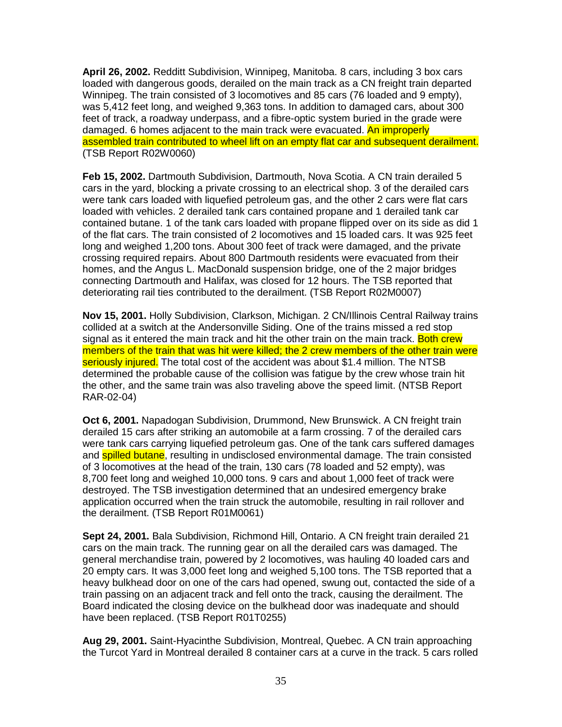**April 26, 2002.** Redditt Subdivision, Winnipeg, Manitoba. 8 cars, including 3 box cars loaded with dangerous goods, derailed on the main track as a CN freight train departed Winnipeg. The train consisted of 3 locomotives and 85 cars (76 loaded and 9 empty), was 5,412 feet long, and weighed 9,363 tons. In addition to damaged cars, about 300 feet of track, a roadway underpass, and a fibre-optic system buried in the grade were damaged. 6 homes adjacent to the main track were evacuated. An improperly assembled train contributed to wheel lift on an empty flat car and subsequent derailment. (TSB Report R02W0060)

**Feb 15, 2002.** Dartmouth Subdivision, Dartmouth, Nova Scotia. A CN train derailed 5 cars in the yard, blocking a private crossing to an electrical shop. 3 of the derailed cars were tank cars loaded with liquefied petroleum gas, and the other 2 cars were flat cars loaded with vehicles. 2 derailed tank cars contained propane and 1 derailed tank car contained butane. 1 of the tank cars loaded with propane flipped over on its side as did 1 of the flat cars. The train consisted of 2 locomotives and 15 loaded cars. It was 925 feet long and weighed 1,200 tons. About 300 feet of track were damaged, and the private crossing required repairs. About 800 Dartmouth residents were evacuated from their homes, and the Angus L. MacDonald suspension bridge, one of the 2 major bridges connecting Dartmouth and Halifax, was closed for 12 hours. The TSB reported that deteriorating rail ties contributed to the derailment. (TSB Report R02M0007)

**Nov 15, 2001.** Holly Subdivision, Clarkson, Michigan. 2 CN/Illinois Central Railway trains collided at a switch at the Andersonville Siding. One of the trains missed a red stop signal as it entered the main track and hit the other train on the main track. Both crew members of the train that was hit were killed; the 2 crew members of the other train were seriously injured. The total cost of the accident was about $1.4 million. The NTSB determined the probable cause of the collision was fatigue by the crew whose train hit the other, and the same train was also traveling above the speed limit. (NTSB Report RAR-02-04)

**Oct 6, 2001.** Napadogan Subdivision, Drummond, New Brunswick. A CN freight train derailed 15 cars after striking an automobile at a farm crossing. 7 of the derailed cars were tank cars carrying liquefied petroleum gas. One of the tank cars suffered damages and spilled butane, resulting in undisclosed environmental damage. The train consisted of 3 locomotives at the head of the train, 130 cars (78 loaded and 52 empty), was 8,700 feet long and weighed 10,000 tons. 9 cars and about 1,000 feet of track were destroyed. The TSB investigation determined that an undesired emergency brake application occurred when the train struck the automobile, resulting in rail rollover and the derailment. (TSB Report R01M0061)

**Sept 24, 2001.** Bala Subdivision, Richmond Hill, Ontario. A CN freight train derailed 21 cars on the main track. The running gear on all the derailed cars was damaged. The general merchandise train, powered by 2 locomotives, was hauling 40 loaded cars and 20 empty cars. It was 3,000 feet long and weighed 5,100 tons. The TSB reported that a heavy bulkhead door on one of the cars had opened, swung out, contacted the side of a train passing on an adjacent track and fell onto the track, causing the derailment. The Board indicated the closing device on the bulkhead door was inadequate and should have been replaced. (TSB Report R01T0255)

**Aug 29, 2001.** Saint-Hyacinthe Subdivision, Montreal, Quebec. A CN train approaching the Turcot Yard in Montreal derailed 8 container cars at a curve in the track. 5 cars rolled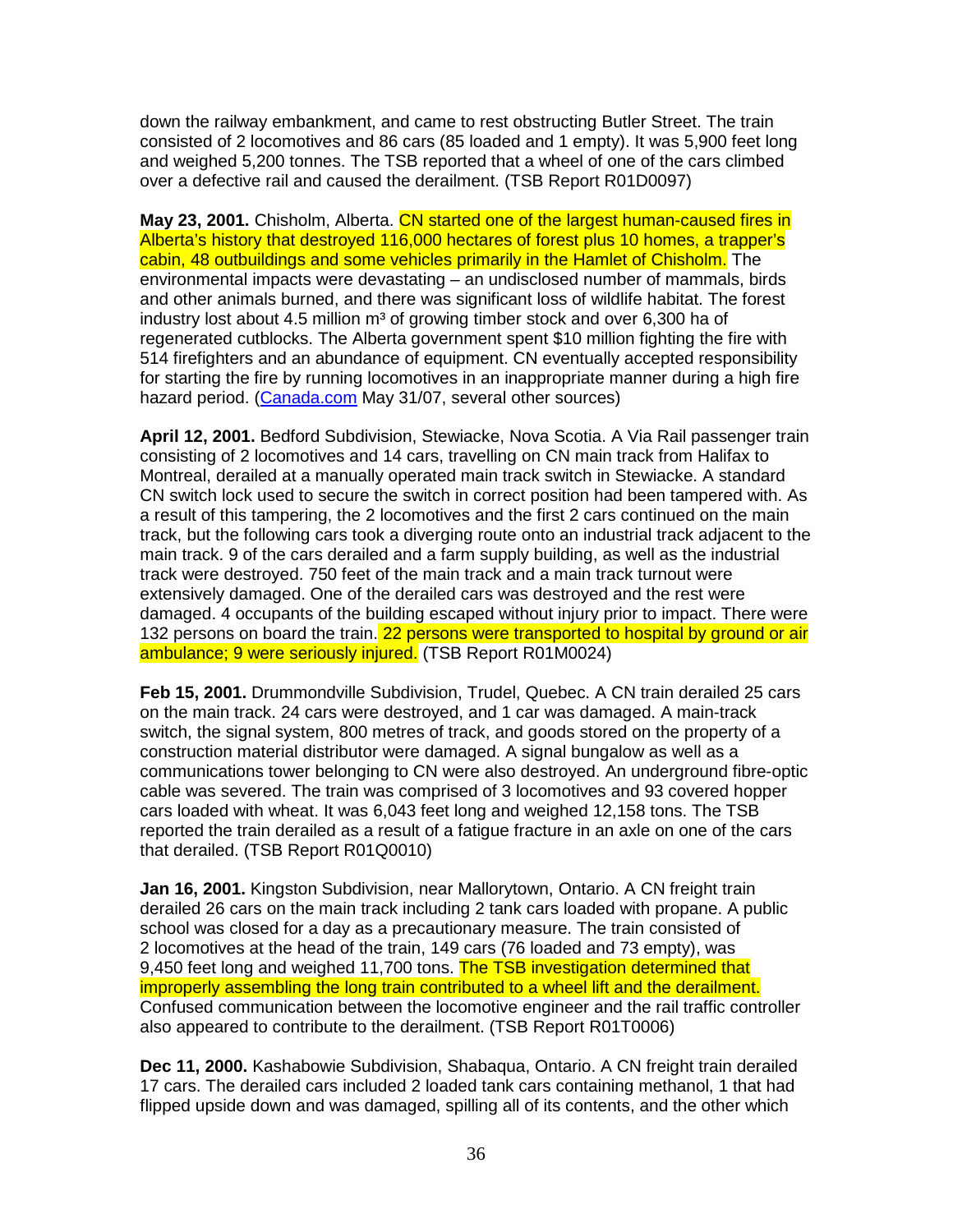down the railway embankment, and came to rest obstructing Butler Street. The train consisted of 2 locomotives and 86 cars (85 loaded and 1 empty). It was 5,900 feet long and weighed 5,200 tonnes. The TSB reported that a wheel of one of the cars climbed over a defective rail and caused the derailment. (TSB Report R01D0097)

**May 23, 2001.** Chisholm, Alberta. CN started one of the largest human-caused fires in Alberta's history that destroyed 116,000 hectares of forest plus 10 homes, a trapper's cabin, 48 outbuildings and some vehicles primarily in the Hamlet of Chisholm. The environmental impacts were devastating – an undisclosed number of mammals, birds and other animals burned, and there was significant loss of wildlife habitat. The forest industry lost about 4.5 million m³ of growing timber stock and over 6,300 ha of regenerated cutblocks. The Alberta government spent $10 million fighting the fire with 514 firefighters and an abundance of equipment. CN eventually accepted responsibility for starting the fire by running locomotives in an inappropriate manner during a high fire hazard period. (Canada.com May 31/07, several other sources)

**April 12, 2001.** Bedford Subdivision, Stewiacke, Nova Scotia. A Via Rail passenger train consisting of 2 locomotives and 14 cars, travelling on CN main track from Halifax to Montreal, derailed at a manually operated main track switch in Stewiacke. A standard CN switch lock used to secure the switch in correct position had been tampered with. As a result of this tampering, the 2 locomotives and the first 2 cars continued on the main track, but the following cars took a diverging route onto an industrial track adjacent to the main track. 9 of the cars derailed and a farm supply building, as well as the industrial track were destroyed. 750 feet of the main track and a main track turnout were extensively damaged. One of the derailed cars was destroyed and the rest were damaged. 4 occupants of the building escaped without injury prior to impact. There were 132 persons on board the train. 22 persons were transported to hospital by ground or air ambulance; 9 were seriously injured. (TSB Report R01M0024)

**Feb 15, 2001.** Drummondville Subdivision, Trudel, Quebec. A CN train derailed 25 cars on the main track. 24 cars were destroyed, and 1 car was damaged. A main-track switch, the signal system, 800 metres of track, and goods stored on the property of a construction material distributor were damaged. A signal bungalow as well as a communications tower belonging to CN were also destroyed. An underground fibre-optic cable was severed. The train was comprised of 3 locomotives and 93 covered hopper cars loaded with wheat. It was 6,043 feet long and weighed 12,158 tons. The TSB reported the train derailed as a result of a fatigue fracture in an axle on one of the cars that derailed. (TSB Report R01Q0010)

**Jan 16, 2001.** Kingston Subdivision, near Mallorytown, Ontario. A CN freight train derailed 26 cars on the main track including 2 tank cars loaded with propane. A public school was closed for a day as a precautionary measure. The train consisted of 2 locomotives at the head of the train, 149 cars (76 loaded and 73 empty), was 9,450 feet long and weighed 11,700 tons. The TSB investigation determined that improperly assembling the long train contributed to a wheel lift and the derailment. Confused communication between the locomotive engineer and the rail traffic controller also appeared to contribute to the derailment. (TSB Report R01T0006)

**Dec 11, 2000.** Kashabowie Subdivision, Shabaqua, Ontario. A CN freight train derailed 17 cars. The derailed cars included 2 loaded tank cars containing methanol, 1 that had flipped upside down and was damaged, spilling all of its contents, and the other which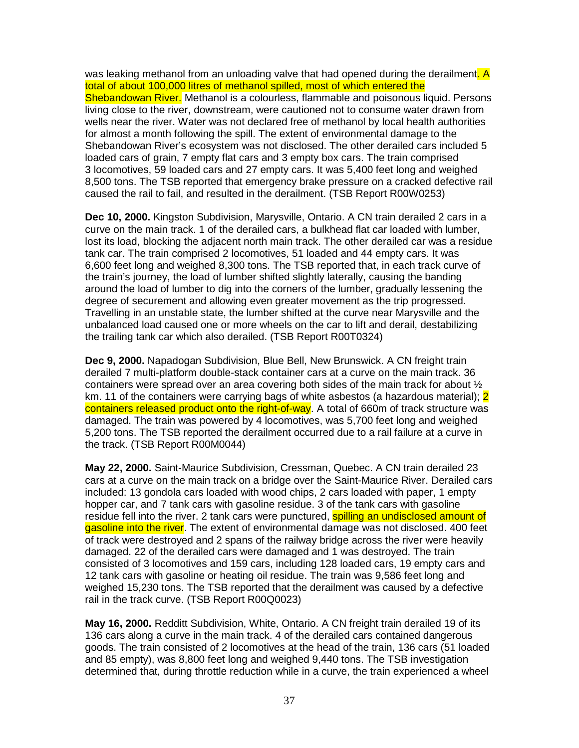was leaking methanol from an unloading valve that had opened during the derailment. A total of about 100,000 litres of methanol spilled, most of which entered the Shebandowan River. Methanol is a colourless, flammable and poisonous liquid. Persons living close to the river, downstream, were cautioned not to consume water drawn from wells near the river. Water was not declared free of methanol by local health authorities for almost a month following the spill. The extent of environmental damage to the Shebandowan River's ecosystem was not disclosed. The other derailed cars included 5 loaded cars of grain, 7 empty flat cars and 3 empty box cars. The train comprised 3 locomotives, 59 loaded cars and 27 empty cars. It was 5,400 feet long and weighed 8,500 tons. The TSB reported that emergency brake pressure on a cracked defective rail caused the rail to fail, and resulted in the derailment. (TSB Report R00W0253)

**Dec 10, 2000.** Kingston Subdivision, Marysville, Ontario. A CN train derailed 2 cars in a curve on the main track. 1 of the derailed cars, a bulkhead flat car loaded with lumber, lost its load, blocking the adjacent north main track. The other derailed car was a residue tank car. The train comprised 2 locomotives, 51 loaded and 44 empty cars. It was 6,600 feet long and weighed 8,300 tons. The TSB reported that, in each track curve of the train's journey, the load of lumber shifted slightly laterally, causing the banding around the load of lumber to dig into the corners of the lumber, gradually lessening the degree of securement and allowing even greater movement as the trip progressed. Travelling in an unstable state, the lumber shifted at the curve near Marysville and the unbalanced load caused one or more wheels on the car to lift and derail, destabilizing the trailing tank car which also derailed. (TSB Report R00T0324)

**Dec 9, 2000.** Napadogan Subdivision, Blue Bell, New Brunswick. A CN freight train derailed 7 multi-platform double-stack container cars at a curve on the main track. 36 containers were spread over an area covering both sides of the main track for about ½ km. 11 of the containers were carrying bags of white asbestos (a hazardous material); 2 containers released product onto the right-of-way. A total of 660m of track structure was damaged. The train was powered by 4 locomotives, was 5,700 feet long and weighed 5,200 tons. The TSB reported the derailment occurred due to a rail failure at a curve in the track. (TSB Report R00M0044)

**May 22, 2000.** Saint-Maurice Subdivision, Cressman, Quebec. A CN train derailed 23 cars at a curve on the main track on a bridge over the Saint-Maurice River. Derailed cars included: 13 gondola cars loaded with wood chips, 2 cars loaded with paper, 1 empty hopper car, and 7 tank cars with gasoline residue. 3 of the tank cars with gasoline residue fell into the river. 2 tank cars were punctured, spilling an undisclosed amount of gasoline into the river. The extent of environmental damage was not disclosed. 400 feet of track were destroyed and 2 spans of the railway bridge across the river were heavily damaged. 22 of the derailed cars were damaged and 1 was destroyed. The train consisted of 3 locomotives and 159 cars, including 128 loaded cars, 19 empty cars and 12 tank cars with gasoline or heating oil residue. The train was 9,586 feet long and weighed 15,230 tons. The TSB reported that the derailment was caused by a defective rail in the track curve. (TSB Report R00Q0023)

**May 16, 2000.** Redditt Subdivision, White, Ontario. A CN freight train derailed 19 of its 136 cars along a curve in the main track. 4 of the derailed cars contained dangerous goods. The train consisted of 2 locomotives at the head of the train, 136 cars (51 loaded and 85 empty), was 8,800 feet long and weighed 9,440 tons. The TSB investigation determined that, during throttle reduction while in a curve, the train experienced a wheel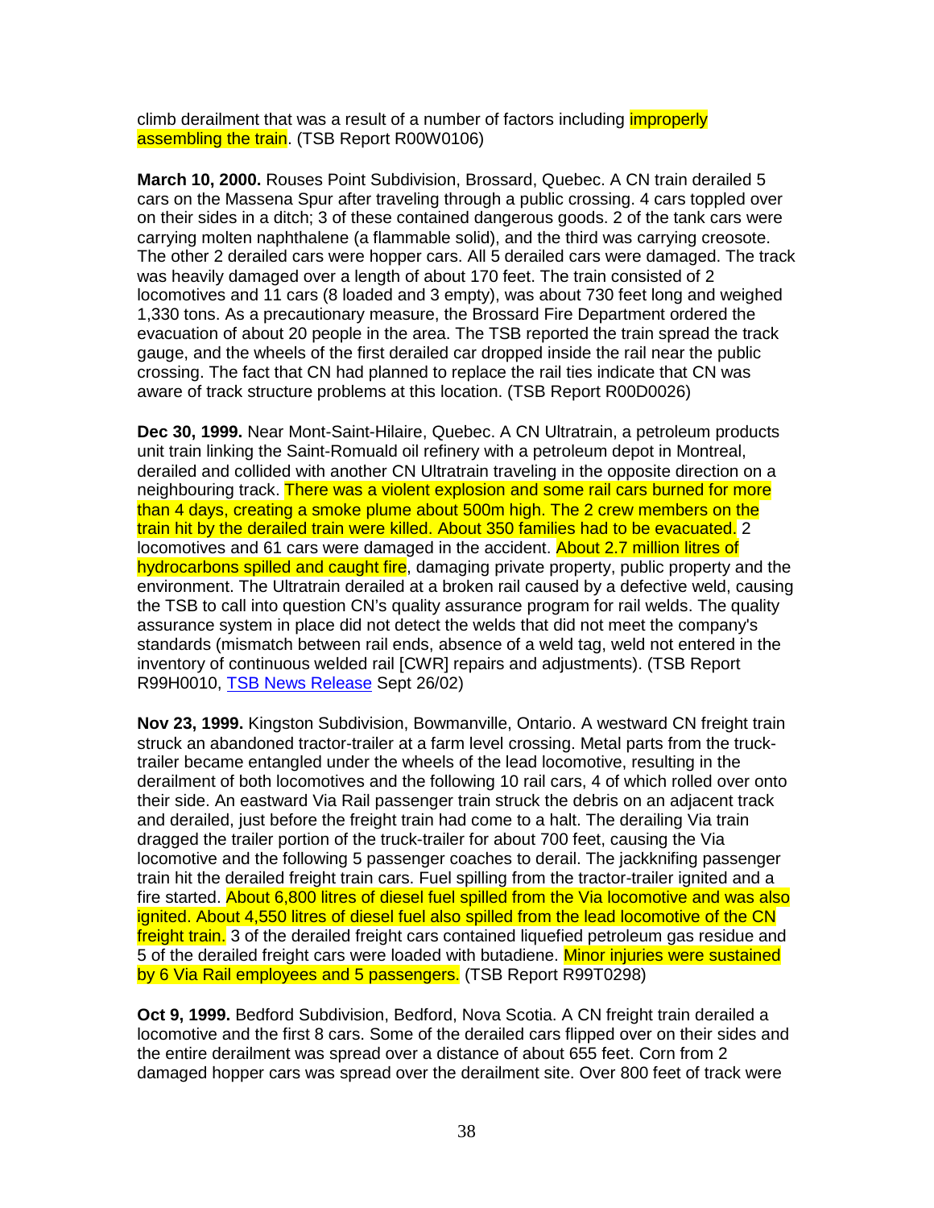climb derailment that was a result of a number of factors including improperly assembling the train. (TSB Report R00W0106)

**March 10, 2000.** Rouses Point Subdivision, Brossard, Quebec. A CN train derailed 5 cars on the Massena Spur after traveling through a public crossing. 4 cars toppled over on their sides in a ditch; 3 of these contained dangerous goods. 2 of the tank cars were carrying molten naphthalene (a flammable solid), and the third was carrying creosote. The other 2 derailed cars were hopper cars. All 5 derailed cars were damaged. The track was heavily damaged over a length of about 170 feet. The train consisted of 2 locomotives and 11 cars (8 loaded and 3 empty), was about 730 feet long and weighed 1,330 tons. As a precautionary measure, the Brossard Fire Department ordered the evacuation of about 20 people in the area. The TSB reported the train spread the track gauge, and the wheels of the first derailed car dropped inside the rail near the public crossing. The fact that CN had planned to replace the rail ties indicate that CN was aware of track structure problems at this location. (TSB Report R00D0026)

**Dec 30, 1999.** Near Mont-Saint-Hilaire, Quebec. A CN Ultratrain, a petroleum products unit train linking the Saint-Romuald oil refinery with a petroleum depot in Montreal, derailed and collided with another CN Ultratrain traveling in the opposite direction on a neighbouring track. There was a violent explosion and some rail cars burned for more than 4 days, creating a smoke plume about 500m high. The 2 crew members on the train hit by the derailed train were killed. About 350 families had to be evacuated. 2 locomotives and 61 cars were damaged in the accident. About 2.7 million litres of hydrocarbons spilled and caught fire, damaging private property, public property and the environment. The Ultratrain derailed at a broken rail caused by a defective weld, causing the TSB to call into question CN's quality assurance program for rail welds. The quality assurance system in place did not detect the welds that did not meet the company's standards (mismatch between rail ends, absence of a weld tag, weld not entered in the inventory of continuous welded rail [CWR] repairs and adjustments). (TSB Report R99H0010, TSB News Release Sept 26/02)

**Nov 23, 1999.** Kingston Subdivision, Bowmanville, Ontario. A westward CN freight train struck an abandoned tractor-trailer at a farm level crossing. Metal parts from the truck-trailer became entangled under the wheels of the lead locomotive, resulting in the derailment of both locomotives and the following 10 rail cars, 4 of which rolled over onto their side. An eastward Via Rail passenger train struck the debris on an adjacent track and derailed, just before the freight train had come to a halt. The derailing Via train dragged the trailer portion of the truck-trailer for about 700 feet, causing the Via locomotive and the following 5 passenger coaches to derail. The jackknifing passenger train hit the derailed freight train cars. Fuel spilling from the tractor-trailer ignited and a fire started. About 6,800 litres of diesel fuel spilled from the Via locomotive and was also ignited. About 4,550 litres of diesel fuel also spilled from the lead locomotive of the CN freight train. 3 of the derailed freight cars contained liquefied petroleum gas residue and 5 of the derailed freight cars were loaded with butadiene. Minor injuries were sustained by 6 Via Rail employees and 5 passengers. (TSB Report R99T0298)

**Oct 9, 1999.** Bedford Subdivision, Bedford, Nova Scotia. A CN freight train derailed a locomotive and the first 8 cars. Some of the derailed cars flipped over on their sides and the entire derailment was spread over a distance of about 655 feet. Corn from 2 damaged hopper cars was spread over the derailment site. Over 800 feet of track were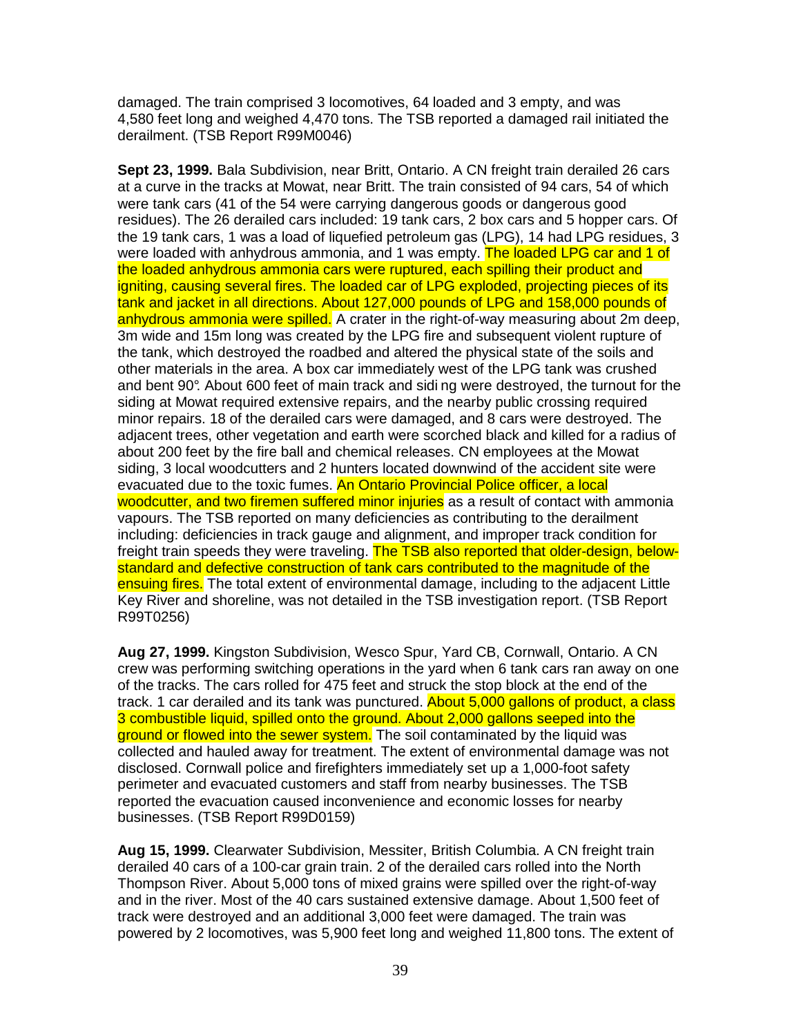damaged. The train comprised 3 locomotives, 64 loaded and 3 empty, and was 4,580 feet long and weighed 4,470 tons. The TSB reported a damaged rail initiated the derailment. (TSB Report R99M0046)

**Sept 23, 1999.** Bala Subdivision, near Britt, Ontario. A CN freight train derailed 26 cars at a curve in the tracks at Mowat, near Britt. The train consisted of 94 cars, 54 of which were tank cars (41 of the 54 were carrying dangerous goods or dangerous good residues). The 26 derailed cars included: 19 tank cars, 2 box cars and 5 hopper cars. Of the 19 tank cars, 1 was a load of liquefied petroleum gas (LPG), 14 had LPG residues, 3 were loaded with anhydrous ammonia, and 1 was empty. The loaded LPG car and 1 of the loaded anhydrous ammonia cars were ruptured, each spilling their product and igniting, causing several fires. The loaded car of LPG exploded, projecting pieces of its tank and jacket in all directions. About 127,000 pounds of LPG and 158,000 pounds of anhydrous ammonia were spilled. A crater in the right-of-way measuring about 2m deep, 3m wide and 15m long was created by the LPG fire and subsequent violent rupture of the tank, which destroyed the roadbed and altered the physical state of the soils and other materials in the area. A box car immediately west of the LPG tank was crushed and bent 90°. About 600 feet of main track and siding were destroyed, the turnout for the siding at Mowat required extensive repairs, and the nearby public crossing required minor repairs. 18 of the derailed cars were damaged, and 8 cars were destroyed. The adjacent trees, other vegetation and earth were scorched black and killed for a radius of about 200 feet by the fire ball and chemical releases. CN employees at the Mowat siding, 3 local woodcutters and 2 hunters located downwind of the accident site were evacuated due to the toxic fumes. An Ontario Provincial Police officer, a local woodcutter, and two firemen suffered minor injuries as a result of contact with ammonia vapours. The TSB reported on many deficiencies as contributing to the derailment including: deficiencies in track gauge and alignment, and improper track condition for freight train speeds they were traveling. The TSB also reported that older-design, below-standard and defective construction of tank cars contributed to the magnitude of the ensuing fires. The total extent of environmental damage, including to the adjacent Little Key River and shoreline, was not detailed in the TSB investigation report. (TSB Report R99T0256)

**Aug 27, 1999.** Kingston Subdivision, Wesco Spur, Yard CB, Cornwall, Ontario. A CN crew was performing switching operations in the yard when 6 tank cars ran away on one of the tracks. The cars rolled for 475 feet and struck the stop block at the end of the track. 1 car derailed and its tank was punctured. About 5,000 gallons of product, a class 3 combustible liquid, spilled onto the ground. About 2,000 gallons seeped into the ground or flowed into the sewer system. The soil contaminated by the liquid was collected and hauled away for treatment. The extent of environmental damage was not disclosed. Cornwall police and firefighters immediately set up a 1,000-foot safety perimeter and evacuated customers and staff from nearby businesses. The TSB reported the evacuation caused inconvenience and economic losses for nearby businesses. (TSB Report R99D0159)

**Aug 15, 1999.** Clearwater Subdivision, Messiter, British Columbia. A CN freight train derailed 40 cars of a 100-car grain train. 2 of the derailed cars rolled into the North Thompson River. About 5,000 tons of mixed grains were spilled over the right-of-way and in the river. Most of the 40 cars sustained extensive damage. About 1,500 feet of track were destroyed and an additional 3,000 feet were damaged. The train was powered by 2 locomotives, was 5,900 feet long and weighed 11,800 tons. The extent of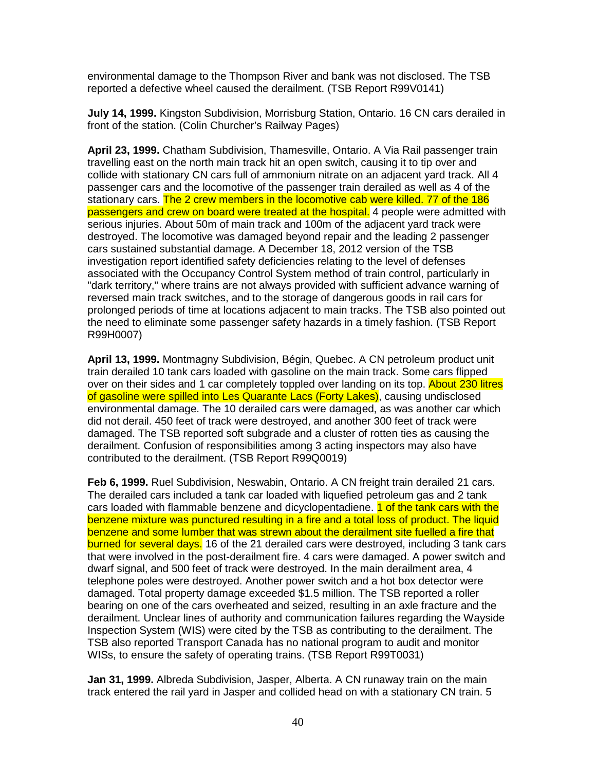environmental damage to the Thompson River and bank was not disclosed. The TSB reported a defective wheel caused the derailment. (TSB Report R99V0141)

**July 14, 1999.** Kingston Subdivision, Morrisburg Station, Ontario. 16 CN cars derailed in front of the station. (Colin Churcher's Railway Pages)

**April 23, 1999.** Chatham Subdivision, Thamesville, Ontario. A Via Rail passenger train travelling east on the north main track hit an open switch, causing it to tip over and collide with stationary CN cars full of ammonium nitrate on an adjacent yard track. All 4 passenger cars and the locomotive of the passenger train derailed as well as 4 of the stationary cars. The 2 crew members in the locomotive cab were killed. 77 of the 186 passengers and crew on board were treated at the hospital. 4 people were admitted with serious injuries. About 50m of main track and 100m of the adjacent yard track were destroyed. The locomotive was damaged beyond repair and the leading 2 passenger cars sustained substantial damage. A December 18, 2012 version of the TSB investigation report identified safety deficiencies relating to the level of defenses associated with the Occupancy Control System method of train control, particularly in "dark territory," where trains are not always provided with sufficient advance warning of reversed main track switches, and to the storage of dangerous goods in rail cars for prolonged periods of time at locations adjacent to main tracks. The TSB also pointed out the need to eliminate some passenger safety hazards in a timely fashion. (TSB Report R99H0007)

**April 13, 1999.** Montmagny Subdivision, Bégin, Quebec. A CN petroleum product unit train derailed 10 tank cars loaded with gasoline on the main track. Some cars flipped over on their sides and 1 car completely toppled over landing on its top. About 230 litres of gasoline were spilled into Les Quarante Lacs (Forty Lakes), causing undisclosed environmental damage. The 10 derailed cars were damaged, as was another car which did not derail. 450 feet of track were destroyed, and another 300 feet of track were damaged. The TSB reported soft subgrade and a cluster of rotten ties as causing the derailment. Confusion of responsibilities among 3 acting inspectors may also have contributed to the derailment. (TSB Report R99Q0019)

**Feb 6, 1999.** Ruel Subdivision, Neswabin, Ontario. A CN freight train derailed 21 cars. The derailed cars included a tank car loaded with liquefied petroleum gas and 2 tank cars loaded with flammable benzene and dicyclopentadiene. 1 of the tank cars with the benzene mixture was punctured resulting in a fire and a total loss of product. The liquid benzene and some lumber that was strewn about the derailment site fuelled a fire that burned for several days. 16 of the 21 derailed cars were destroyed, including 3 tank cars that were involved in the post-derailment fire. 4 cars were damaged. A power switch and dwarf signal, and 500 feet of track were destroyed. In the main derailment area, 4 telephone poles were destroyed. Another power switch and a hot box detector were damaged. Total property damage exceeded $1.5 million. The TSB reported a roller bearing on one of the cars overheated and seized, resulting in an axle fracture and the derailment. Unclear lines of authority and communication failures regarding the Wayside Inspection System (WIS) were cited by the TSB as contributing to the derailment. The TSB also reported Transport Canada has no national program to audit and monitor WISs, to ensure the safety of operating trains. (TSB Report R99T0031)

**Jan 31, 1999.** Albreda Subdivision, Jasper, Alberta. A CN runaway train on the main track entered the rail yard in Jasper and collided head on with a stationary CN train. 5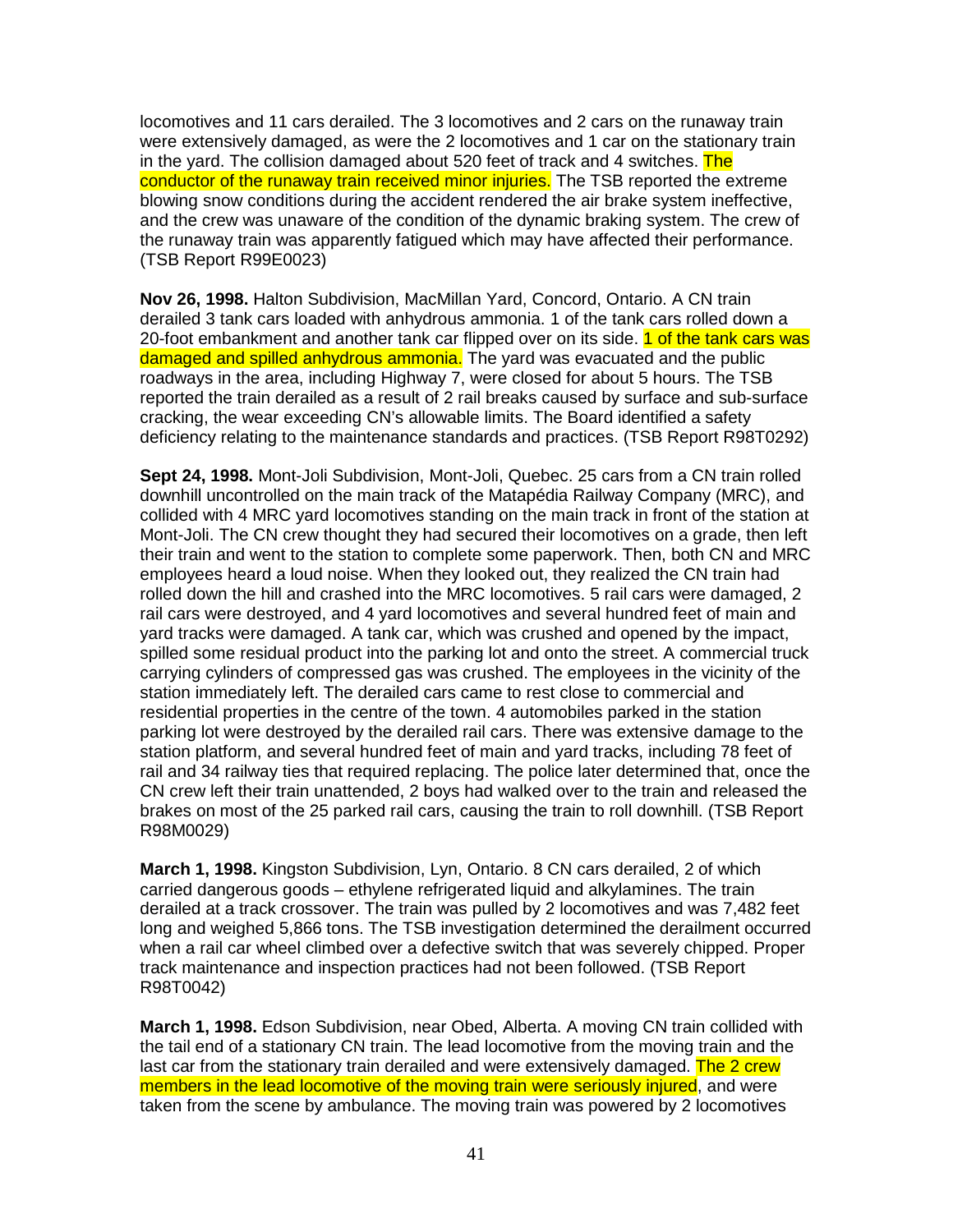locomotives and 11 cars derailed. The 3 locomotives and 2 cars on the runaway train were extensively damaged, as were the 2 locomotives and 1 car on the stationary train in the yard. The collision damaged about 520 feet of track and 4 switches. The conductor of the runaway train received minor injuries. The TSB reported the extreme blowing snow conditions during the accident rendered the air brake system ineffective, and the crew was unaware of the condition of the dynamic braking system. The crew of the runaway train was apparently fatigued which may have affected their performance. (TSB Report R99E0023)

**Nov 26, 1998.** Halton Subdivision, MacMillan Yard, Concord, Ontario. A CN train derailed 3 tank cars loaded with anhydrous ammonia. 1 of the tank cars rolled down a 20-foot embankment and another tank car flipped over on its side. 1 of the tank cars was damaged and spilled anhydrous ammonia. The yard was evacuated and the public roadways in the area, including Highway 7, were closed for about 5 hours. The TSB reported the train derailed as a result of 2 rail breaks caused by surface and sub-surface cracking, the wear exceeding CN's allowable limits. The Board identified a safety deficiency relating to the maintenance standards and practices. (TSB Report R98T0292)

**Sept 24, 1998.** Mont-Joli Subdivision, Mont-Joli, Quebec. 25 cars from a CN train rolled downhill uncontrolled on the main track of the Matapédia Railway Company (MRC), and collided with 4 MRC yard locomotives standing on the main track in front of the station at Mont-Joli. The CN crew thought they had secured their locomotives on a grade, then left their train and went to the station to complete some paperwork. Then, both CN and MRC employees heard a loud noise. When they looked out, they realized the CN train had rolled down the hill and crashed into the MRC locomotives. 5 rail cars were damaged, 2 rail cars were destroyed, and 4 yard locomotives and several hundred feet of main and yard tracks were damaged. A tank car, which was crushed and opened by the impact, spilled some residual product into the parking lot and onto the street. A commercial truck carrying cylinders of compressed gas was crushed. The employees in the vicinity of the station immediately left. The derailed cars came to rest close to commercial and residential properties in the centre of the town. 4 automobiles parked in the station parking lot were destroyed by the derailed rail cars. There was extensive damage to the station platform, and several hundred feet of main and yard tracks, including 78 feet of rail and 34 railway ties that required replacing. The police later determined that, once the CN crew left their train unattended, 2 boys had walked over to the train and released the brakes on most of the 25 parked rail cars, causing the train to roll downhill. (TSB Report R98M0029)

**March 1, 1998.** Kingston Subdivision, Lyn, Ontario. 8 CN cars derailed, 2 of which carried dangerous goods – ethylene refrigerated liquid and alkylamines. The train derailed at a track crossover. The train was pulled by 2 locomotives and was 7,482 feet long and weighed 5,866 tons. The TSB investigation determined the derailment occurred when a rail car wheel climbed over a defective switch that was severely chipped. Proper track maintenance and inspection practices had not been followed. (TSB Report R98T0042)

**March 1, 1998.** Edson Subdivision, near Obed, Alberta. A moving CN train collided with the tail end of a stationary CN train. The lead locomotive from the moving train and the last car from the stationary train derailed and were extensively damaged. The 2 crew members in the lead locomotive of the moving train were seriously injured, and were taken from the scene by ambulance. The moving train was powered by 2 locomotives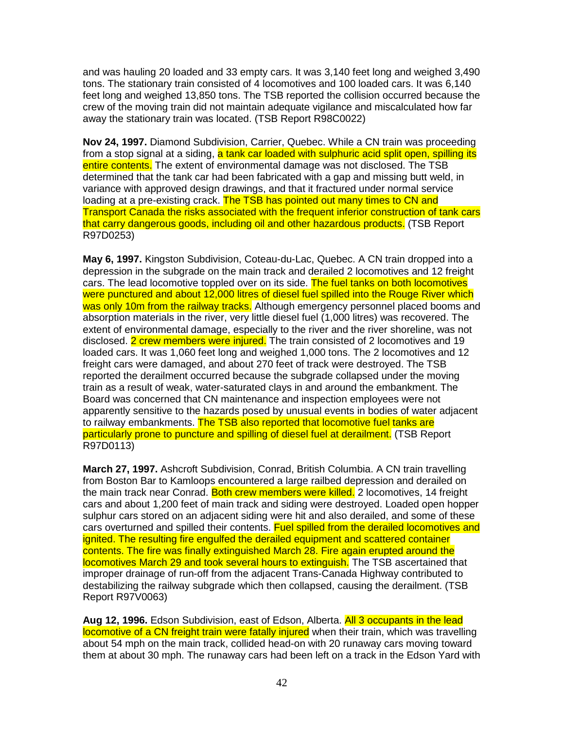and was hauling 20 loaded and 33 empty cars. It was 3,140 feet long and weighed 3,490 tons. The stationary train consisted of 4 locomotives and 100 loaded cars. It was 6,140 feet long and weighed 13,850 tons. The TSB reported the collision occurred because the crew of the moving train did not maintain adequate vigilance and miscalculated how far away the stationary train was located. (TSB Report R98C0022)

**Nov 24, 1997.** Diamond Subdivision, Carrier, Quebec. While a CN train was proceeding from a stop signal at a siding, a tank car loaded with sulphuric acid split open, spilling its entire contents. The extent of environmental damage was not disclosed. The TSB determined that the tank car had been fabricated with a gap and missing butt weld, in variance with approved design drawings, and that it fractured under normal service loading at a pre-existing crack. The TSB has pointed out many times to CN and Transport Canada the risks associated with the frequent inferior construction of tank cars that carry dangerous goods, including oil and other hazardous products. (TSB Report R97D0253)

**May 6, 1997.** Kingston Subdivision, Coteau-du-Lac, Quebec. A CN train dropped into a depression in the subgrade on the main track and derailed 2 locomotives and 12 freight cars. The lead locomotive toppled over on its side. The fuel tanks on both locomotives were punctured and about 12,000 litres of diesel fuel spilled into the Rouge River which was only 10m from the railway tracks. Although emergency personnel placed booms and absorption materials in the river, very little diesel fuel (1,000 litres) was recovered. The extent of environmental damage, especially to the river and the river shoreline, was not disclosed. 2 crew members were injured. The train consisted of 2 locomotives and 19 loaded cars. It was 1,060 feet long and weighed 1,000 tons. The 2 locomotives and 12 freight cars were damaged, and about 270 feet of track were destroyed. The TSB reported the derailment occurred because the subgrade collapsed under the moving train as a result of weak, water-saturated clays in and around the embankment. The Board was concerned that CN maintenance and inspection employees were not apparently sensitive to the hazards posed by unusual events in bodies of water adjacent to railway embankments. The TSB also reported that locomotive fuel tanks are particularly prone to puncture and spilling of diesel fuel at derailment. (TSB Report R97D0113)

**March 27, 1997.** Ashcroft Subdivision, Conrad, British Columbia. A CN train travelling from Boston Bar to Kamloops encountered a large railbed depression and derailed on the main track near Conrad. Both crew members were killed. 2 locomotives, 14 freight cars and about 1,200 feet of main track and siding were destroyed. Loaded open hopper sulphur cars stored on an adjacent siding were hit and also derailed, and some of these cars overturned and spilled their contents. Fuel spilled from the derailed locomotives and ignited. The resulting fire engulfed the derailed equipment and scattered container contents. The fire was finally extinguished March 28. Fire again erupted around the locomotives March 29 and took several hours to extinguish. The TSB ascertained that improper drainage of run-off from the adjacent Trans-Canada Highway contributed to destabilizing the railway subgrade which then collapsed, causing the derailment. (TSB Report R97V0063)

**Aug 12, 1996.** Edson Subdivision, east of Edson, Alberta. All 3 occupants in the lead locomotive of a CN freight train were fatally injured when their train, which was travelling about 54 mph on the main track, collided head-on with 20 runaway cars moving toward them at about 30 mph. The runaway cars had been left on a track in the Edson Yard with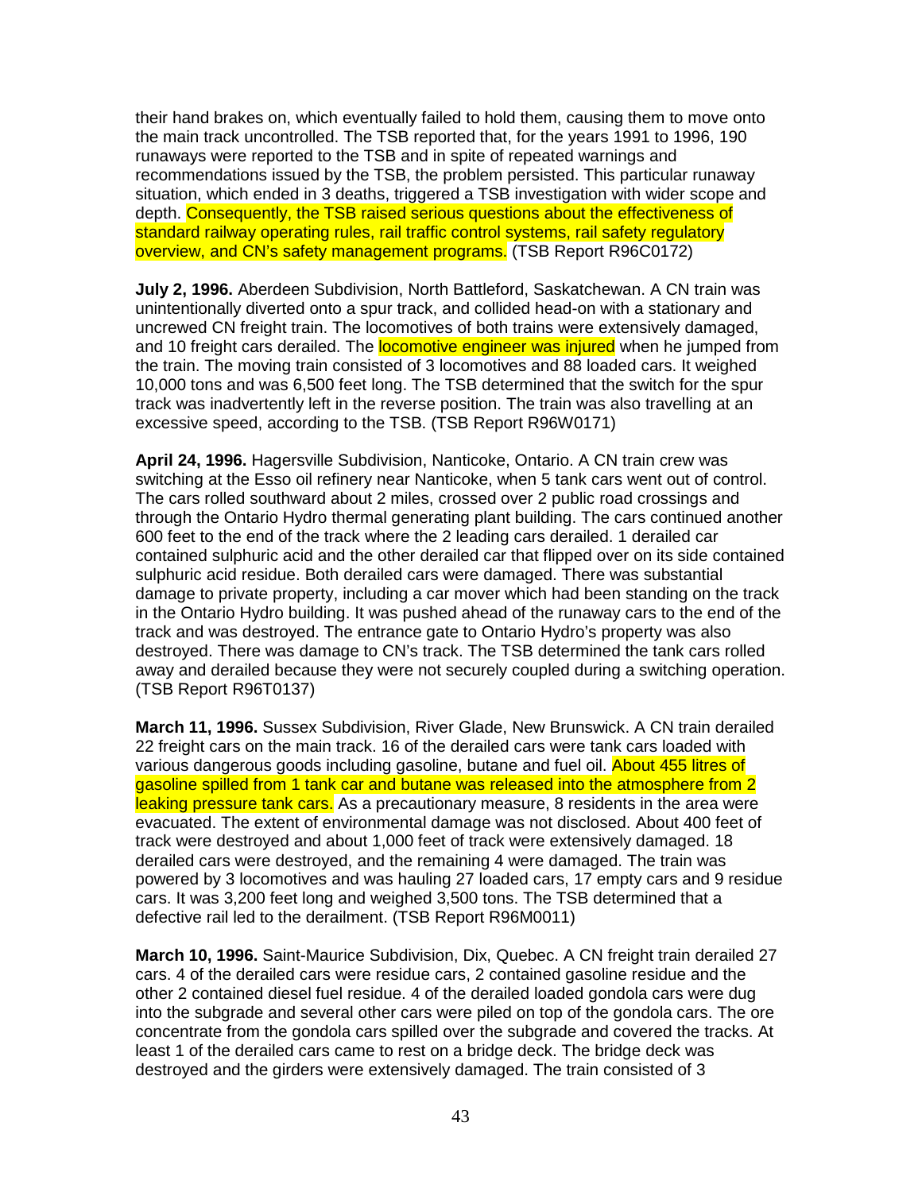their hand brakes on, which eventually failed to hold them, causing them to move onto the main track uncontrolled. The TSB reported that, for the years 1991 to 1996, 190 runaways were reported to the TSB and in spite of repeated warnings and recommendations issued by the TSB, the problem persisted. This particular runaway situation, which ended in 3 deaths, triggered a TSB investigation with wider scope and depth. Consequently, the TSB raised serious questions about the effectiveness of standard railway operating rules, rail traffic control systems, rail safety regulatory overview, and CN's safety management programs. (TSB Report R96C0172)

**July 2, 1996.** Aberdeen Subdivision, North Battleford, Saskatchewan. A CN train was unintentionally diverted onto a spur track, and collided head-on with a stationary and uncrewed CN freight train. The locomotives of both trains were extensively damaged, and 10 freight cars derailed. The locomotive engineer was injured when he jumped from the train. The moving train consisted of 3 locomotives and 88 loaded cars. It weighed 10,000 tons and was 6,500 feet long. The TSB determined that the switch for the spur track was inadvertently left in the reverse position. The train was also travelling at an excessive speed, according to the TSB. (TSB Report R96W0171)

**April 24, 1996.** Hagersville Subdivision, Nanticoke, Ontario. A CN train crew was switching at the Esso oil refinery near Nanticoke, when 5 tank cars went out of control. The cars rolled southward about 2 miles, crossed over 2 public road crossings and through the Ontario Hydro thermal generating plant building. The cars continued another 600 feet to the end of the track where the 2 leading cars derailed. 1 derailed car contained sulphuric acid and the other derailed car that flipped over on its side contained sulphuric acid residue. Both derailed cars were damaged. There was substantial damage to private property, including a car mover which had been standing on the track in the Ontario Hydro building. It was pushed ahead of the runaway cars to the end of the track and was destroyed. The entrance gate to Ontario Hydro's property was also destroyed. There was damage to CN's track. The TSB determined the tank cars rolled away and derailed because they were not securely coupled during a switching operation. (TSB Report R96T0137)

**March 11, 1996.** Sussex Subdivision, River Glade, New Brunswick. A CN train derailed 22 freight cars on the main track. 16 of the derailed cars were tank cars loaded with various dangerous goods including gasoline, butane and fuel oil. About 455 litres of gasoline spilled from 1 tank car and butane was released into the atmosphere from 2 leaking pressure tank cars. As a precautionary measure, 8 residents in the area were evacuated. The extent of environmental damage was not disclosed. About 400 feet of track were destroyed and about 1,000 feet of track were extensively damaged. 18 derailed cars were destroyed, and the remaining 4 were damaged. The train was powered by 3 locomotives and was hauling 27 loaded cars, 17 empty cars and 9 residue cars. It was 3,200 feet long and weighed 3,500 tons. The TSB determined that a defective rail led to the derailment. (TSB Report R96M0011)

**March 10, 1996.** Saint-Maurice Subdivision, Dix, Quebec. A CN freight train derailed 27 cars. 4 of the derailed cars were residue cars, 2 contained gasoline residue and the other 2 contained diesel fuel residue. 4 of the derailed loaded gondola cars were dug into the subgrade and several other cars were piled on top of the gondola cars. The ore concentrate from the gondola cars spilled over the subgrade and covered the tracks. At least 1 of the derailed cars came to rest on a bridge deck. The bridge deck was destroyed and the girders were extensively damaged. The train consisted of 3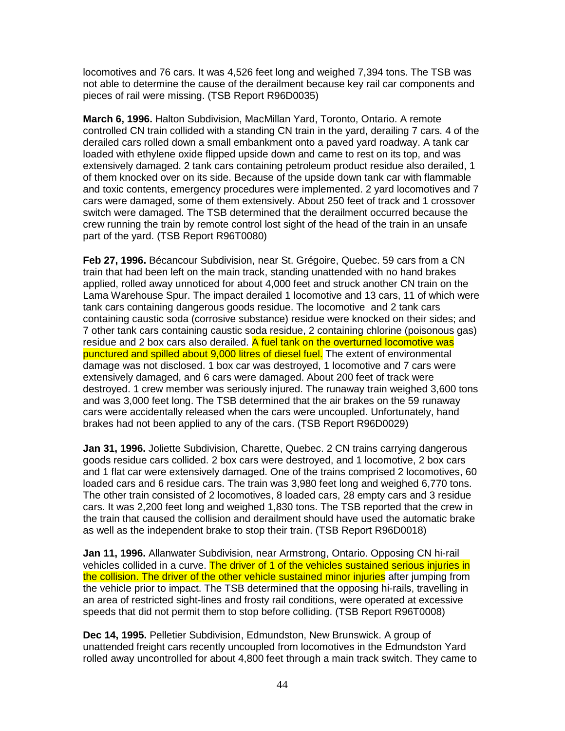locomotives and 76 cars. It was 4,526 feet long and weighed 7,394 tons. The TSB was not able to determine the cause of the derailment because key rail car components and pieces of rail were missing. (TSB Report R96D0035)

**March 6, 1996.** Halton Subdivision, MacMillan Yard, Toronto, Ontario. A remote controlled CN train collided with a standing CN train in the yard, derailing 7 cars. 4 of the derailed cars rolled down a small embankment onto a paved yard roadway. A tank car loaded with ethylene oxide flipped upside down and came to rest on its top, and was extensively damaged. 2 tank cars containing petroleum product residue also derailed, 1 of them knocked over on its side. Because of the upside down tank car with flammable and toxic contents, emergency procedures were implemented. 2 yard locomotives and 7 cars were damaged, some of them extensively. About 250 feet of track and 1 crossover switch were damaged. The TSB determined that the derailment occurred because the crew running the train by remote control lost sight of the head of the train in an unsafe part of the yard. (TSB Report R96T0080)

**Feb 27, 1996.** Bécancour Subdivision, near St. Grégoire, Quebec. 59 cars from a CN train that had been left on the main track, standing unattended with no hand brakes applied, rolled away unnoticed for about 4,000 feet and struck another CN train on the Lama Warehouse Spur. The impact derailed 1 locomotive and 13 cars, 11 of which were tank cars containing dangerous goods residue. The locomotive and 2 tank cars containing caustic soda (corrosive substance) residue were knocked on their sides; and 7 other tank cars containing caustic soda residue, 2 containing chlorine (poisonous gas) residue and 2 box cars also derailed. A fuel tank on the overturned locomotive was punctured and spilled about 9,000 litres of diesel fuel. The extent of environmental damage was not disclosed. 1 box car was destroyed, 1 locomotive and 7 cars were extensively damaged, and 6 cars were damaged. About 200 feet of track were destroyed. 1 crew member was seriously injured. The runaway train weighed 3,600 tons and was 3,000 feet long. The TSB determined that the air brakes on the 59 runaway cars were accidentally released when the cars were uncoupled. Unfortunately, hand brakes had not been applied to any of the cars. (TSB Report R96D0029)

**Jan 31, 1996.** Joliette Subdivision, Charette, Quebec. 2 CN trains carrying dangerous goods residue cars collided. 2 box cars were destroyed, and 1 locomotive, 2 box cars and 1 flat car were extensively damaged. One of the trains comprised 2 locomotives, 60 loaded cars and 6 residue cars. The train was 3,980 feet long and weighed 6,770 tons. The other train consisted of 2 locomotives, 8 loaded cars, 28 empty cars and 3 residue cars. It was 2,200 feet long and weighed 1,830 tons. The TSB reported that the crew in the train that caused the collision and derailment should have used the automatic brake as well as the independent brake to stop their train. (TSB Report R96D0018)

**Jan 11, 1996.** Allanwater Subdivision, near Armstrong, Ontario. Opposing CN hi-rail vehicles collided in a curve. The driver of 1 of the vehicles sustained serious injuries in the collision. The driver of the other vehicle sustained minor injuries after jumping from the vehicle prior to impact. The TSB determined that the opposing hi-rails, travelling in an area of restricted sight-lines and frosty rail conditions, were operated at excessive speeds that did not permit them to stop before colliding. (TSB Report R96T0008)

**Dec 14, 1995.** Pelletier Subdivision, Edmundston, New Brunswick. A group of unattended freight cars recently uncoupled from locomotives in the Edmundston Yard rolled away uncontrolled for about 4,800 feet through a main track switch. They came to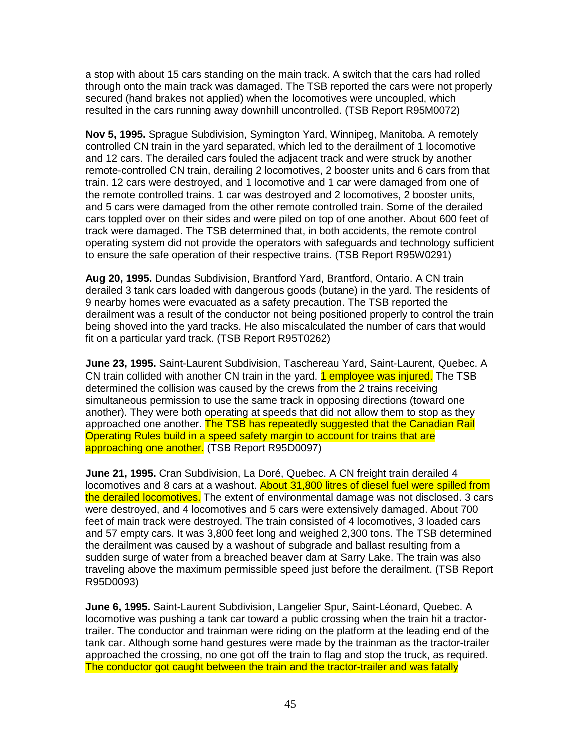a stop with about 15 cars standing on the main track. A switch that the cars had rolled through onto the main track was damaged. The TSB reported the cars were not properly secured (hand brakes not applied) when the locomotives were uncoupled, which resulted in the cars running away downhill uncontrolled. (TSB Report R95M0072)

**Nov 5, 1995.** Sprague Subdivision, Symington Yard, Winnipeg, Manitoba. A remotely controlled CN train in the yard separated, which led to the derailment of 1 locomotive and 12 cars. The derailed cars fouled the adjacent track and were struck by another remote-controlled CN train, derailing 2 locomotives, 2 booster units and 6 cars from that train. 12 cars were destroyed, and 1 locomotive and 1 car were damaged from one of the remote controlled trains. 1 car was destroyed and 2 locomotives, 2 booster units, and 5 cars were damaged from the other remote controlled train. Some of the derailed cars toppled over on their sides and were piled on top of one another. About 600 feet of track were damaged. The TSB determined that, in both accidents, the remote control operating system did not provide the operators with safeguards and technology sufficient to ensure the safe operation of their respective trains. (TSB Report R95W0291)

**Aug 20, 1995.** Dundas Subdivision, Brantford Yard, Brantford, Ontario. A CN train derailed 3 tank cars loaded with dangerous goods (butane) in the yard. The residents of 9 nearby homes were evacuated as a safety precaution. The TSB reported the derailment was a result of the conductor not being positioned properly to control the train being shoved into the yard tracks. He also miscalculated the number of cars that would fit on a particular yard track. (TSB Report R95T0262)

**June 23, 1995.** Saint-Laurent Subdivision, Taschereau Yard, Saint-Laurent, Quebec. A CN train collided with another CN train in the yard. 1 employee was injured. The TSB determined the collision was caused by the crews from the 2 trains receiving simultaneous permission to use the same track in opposing directions (toward one another). They were both operating at speeds that did not allow them to stop as they approached one another. The TSB has repeatedly suggested that the Canadian Rail Operating Rules build in a speed safety margin to account for trains that are approaching one another. (TSB Report R95D0097)

**June 21, 1995.** Cran Subdivision, La Doré, Quebec. A CN freight train derailed 4 locomotives and 8 cars at a washout. About 31,800 litres of diesel fuel were spilled from the derailed locomotives. The extent of environmental damage was not disclosed. 3 cars were destroyed, and 4 locomotives and 5 cars were extensively damaged. About 700 feet of main track were destroyed. The train consisted of 4 locomotives, 3 loaded cars and 57 empty cars. It was 3,800 feet long and weighed 2,300 tons. The TSB determined the derailment was caused by a washout of subgrade and ballast resulting from a sudden surge of water from a breached beaver dam at Sarry Lake. The train was also traveling above the maximum permissible speed just before the derailment. (TSB Report R95D0093)

**June 6, 1995.** Saint-Laurent Subdivision, Langelier Spur, Saint-Léonard, Quebec. A locomotive was pushing a tank car toward a public crossing when the train hit a tractor-trailer. The conductor and trainman were riding on the platform at the leading end of the tank car. Although some hand gestures were made by the trainman as the tractor-trailer approached the crossing, no one got off the train to flag and stop the truck, as required. The conductor got caught between the train and the tractor-trailer and was fatally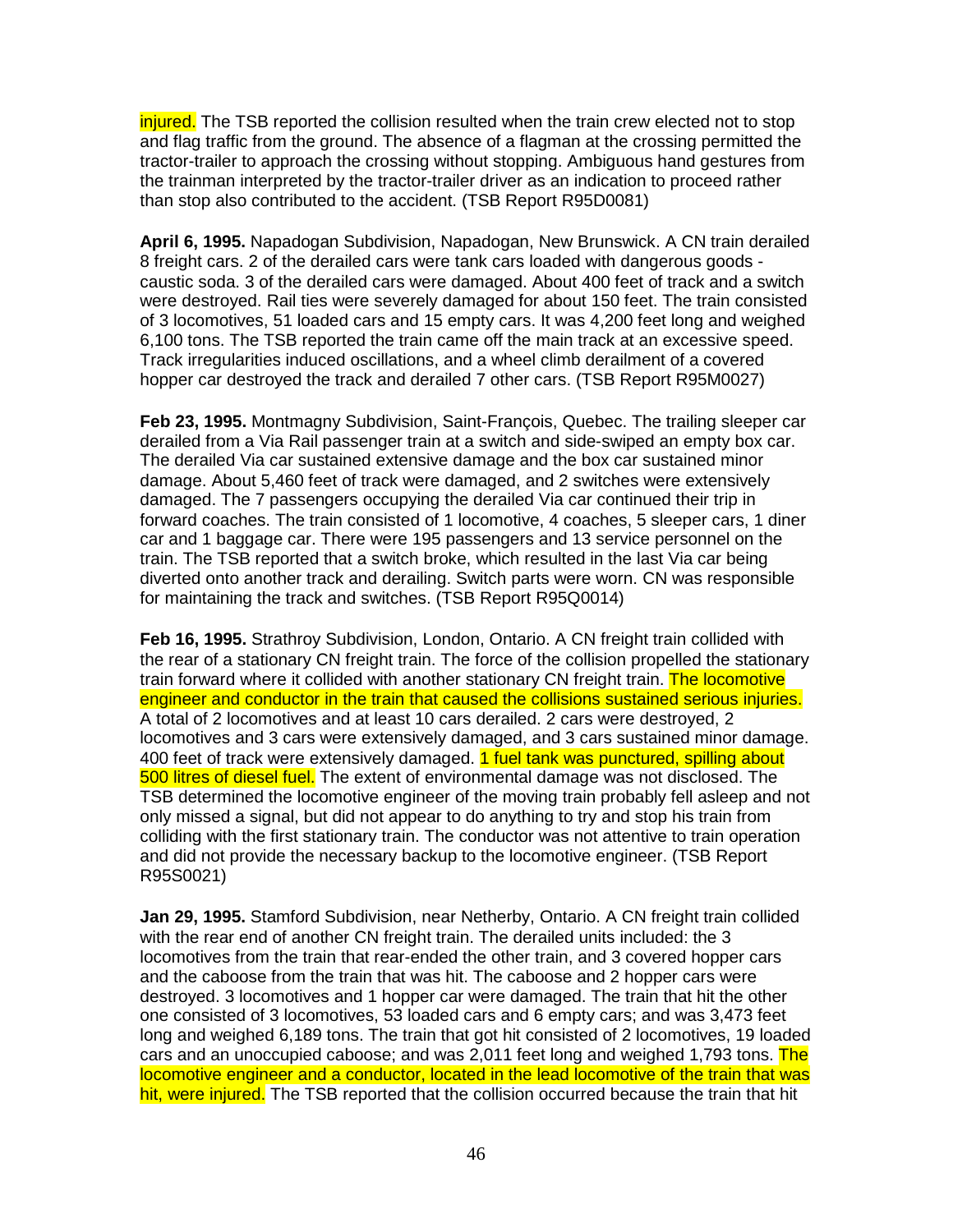injured. The TSB reported the collision resulted when the train crew elected not to stop and flag traffic from the ground. The absence of a flagman at the crossing permitted the tractor-trailer to approach the crossing without stopping. Ambiguous hand gestures from the trainman interpreted by the tractor-trailer driver as an indication to proceed rather than stop also contributed to the accident. (TSB Report R95D0081)

**April 6, 1995.** Napadogan Subdivision, Napadogan, New Brunswick. A CN train derailed 8 freight cars. 2 of the derailed cars were tank cars loaded with dangerous goods - caustic soda. 3 of the derailed cars were damaged. About 400 feet of track and a switch were destroyed. Rail ties were severely damaged for about 150 feet. The train consisted of 3 locomotives, 51 loaded cars and 15 empty cars. It was 4,200 feet long and weighed 6,100 tons. The TSB reported the train came off the main track at an excessive speed. Track irregularities induced oscillations, and a wheel climb derailment of a covered hopper car destroyed the track and derailed 7 other cars. (TSB Report R95M0027)

**Feb 23, 1995.** Montmagny Subdivision, Saint-François, Quebec. The trailing sleeper car derailed from a Via Rail passenger train at a switch and side-swiped an empty box car. The derailed Via car sustained extensive damage and the box car sustained minor damage. About 5,460 feet of track were damaged, and 2 switches were extensively damaged. The 7 passengers occupying the derailed Via car continued their trip in forward coaches. The train consisted of 1 locomotive, 4 coaches, 5 sleeper cars, 1 diner car and 1 baggage car. There were 195 passengers and 13 service personnel on the train. The TSB reported that a switch broke, which resulted in the last Via car being diverted onto another track and derailing. Switch parts were worn. CN was responsible for maintaining the track and switches. (TSB Report R95Q0014)

**Feb 16, 1995.** Strathroy Subdivision, London, Ontario. A CN freight train collided with the rear of a stationary CN freight train. The force of the collision propelled the stationary train forward where it collided with another stationary CN freight train. The locomotive engineer and conductor in the train that caused the collisions sustained serious injuries. A total of 2 locomotives and at least 10 cars derailed. 2 cars were destroyed, 2 locomotives and 3 cars were extensively damaged, and 3 cars sustained minor damage. 400 feet of track were extensively damaged. 1 fuel tank was punctured, spilling about 500 litres of diesel fuel. The extent of environmental damage was not disclosed. The TSB determined the locomotive engineer of the moving train probably fell asleep and not only missed a signal, but did not appear to do anything to try and stop his train from colliding with the first stationary train. The conductor was not attentive to train operation and did not provide the necessary backup to the locomotive engineer. (TSB Report R95S0021)

**Jan 29, 1995.** Stamford Subdivision, near Netherby, Ontario. A CN freight train collided with the rear end of another CN freight train. The derailed units included: the 3 locomotives from the train that rear-ended the other train, and 3 covered hopper cars and the caboose from the train that was hit. The caboose and 2 hopper cars were destroyed. 3 locomotives and 1 hopper car were damaged. The train that hit the other one consisted of 3 locomotives, 53 loaded cars and 6 empty cars; and was 3,473 feet long and weighed 6,189 tons. The train that got hit consisted of 2 locomotives, 19 loaded cars and an unoccupied caboose; and was 2,011 feet long and weighed 1,793 tons. The locomotive engineer and a conductor, located in the lead locomotive of the train that was hit, were injured. The TSB reported that the collision occurred because the train that hit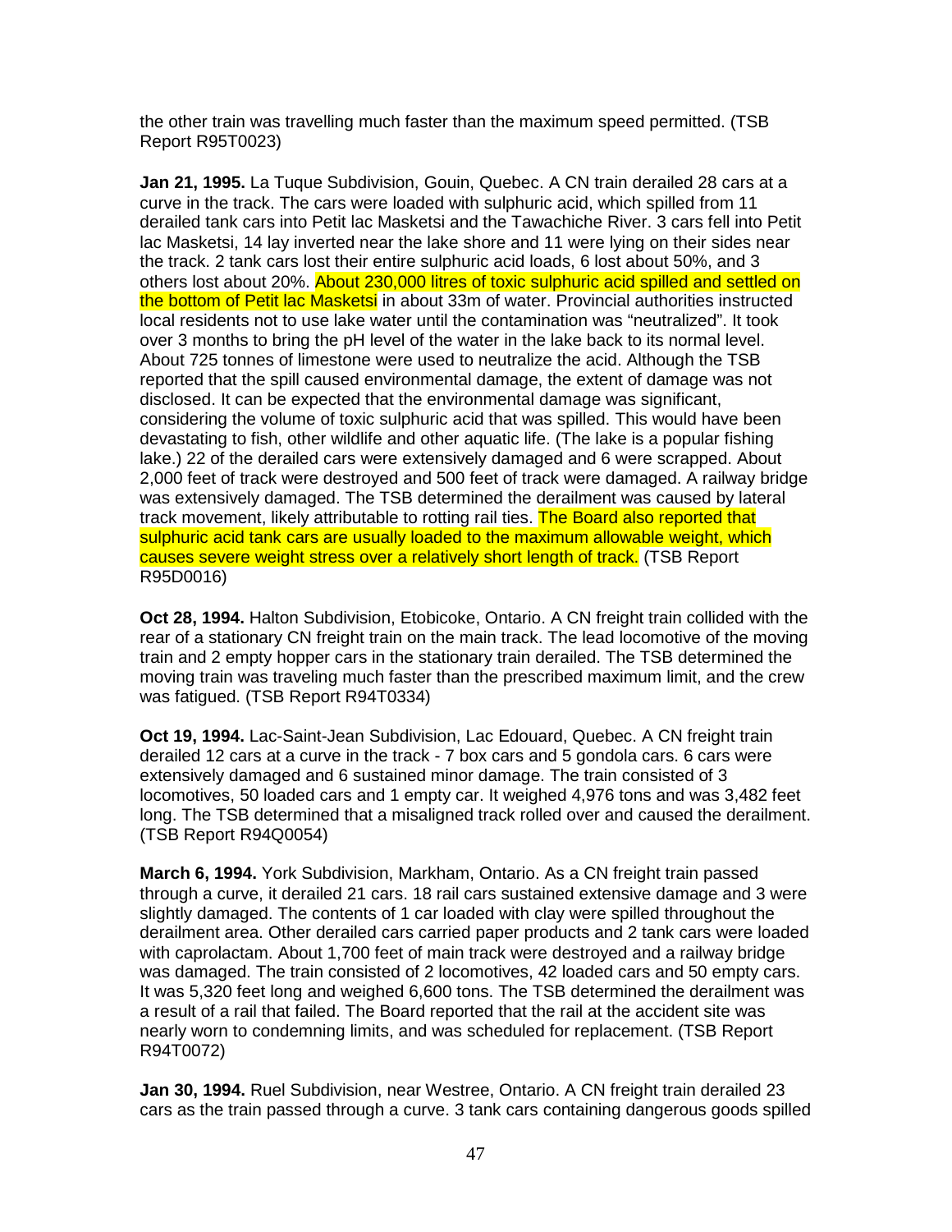the other train was travelling much faster than the maximum speed permitted. (TSB Report R95T0023)

**Jan 21, 1995.** La Tuque Subdivision, Gouin, Quebec. A CN train derailed 28 cars at a curve in the track. The cars were loaded with sulphuric acid, which spilled from 11 derailed tank cars into Petit lac Masketsi and the Tawachiche River. 3 cars fell into Petit lac Masketsi, 14 lay inverted near the lake shore and 11 were lying on their sides near the track. 2 tank cars lost their entire sulphuric acid loads, 6 lost about 50%, and 3 others lost about 20%. About 230,000 litres of toxic sulphuric acid spilled and settled on the bottom of Petit lac Masketsi in about 33m of water. Provincial authorities instructed local residents not to use lake water until the contamination was "neutralized". It took over 3 months to bring the pH level of the water in the lake back to its normal level. About 725 tonnes of limestone were used to neutralize the acid. Although the TSB reported that the spill caused environmental damage, the extent of damage was not disclosed. It can be expected that the environmental damage was significant, considering the volume of toxic sulphuric acid that was spilled. This would have been devastating to fish, other wildlife and other aquatic life. (The lake is a popular fishing lake.) 22 of the derailed cars were extensively damaged and 6 were scrapped. About 2,000 feet of track were destroyed and 500 feet of track were damaged. A railway bridge was extensively damaged. The TSB determined the derailment was caused by lateral track movement, likely attributable to rotting rail ties. The Board also reported that sulphuric acid tank cars are usually loaded to the maximum allowable weight, which causes severe weight stress over a relatively short length of track. (TSB Report R95D0016)

**Oct 28, 1994.** Halton Subdivision, Etobicoke, Ontario. A CN freight train collided with the rear of a stationary CN freight train on the main track. The lead locomotive of the moving train and 2 empty hopper cars in the stationary train derailed. The TSB determined the moving train was traveling much faster than the prescribed maximum limit, and the crew was fatigued. (TSB Report R94T0334)

**Oct 19, 1994.** Lac-Saint-Jean Subdivision, Lac Edouard, Quebec. A CN freight train derailed 12 cars at a curve in the track - 7 box cars and 5 gondola cars. 6 cars were extensively damaged and 6 sustained minor damage. The train consisted of 3 locomotives, 50 loaded cars and 1 empty car. It weighed 4,976 tons and was 3,482 feet long. The TSB determined that a misaligned track rolled over and caused the derailment. (TSB Report R94Q0054)

**March 6, 1994.** York Subdivision, Markham, Ontario. As a CN freight train passed through a curve, it derailed 21 cars. 18 rail cars sustained extensive damage and 3 were slightly damaged. The contents of 1 car loaded with clay were spilled throughout the derailment area. Other derailed cars carried paper products and 2 tank cars were loaded with caprolactam. About 1,700 feet of main track were destroyed and a railway bridge was damaged. The train consisted of 2 locomotives, 42 loaded cars and 50 empty cars. It was 5,320 feet long and weighed 6,600 tons. The TSB determined the derailment was a result of a rail that failed. The Board reported that the rail at the accident site was nearly worn to condemning limits, and was scheduled for replacement. (TSB Report R94T0072)

**Jan 30, 1994.** Ruel Subdivision, near Westree, Ontario. A CN freight train derailed 23 cars as the train passed through a curve. 3 tank cars containing dangerous goods spilled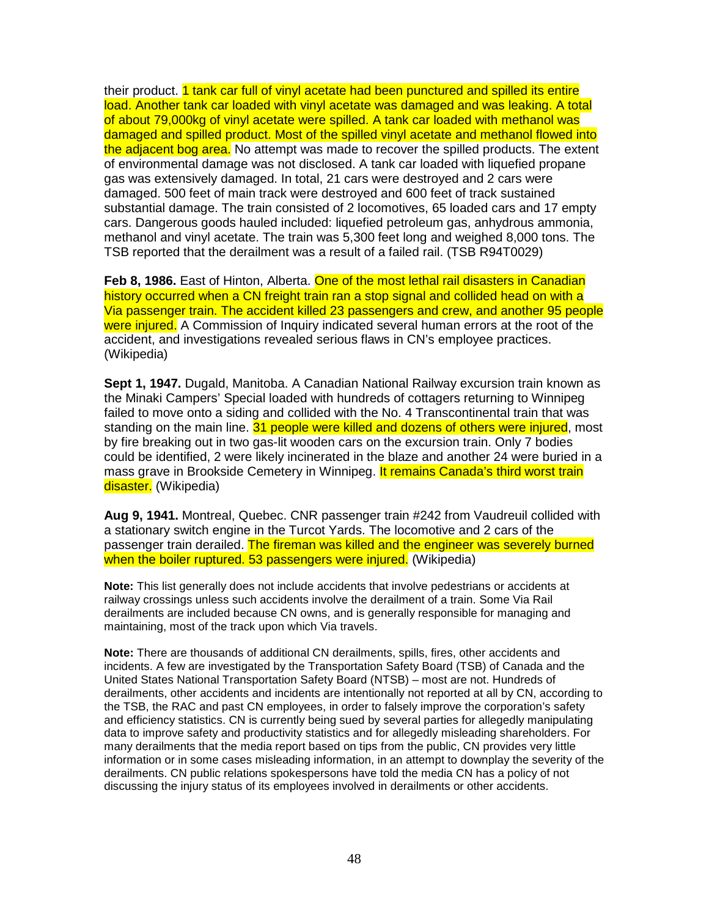their product. 1 tank car full of vinyl acetate had been punctured and spilled its entire load. Another tank car loaded with vinyl acetate was damaged and was leaking. A total of about 79,000kg of vinyl acetate were spilled. A tank car loaded with methanol was damaged and spilled product. Most of the spilled vinyl acetate and methanol flowed into the adjacent bog area. No attempt was made to recover the spilled products. The extent of environmental damage was not disclosed. A tank car loaded with liquefied propane gas was extensively damaged. In total, 21 cars were destroyed and 2 cars were damaged. 500 feet of main track were destroyed and 600 feet of track sustained substantial damage. The train consisted of 2 locomotives, 65 loaded cars and 17 empty cars. Dangerous goods hauled included: liquefied petroleum gas, anhydrous ammonia, methanol and vinyl acetate. The train was 5,300 feet long and weighed 8,000 tons. The TSB reported that the derailment was a result of a failed rail. (TSB R94T0029)

**Feb 8, 1986.** East of Hinton, Alberta. One of the most lethal rail disasters in Canadian history occurred when a CN freight train ran a stop signal and collided head on with a Via passenger train. The accident killed 23 passengers and crew, and another 95 people were injured. A Commission of Inquiry indicated several human errors at the root of the accident, and investigations revealed serious flaws in CN's employee practices. (Wikipedia)

**Sept 1, 1947.** Dugald, Manitoba. A Canadian National Railway excursion train known as the Minaki Campers' Special loaded with hundreds of cottagers returning to Winnipeg failed to move onto a siding and collided with the No. 4 Transcontinental train that was standing on the main line. 31 people were killed and dozens of others were injured, most by fire breaking out in two gas-lit wooden cars on the excursion train. Only 7 bodies could be identified, 2 were likely incinerated in the blaze and another 24 were buried in a mass grave in Brookside Cemetery in Winnipeg. It remains Canada's third worst train disaster. (Wikipedia)

**Aug 9, 1941.** Montreal, Quebec. CNR passenger train #242 from Vaudreuil collided with a stationary switch engine in the Turcot Yards. The locomotive and 2 cars of the passenger train derailed. The fireman was killed and the engineer was severely burned when the boiler ruptured. 53 passengers were injured. (Wikipedia)

**Note:** This list generally does not include accidents that involve pedestrians or accidents at railway crossings unless such accidents involve the derailment of a train. Some Via Rail derailments are included because CN owns, and is generally responsible for managing and maintaining, most of the track upon which Via travels.

**Note:** There are thousands of additional CN derailments, spills, fires, other accidents and incidents. A few are investigated by the Transportation Safety Board (TSB) of Canada and the United States National Transportation Safety Board (NTSB) – most are not. Hundreds of derailments, other accidents and incidents are intentionally not reported at all by CN, according to the TSB, the RAC and past CN employees, in order to falsely improve the corporation's safety and efficiency statistics. CN is currently being sued by several parties for allegedly manipulating data to improve safety and productivity statistics and for allegedly misleading shareholders. For many derailments that the media report based on tips from the public, CN provides very little information or in some cases misleading information, in an attempt to downplay the severity of the derailments. CN public relations spokespersons have told the media CN has a policy of not discussing the injury status of its employees involved in derailments or other accidents.